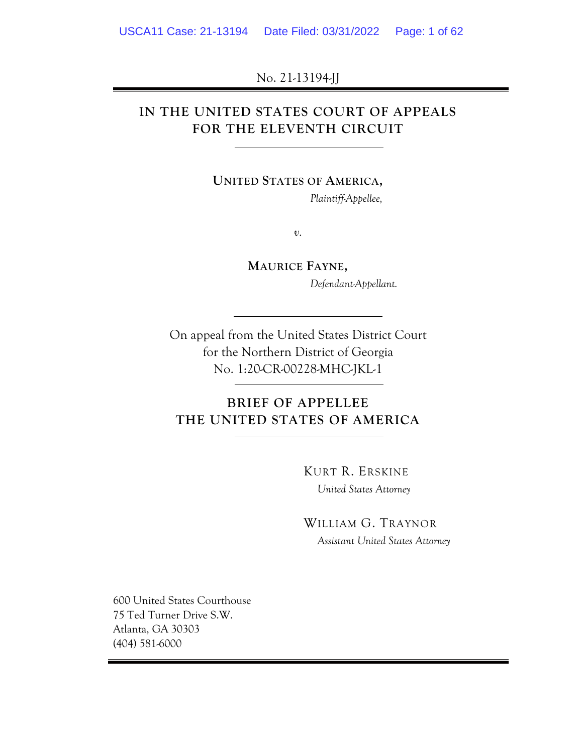No. 21-13194-JJ

# IN THE UNITED STATES COURT OF APPEALS FOR THE ELEVENTH CIRCUIT

**UNITED STATES OF AMERICA,**
*Plaintiff-Appellee,*

*v.*

**MAURICE FAYNE,**
*Defendant-Appellant.*

On appeal from the United States District Court
for the Northern District of Georgia
No. 1:20-CR-00228-MHC-JKL-1

## BRIEF OF APPELLEE THE UNITED STATES OF AMERICA

KURT R. ERSKINE
*United States Attorney*

WILLIAM G. TRAYNOR
*Assistant United States Attorney*

600 United States Courthouse
75 Ted Turner Drive S.W.
Atlanta, GA 30303
(404) 581-6000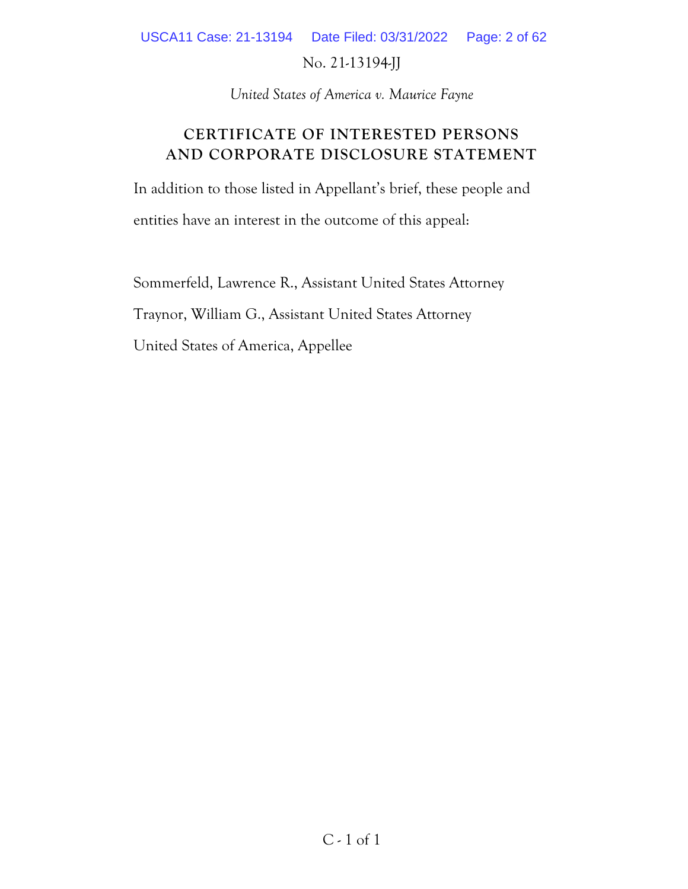No. 21-13194-JJ

*United States of America v. Maurice Fayne*

## CERTIFICATE OF INTERESTED PERSONS AND CORPORATE DISCLOSURE STATEMENT

In addition to those listed in Appellant's brief, these people and entities have an interest in the outcome of this appeal:

Sommerfeld, Lawrence R., Assistant United States Attorney

Traynor, William G., Assistant United States Attorney

United States of America, Appellee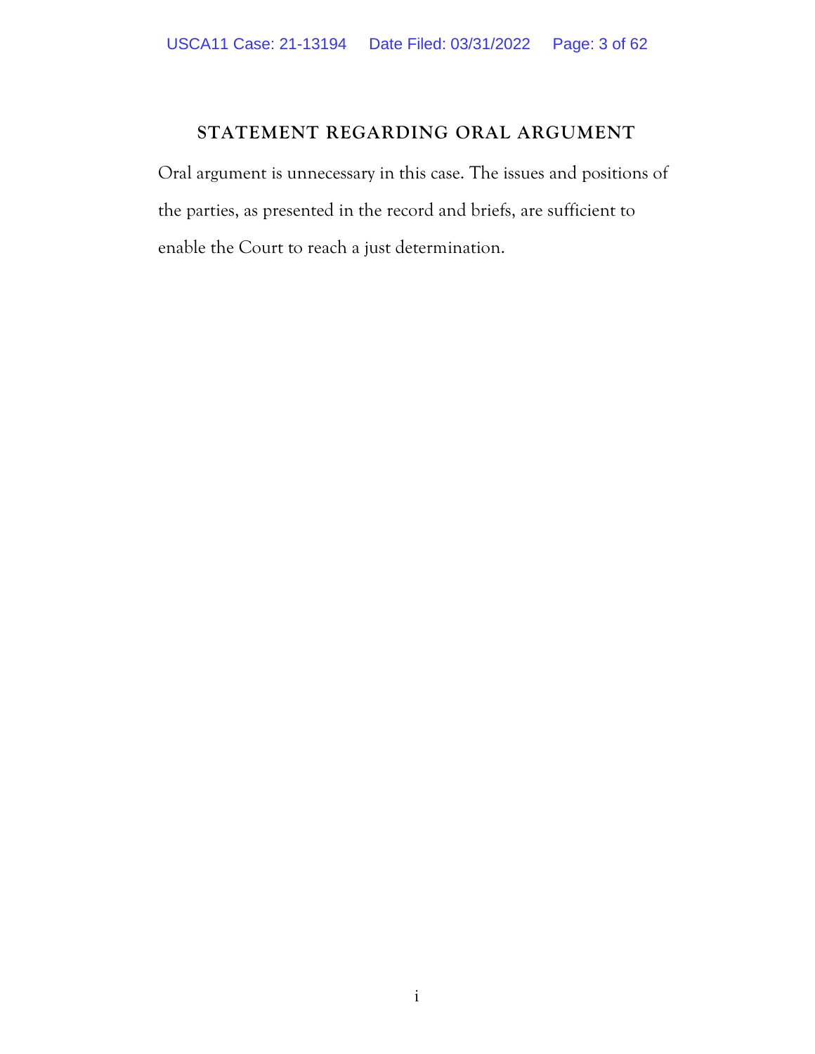## STATEMENT REGARDING ORAL ARGUMENT

Oral argument is unnecessary in this case. The issues and positions of the parties, as presented in the record and briefs, are sufficient to enable the Court to reach a just determination.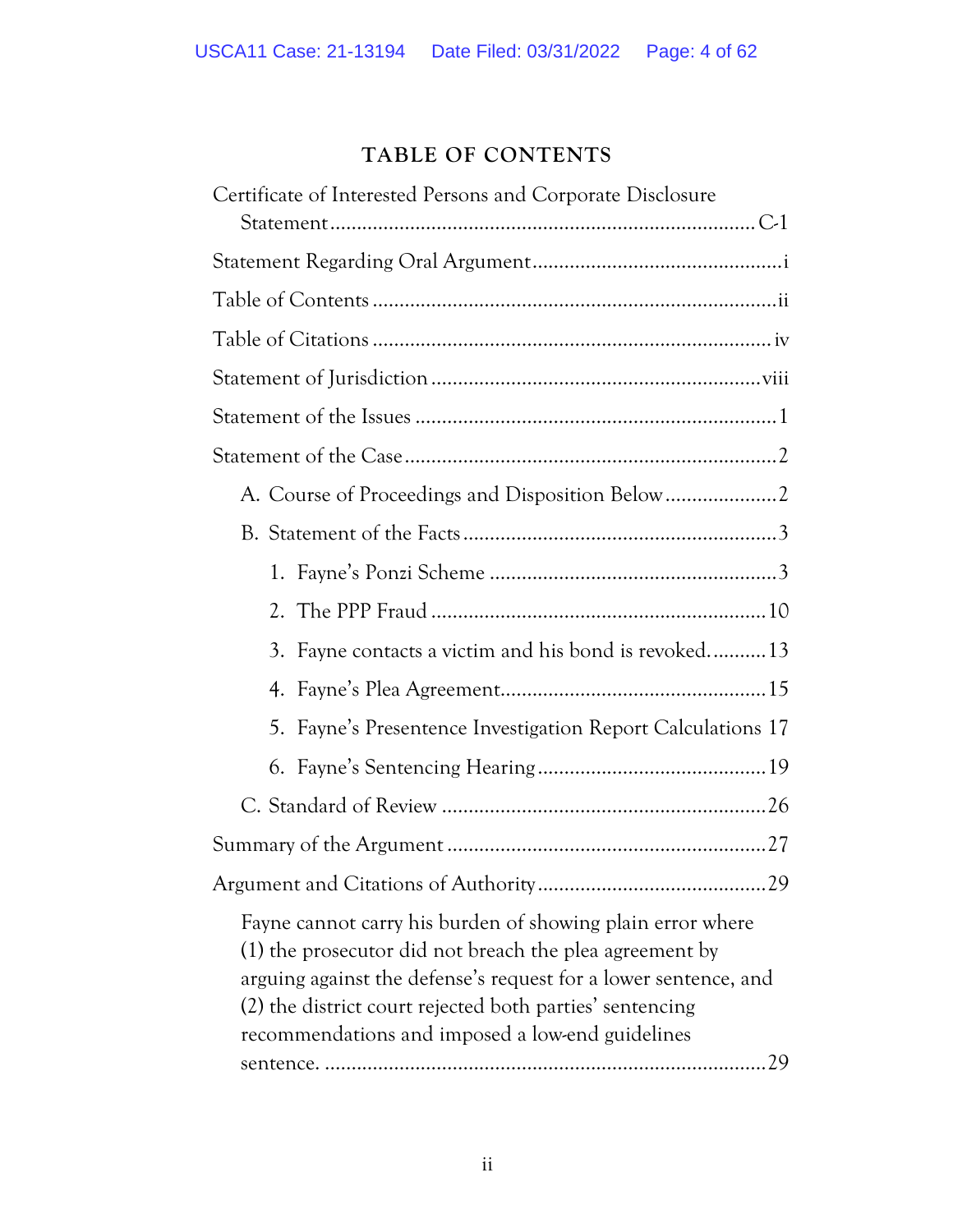# TABLE OF CONTENTS

Certificate of Interested Persons and Corporate Disclosure Statement .......... C-1

Statement Regarding Oral Argument .......... i

Table of Contents .......... ii

Table of Citations .......... iv

Statement of Jurisdiction .......... viii

Statement of the Issues .......... 1

Statement of the Case .......... 2

- A. Course of Proceedings and Disposition Below .......... 2
- B. Statement of the Facts .......... 3
  1. Fayne's Ponzi Scheme .......... 3
  2. The PPP Fraud .......... 10
  3. Fayne contacts a victim and his bond is revoked. .......... 13
  4. Fayne's Plea Agreement .......... 15
  5. Fayne's Presentence Investigation Report Calculations 17
  6. Fayne's Sentencing Hearing .......... 19
- C. Standard of Review .......... 26

Summary of the Argument .......... 27

Argument and Citations of Authority .......... 29

Fayne cannot carry his burden of showing plain error where (1) the prosecutor did not breach the plea agreement by arguing against the defense's request for a lower sentence, and (2) the district court rejected both parties' sentencing recommendations and imposed a low-end guidelines sentence. .......... 29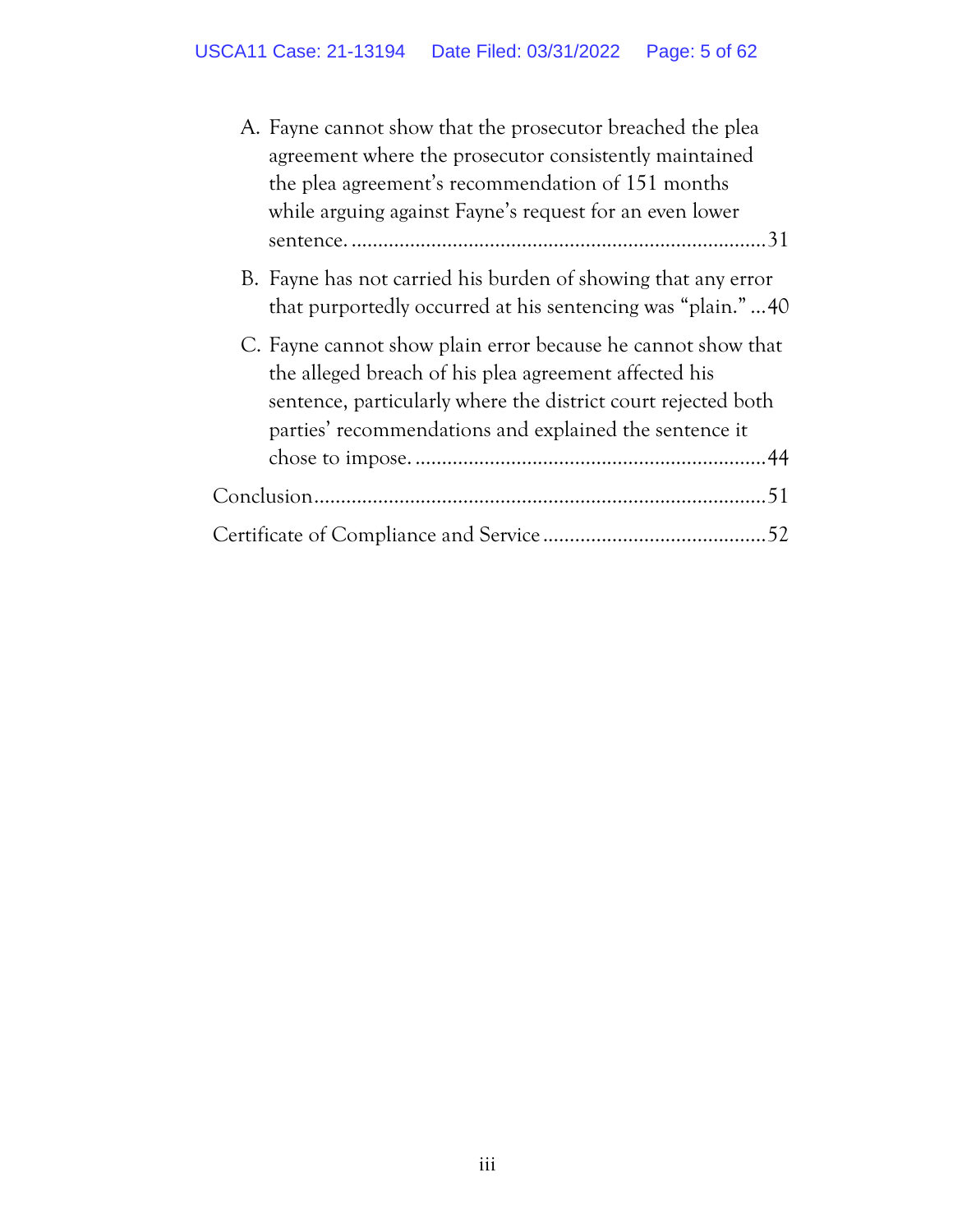A. Fayne cannot show that the prosecutor breached the plea agreement where the prosecutor consistently maintained the plea agreement's recommendation of 151 months while arguing against Fayne's request for an even lower sentence. ............................................................................31

B. Fayne has not carried his burden of showing that any error that purportedly occurred at his sentencing was "plain." ...40

C. Fayne cannot show plain error because he cannot show that the alleged breach of his plea agreement affected his sentence, particularly where the district court rejected both parties' recommendations and explained the sentence it chose to impose. .................................................................44

Conclusion ....................................................................................51

Certificate of Compliance and Service ..........................................52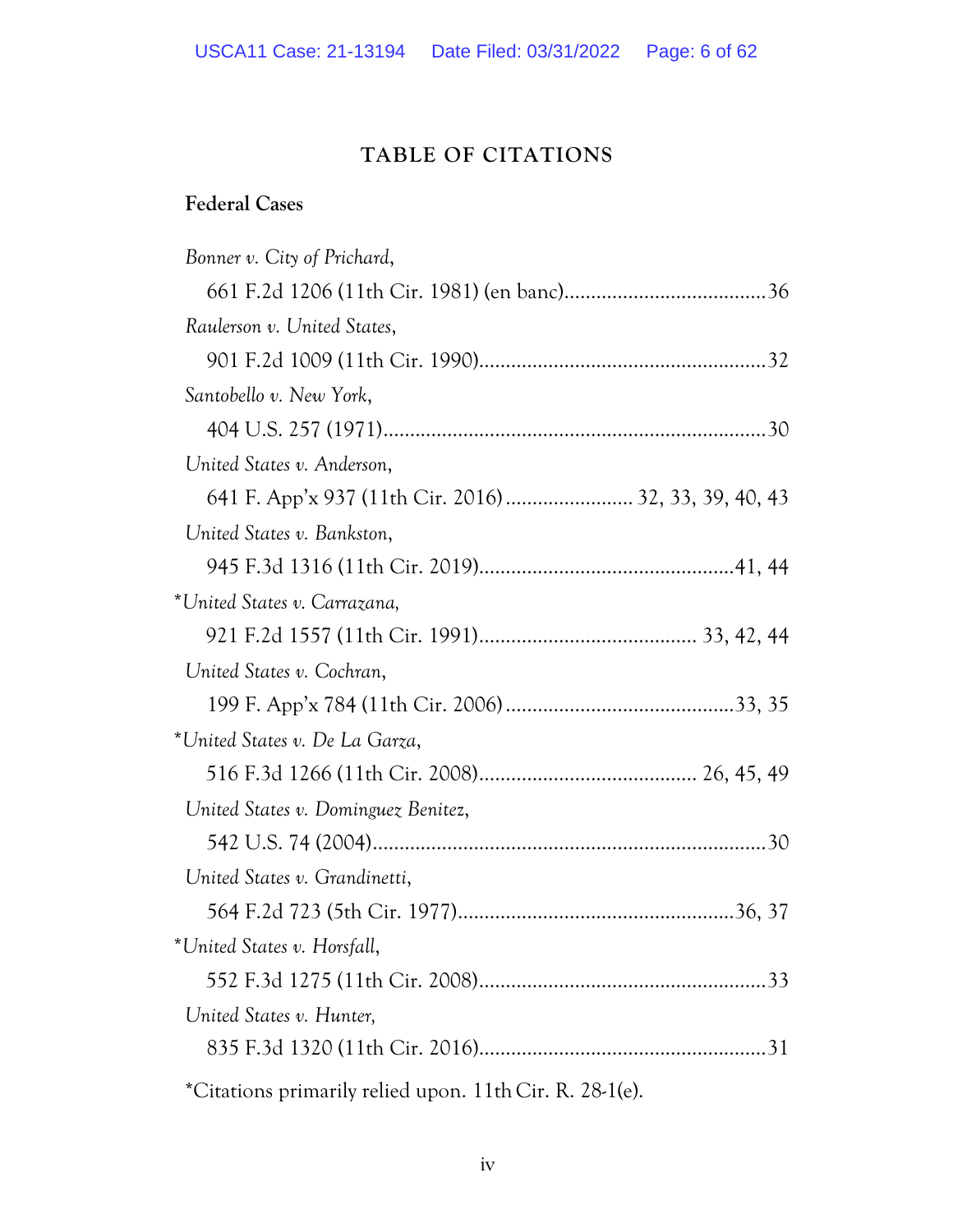## TABLE OF CITATIONS

### Federal Cases

*Bonner v. City of Prichard*,
661 F.2d 1206 (11th Cir. 1981) (en banc)....................................36

*Raulerson v. United States*,
901 F.2d 1009 (11th Cir. 1990)....................................................32

*Santobello v. New York*,
404 U.S. 257 (1971).......................................................................30

*United States v. Anderson*,
641 F. App'x 937 (11th Cir. 2016) ....................... 32, 33, 39, 40, 43

*United States v. Bankston*,
945 F.3d 1316 (11th Cir. 2019)..............................................41, 44

\**United States v. Carrazana*,
921 F.2d 1557 (11th Cir. 1991)....................................... 33, 42, 44

*United States v. Cochran*,
199 F. App'x 784 (11th Cir. 2006) .........................................33, 35

\**United States v. De La Garza*,
516 F.3d 1266 (11th Cir. 2008)....................................... 26, 45, 49

*United States v. Dominguez Benitez*,
542 U.S. 74 (2004).........................................................................30

*United States v. Grandinetti*,
564 F.2d 723 (5th Cir. 1977)...................................................36, 37

\**United States v. Horsfall*,
552 F.3d 1275 (11th Cir. 2008)....................................................33

*United States v. Hunter*,
835 F.3d 1320 (11th Cir. 2016)....................................................31

*Citations primarily relied upon. 11th Cir. R. 28-1(e).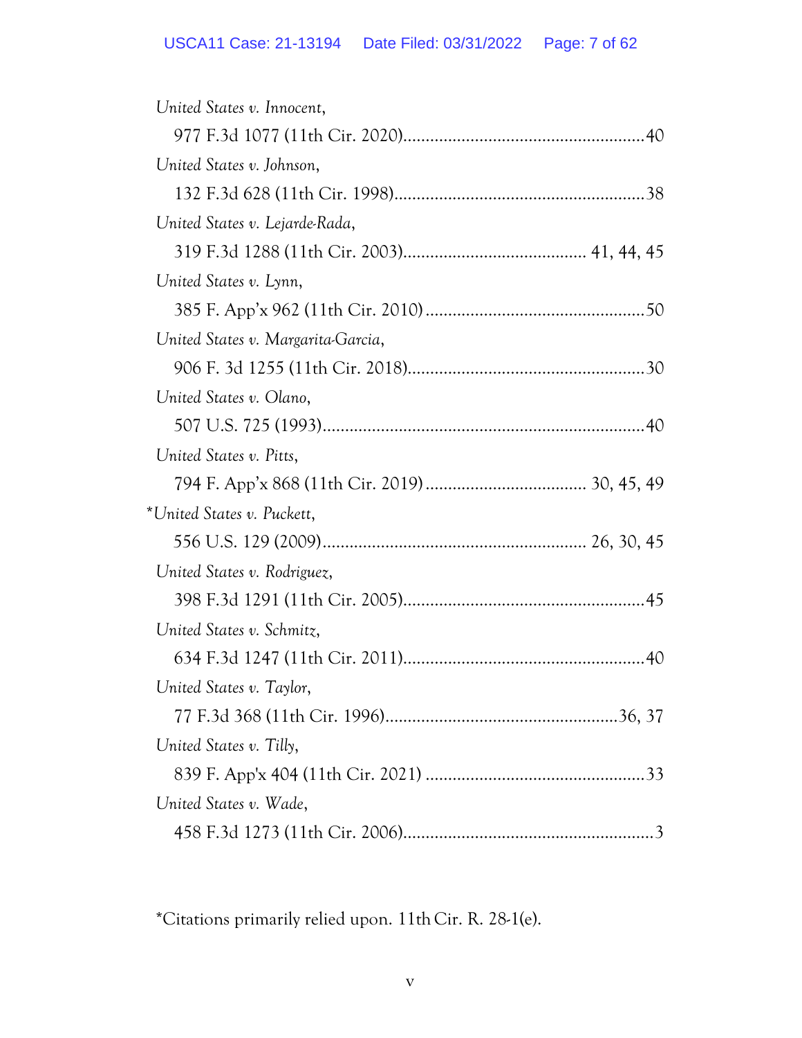*United States v. Innocent*,
977 F.3d 1077 (11th Cir. 2020)......................................................40

*United States v. Johnson*,
132 F.3d 628 (11th Cir. 1998)........................................................38

*United States v. Lejarde-Rada*,
319 F.3d 1288 (11th Cir. 2003)........................................ 41, 44, 45

*United States v. Lynn*,
385 F. App'x 962 (11th Cir. 2010) .................................................50

*United States v. Margarita-Garcia*,
906 F. 3d 1255 (11th Cir. 2018)....................................................30

*United States v. Olano*,
507 U.S. 725 (1993).........................................................................40

*United States v. Pitts*,
794 F. App'x 868 (11th Cir. 2019) .................................... 30, 45, 49

\**United States v. Puckett*,
556 U.S. 129 (2009)........................................................... 26, 30, 45

*United States v. Rodriguez*,
398 F.3d 1291 (11th Cir. 2005)......................................................45

*United States v. Schmitz*,
634 F.3d 1247 (11th Cir. 2011)......................................................40

*United States v. Taylor*,
77 F.3d 368 (11th Cir. 1996)....................................................36, 37

*United States v. Tilly*,
839 F. App'x 404 (11th Cir. 2021) .................................................33

*United States v. Wade*,
458 F.3d 1273 (11th Cir. 2006)........................................................3

\*Citations primarily relied upon. 11th Cir. R. 28-1(e).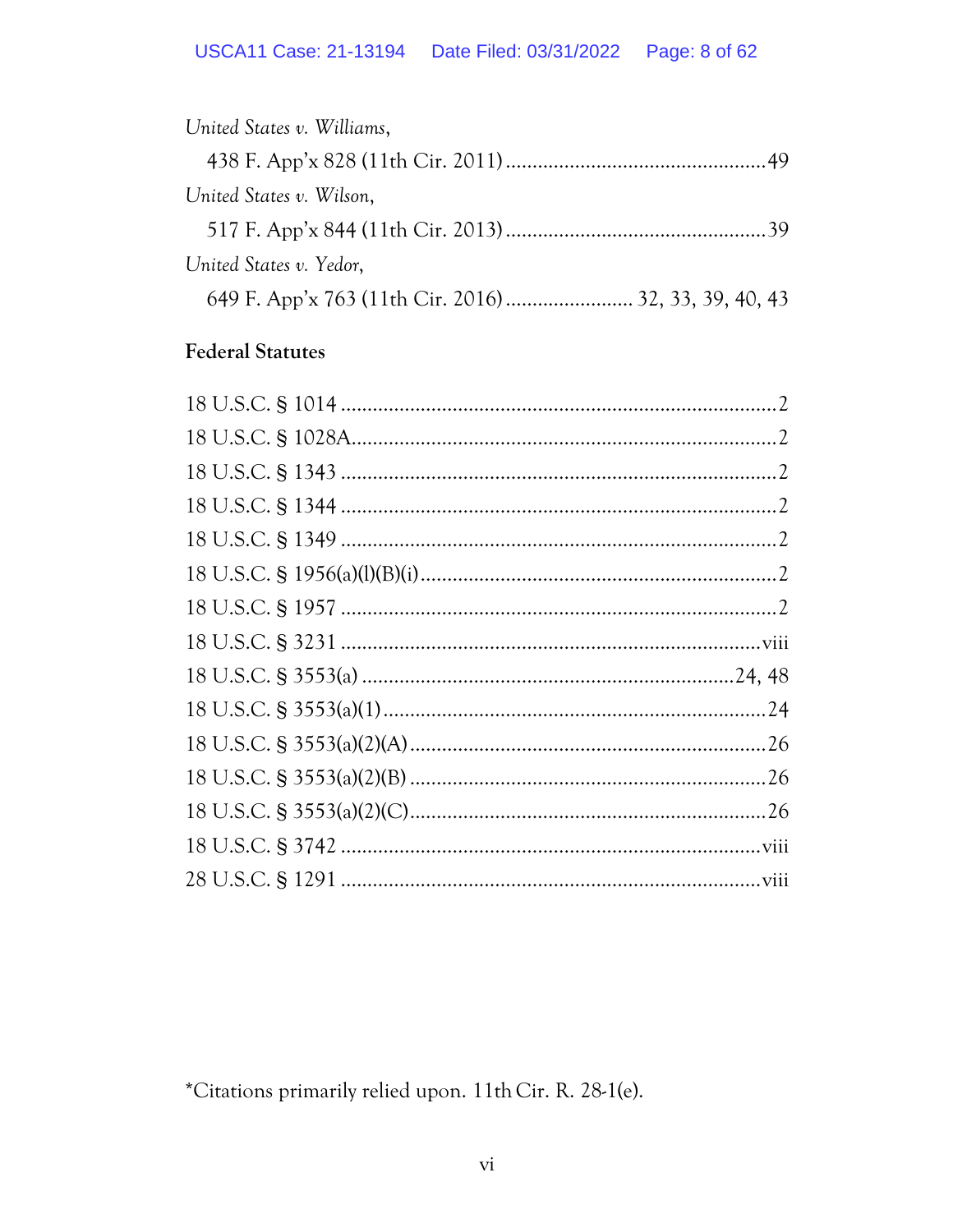*United States v. Williams*,
438 F. App'x 828 (11th Cir. 2011) ................................................ 49

*United States v. Wilson*,
517 F. App'x 844 (11th Cir. 2013) ................................................ 39

*United States v. Yedor*,
649 F. App'x 763 (11th Cir. 2016) ........................ 32, 33, 39, 40, 43

**Federal Statutes**

18 U.S.C. § 1014 ................................................................................ 2

18 U.S.C. § 1028A............................................................................... 2

18 U.S.C. § 1343 ................................................................................ 2

18 U.S.C. § 1344 ................................................................................ 2

18 U.S.C. § 1349 ................................................................................ 2

18 U.S.C. § 1956(a)(l)(B)(i) .................................................................. 2

18 U.S.C. § 1957 ................................................................................ 2

18 U.S.C. § 3231 ............................................................................. viii

18 U.S.C. § 3553(a) ................................................................... 24, 48

18 U.S.C. § 3553(a)(1) ...................................................................... 24

18 U.S.C. § 3553(a)(2)(A) ................................................................. 26

18 U.S.C. § 3553(a)(2)(B) ................................................................. 26

18 U.S.C. § 3553(a)(2)(C) ................................................................. 26

18 U.S.C. § 3742 ............................................................................. viii

28 U.S.C. § 1291 ............................................................................. viii

*Citations primarily relied upon. 11th Cir. R. 28-1(e).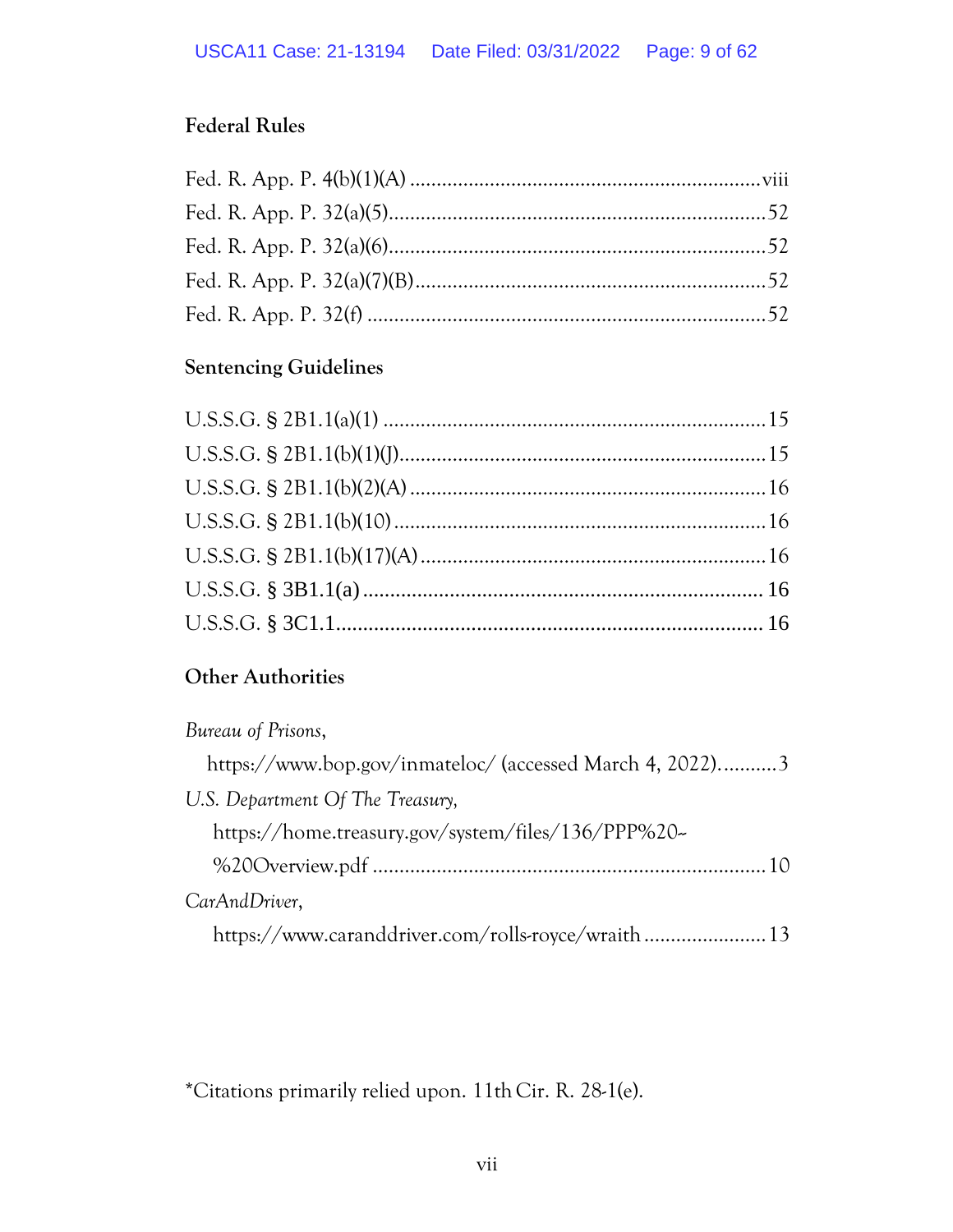### Federal Rules

Fed. R. App. P. 4(b)(1)(A) .................................................................viii
Fed. R. App. P. 32(a)(5).......................................................................52
Fed. R. App. P. 32(a)(6).......................................................................52
Fed. R. App. P. 32(a)(7)(B)..................................................................52
Fed. R. App. P. 32(f) ..........................................................................52

### Sentencing Guidelines

U.S.S.G. § 2B1.1(a)(1) .......................................................................15
U.S.S.G. § 2B1.1(b)(1)(J)....................................................................15
U.S.S.G. § 2B1.1(b)(2)(A) ..................................................................16
U.S.S.G. § 2B1.1(b)(10).....................................................................16
U.S.S.G. § 2B1.1(b)(17)(A) ................................................................16
U.S.S.G. § 3B1.1(a) ..........................................................................16
U.S.S.G. § 3C1.1...............................................................................16

### Other Authorities

*Bureau of Prisons*,
https://www.bop.gov/inmateloc/ (accessed March 4, 2022)...........3

*U.S. Department Of The Treasury*,
https://home.treasury.gov/system/files/136/PPP%20-%20Overview.pdf .........................................................................10

*CarAndDriver*,
https://www.caranddriver.com/rolls-royce/wraith .......................13

*Citations primarily relied upon. 11th Cir. R. 28-1(e).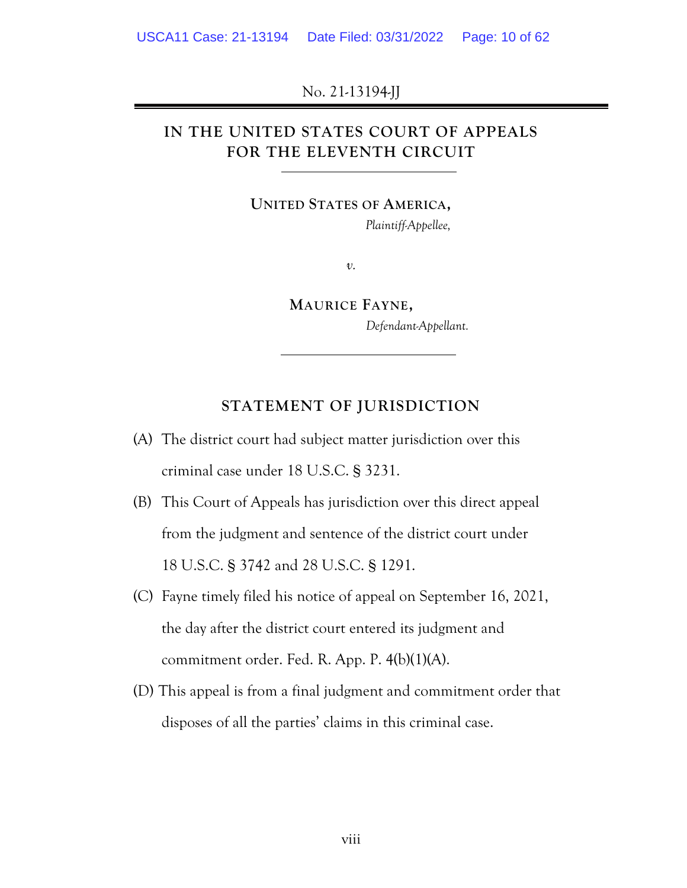No. 21-13194-JJ

---

**IN THE UNITED STATES COURT OF APPEALS**
**FOR THE ELEVENTH CIRCUIT**

---

**UNITED STATES OF AMERICA,**
*Plaintiff-Appellee,*

*v.*

**MAURICE FAYNE,**
*Defendant-Appellant.*

---

## STATEMENT OF JURISDICTION

(A) The district court had subject matter jurisdiction over this criminal case under 18 U.S.C. § 3231.

(B) This Court of Appeals has jurisdiction over this direct appeal from the judgment and sentence of the district court under 18 U.S.C. § 3742 and 28 U.S.C. § 1291.

(C) Fayne timely filed his notice of appeal on September 16, 2021, the day after the district court entered its judgment and commitment order. Fed. R. App. P. 4(b)(1)(A).

(D) This appeal is from a final judgment and commitment order that disposes of all the parties' claims in this criminal case.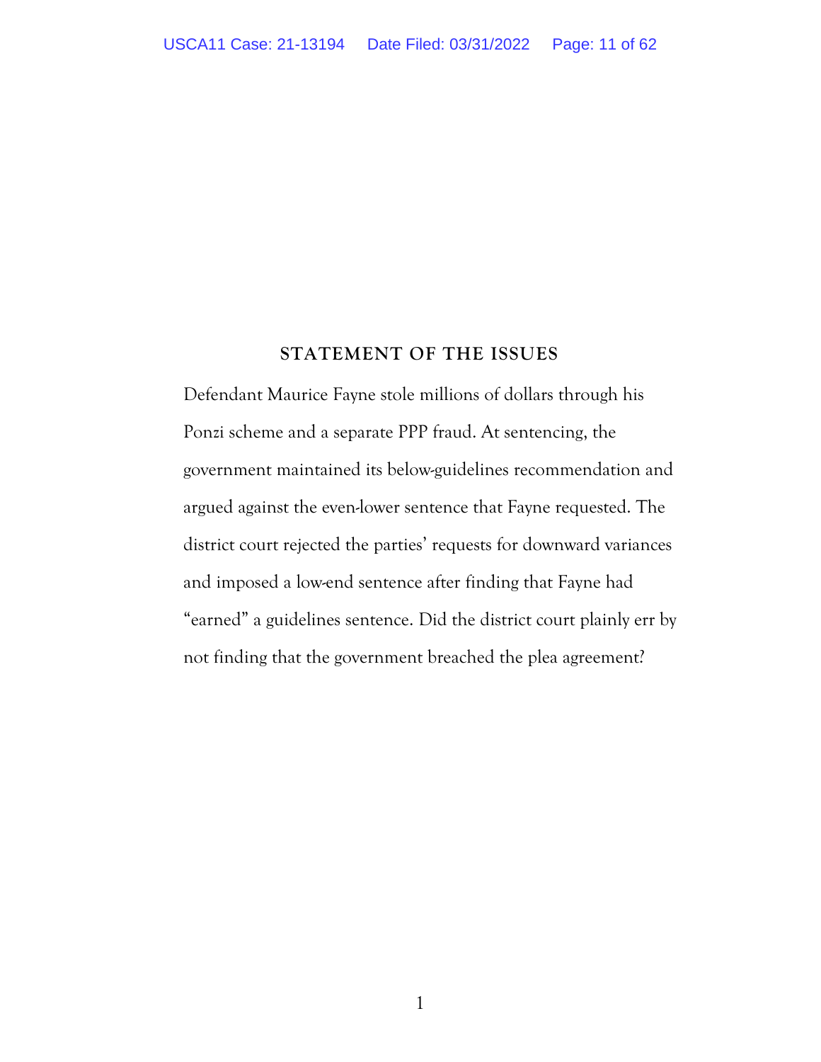## STATEMENT OF THE ISSUES

Defendant Maurice Fayne stole millions of dollars through his Ponzi scheme and a separate PPP fraud. At sentencing, the government maintained its below-guidelines recommendation and argued against the even-lower sentence that Fayne requested. The district court rejected the parties' requests for downward variances and imposed a low-end sentence after finding that Fayne had "earned" a guidelines sentence. Did the district court plainly err by not finding that the government breached the plea agreement?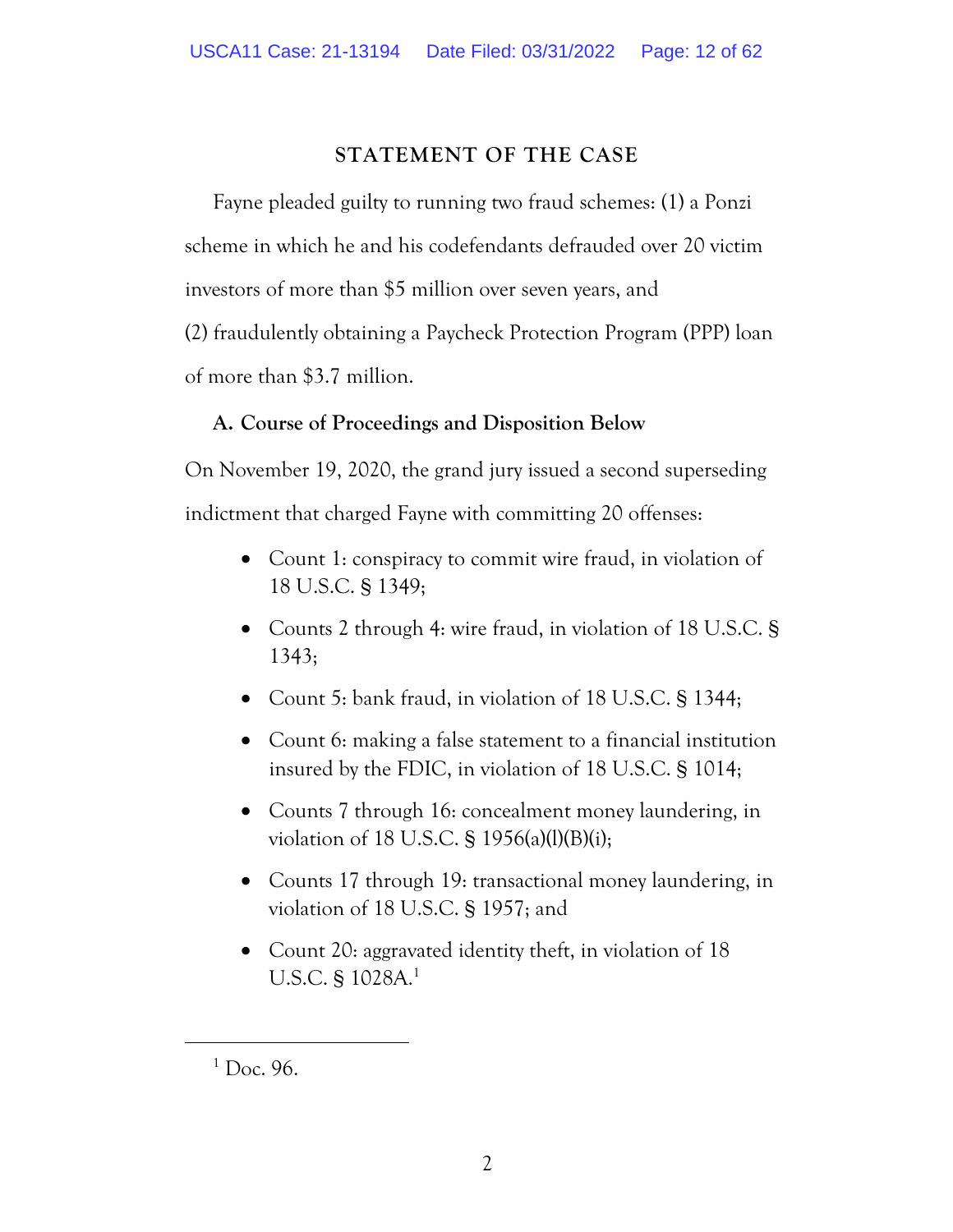## STATEMENT OF THE CASE

Fayne pleaded guilty to running two fraud schemes: (1) a Ponzi scheme in which he and his codefendants defrauded over 20 victim investors of more than $5 million over seven years, and (2) fraudulently obtaining a Paycheck Protection Program (PPP) loan of more than $3.7 million.

### A. Course of Proceedings and Disposition Below

On November 19, 2020, the grand jury issued a second superseding indictment that charged Fayne with committing 20 offenses:

- Count 1: conspiracy to commit wire fraud, in violation of 18 U.S.C. § 1349;
- Counts 2 through 4: wire fraud, in violation of 18 U.S.C. § 1343;
- Count 5: bank fraud, in violation of 18 U.S.C. § 1344;
- Count 6: making a false statement to a financial institution insured by the FDIC, in violation of 18 U.S.C. § 1014;
- Counts 7 through 16: concealment money laundering, in violation of 18 U.S.C. § 1956(a)(l)(B)(i);
- Counts 17 through 19: transactional money laundering, in violation of 18 U.S.C. § 1957; and
- Count 20: aggravated identity theft, in violation of 18 U.S.C. § 1028A.[1]

[1] Doc. 96.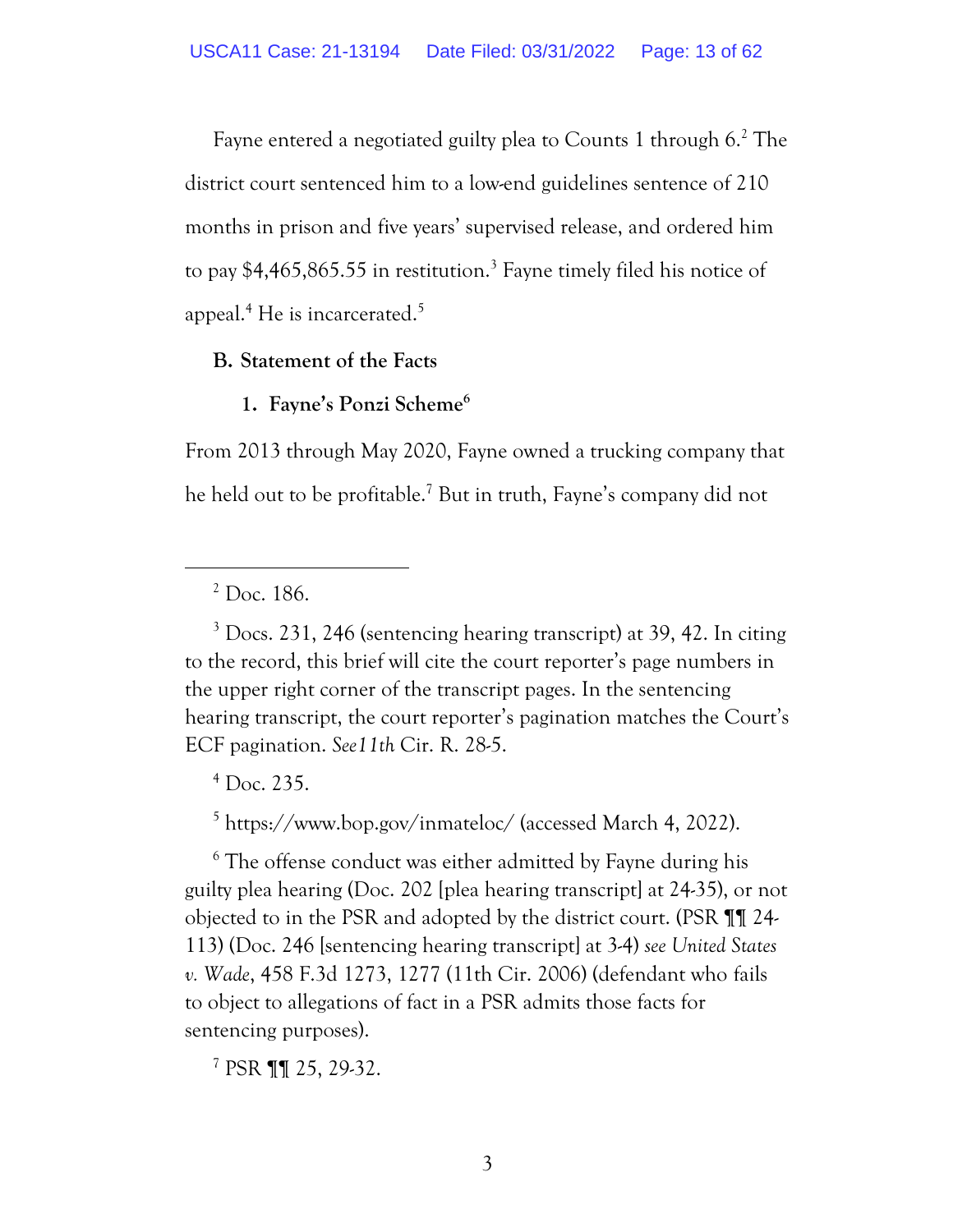Fayne entered a negotiated guilty plea to Counts 1 through 6.[2] The district court sentenced him to a low-end guidelines sentence of 210 months in prison and five years' supervised release, and ordered him to pay $4,465,865.55 in restitution.[3] Fayne timely filed his notice of appeal.[4] He is incarcerated.[5]

## B. Statement of the Facts

### 1. Fayne's Ponzi Scheme[6]

From 2013 through May 2020, Fayne owned a trucking company that he held out to be profitable.[7] But in truth, Fayne's company did not

---

[2] Doc. 186.

[3] Docs. 231, 246 (sentencing hearing transcript) at 39, 42. In citing to the record, this brief will cite the court reporter's page numbers in the upper right corner of the transcript pages. In the sentencing hearing transcript, the court reporter's pagination matches the Court's ECF pagination. *See 11th* Cir. R. 28-5.

[4] Doc. 235.

[5] https://www.bop.gov/inmateloc/ (accessed March 4, 2022).

[6] The offense conduct was either admitted by Fayne during his guilty plea hearing (Doc. 202 [plea hearing transcript] at 24-35), or not objected to in the PSR and adopted by the district court. (PSR ¶¶ 24-113) (Doc. 246 [sentencing hearing transcript] at 3-4) *see United States v. Wade*, 458 F.3d 1273, 1277 (11th Cir. 2006) (defendant who fails to object to allegations of fact in a PSR admits those facts for sentencing purposes).

[7] PSR ¶¶ 25, 29-32.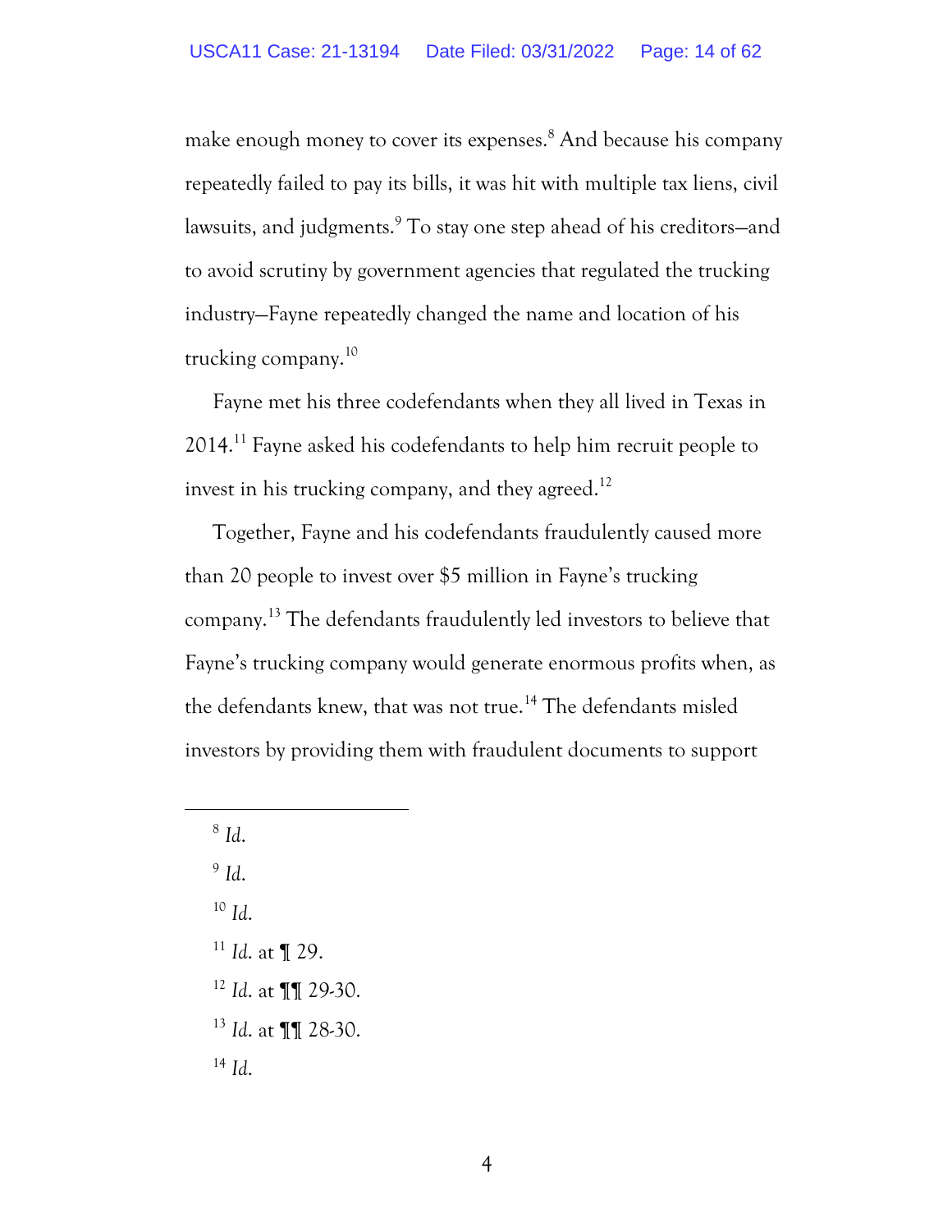make enough money to cover its expenses.[8] And because his company repeatedly failed to pay its bills, it was hit with multiple tax liens, civil lawsuits, and judgments.[9] To stay one step ahead of his creditors—and to avoid scrutiny by government agencies that regulated the trucking industry—Fayne repeatedly changed the name and location of his trucking company.[10]

Fayne met his three codefendants when they all lived in Texas in 2014.[11] Fayne asked his codefendants to help him recruit people to invest in his trucking company, and they agreed.[12]

Together, Fayne and his codefendants fraudulently caused more than 20 people to invest over $5 million in Fayne's trucking company.[13] The defendants fraudulently led investors to believe that Fayne's trucking company would generate enormous profits when, as the defendants knew, that was not true.[14] The defendants misled investors by providing them with fraudulent documents to support

---

[8] *Id.*

[9] *Id.*

[10] *Id.*

[11] *Id.* at ¶ 29.

[12] *Id.* at ¶¶ 29-30.

[13] *Id.* at ¶¶ 28-30.

[14] *Id.*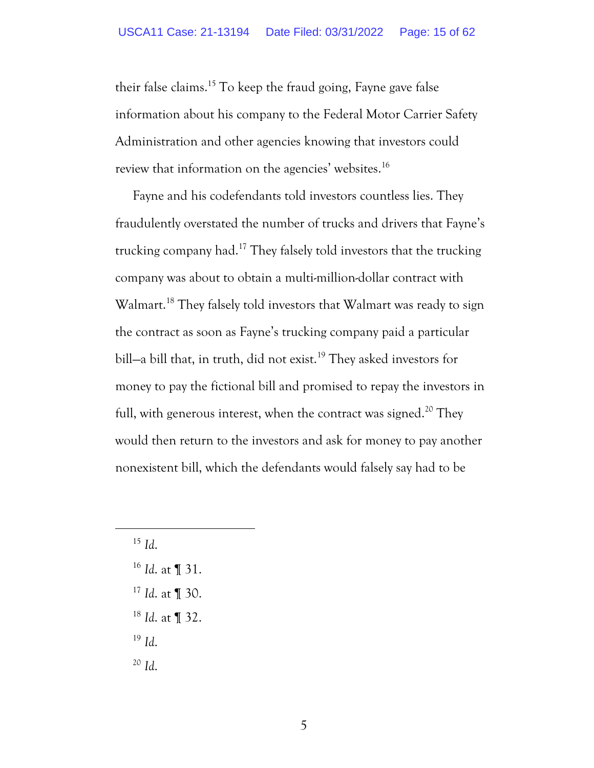their false claims.[15] To keep the fraud going, Fayne gave false information about his company to the Federal Motor Carrier Safety Administration and other agencies knowing that investors could review that information on the agencies' websites.[16]

Fayne and his codefendants told investors countless lies. They fraudulently overstated the number of trucks and drivers that Fayne's trucking company had.[17] They falsely told investors that the trucking company was about to obtain a multi-million-dollar contract with Walmart.[18] They falsely told investors that Walmart was ready to sign the contract as soon as Fayne's trucking company paid a particular bill—a bill that, in truth, did not exist.[19] They asked investors for money to pay the fictional bill and promised to repay the investors in full, with generous interest, when the contract was signed.[20] They would then return to the investors and ask for money to pay another nonexistent bill, which the defendants would falsely say had to be

---

[15] *Id.*

[16] *Id.* at ¶ 31.

[17] *Id.* at ¶ 30.

[18] *Id.* at ¶ 32.

[19] *Id.*

[20] *Id.*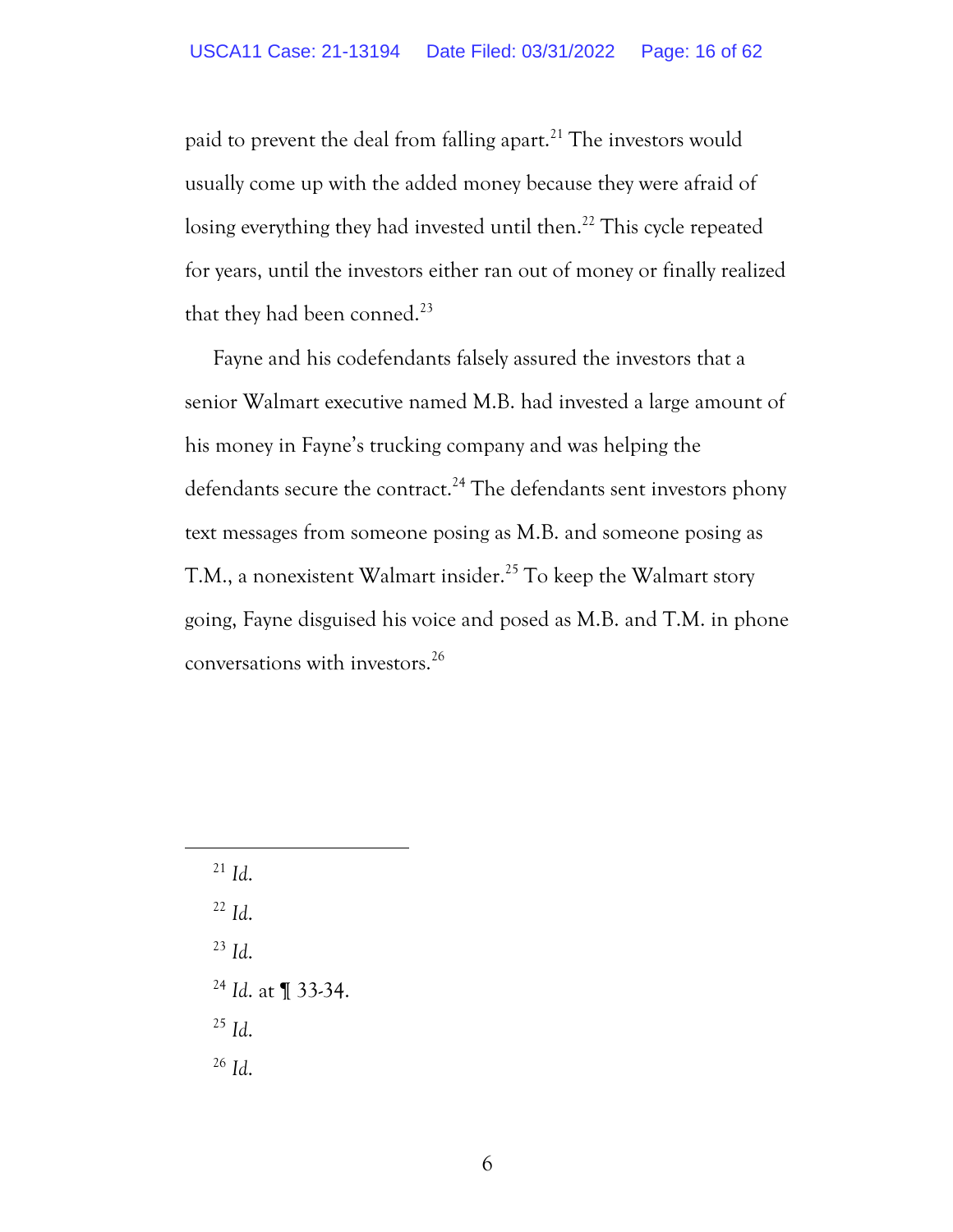paid to prevent the deal from falling apart.[21] The investors would usually come up with the added money because they were afraid of losing everything they had invested until then.[22] This cycle repeated for years, until the investors either ran out of money or finally realized that they had been conned.[23]

Fayne and his codefendants falsely assured the investors that a senior Walmart executive named M.B. had invested a large amount of his money in Fayne's trucking company and was helping the defendants secure the contract.[24] The defendants sent investors phony text messages from someone posing as M.B. and someone posing as T.M., a nonexistent Walmart insider.[25] To keep the Walmart story going, Fayne disguised his voice and posed as M.B. and T.M. in phone conversations with investors.[26]

---

[21] *Id.*

[22] *Id.*

[23] *Id.*

[24] *Id.* at ¶ 33-34.

[25] *Id.*

[26] *Id.*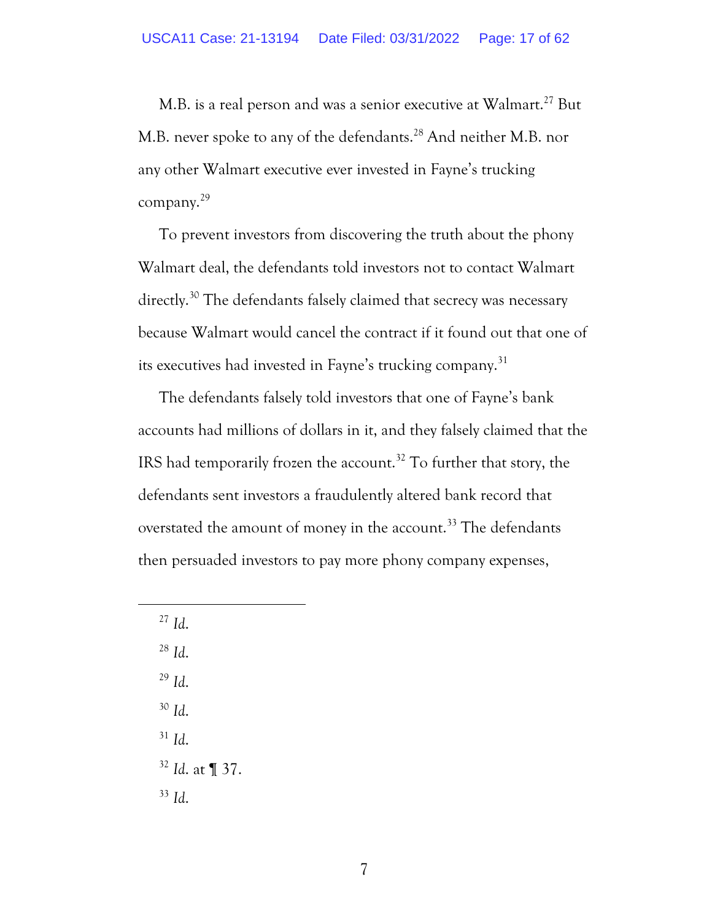M.B. is a real person and was a senior executive at Walmart.[27] But M.B. never spoke to any of the defendants.[28] And neither M.B. nor any other Walmart executive ever invested in Fayne's trucking company.[29]

To prevent investors from discovering the truth about the phony Walmart deal, the defendants told investors not to contact Walmart directly.[30] The defendants falsely claimed that secrecy was necessary because Walmart would cancel the contract if it found out that one of its executives had invested in Fayne's trucking company.[31]

The defendants falsely told investors that one of Fayne's bank accounts had millions of dollars in it, and they falsely claimed that the IRS had temporarily frozen the account.[32] To further that story, the defendants sent investors a fraudulently altered bank record that overstated the amount of money in the account.[33] The defendants then persuaded investors to pay more phony company expenses,

---

[27] *Id.*

[28] *Id.*

[29] *Id.*

[30] *Id.*

[31] *Id.*

[32] *Id.* at ¶ 37.

[33] *Id.*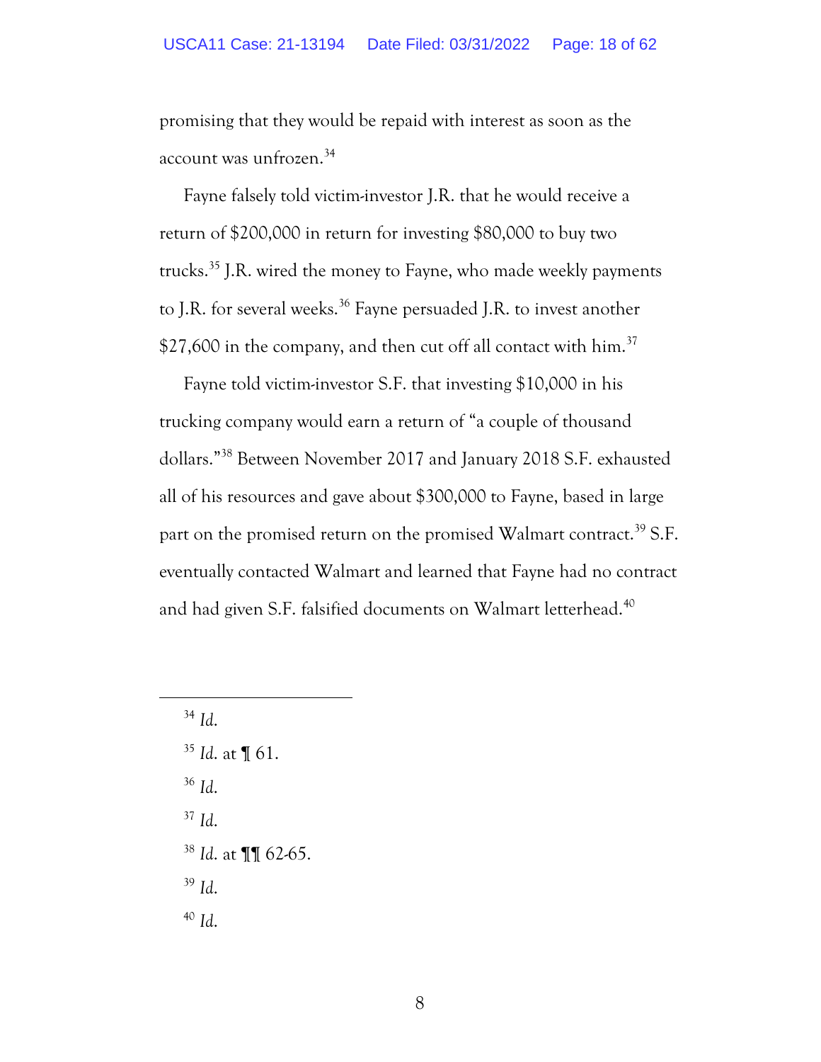promising that they would be repaid with interest as soon as the account was unfrozen.[34]

Fayne falsely told victim-investor J.R. that he would receive a return of $200,000 in return for investing $80,000 to buy two trucks.[35] J.R. wired the money to Fayne, who made weekly payments to J.R. for several weeks.[36] Fayne persuaded J.R. to invest another $27,600 in the company, and then cut off all contact with him.[37]

Fayne told victim-investor S.F. that investing $10,000 in his trucking company would earn a return of "a couple of thousand dollars."[38] Between November 2017 and January 2018 S.F. exhausted all of his resources and gave about $300,000 to Fayne, based in large part on the promised return on the promised Walmart contract.[39] S.F. eventually contacted Walmart and learned that Fayne had no contract and had given S.F. falsified documents on Walmart letterhead.[40]

---

[34] *Id.*

[35] *Id.* at ¶ 61.

[36] *Id.*

[37] *Id.*

[38] *Id.* at ¶¶ 62-65.

[39] *Id.*

[40] *Id.*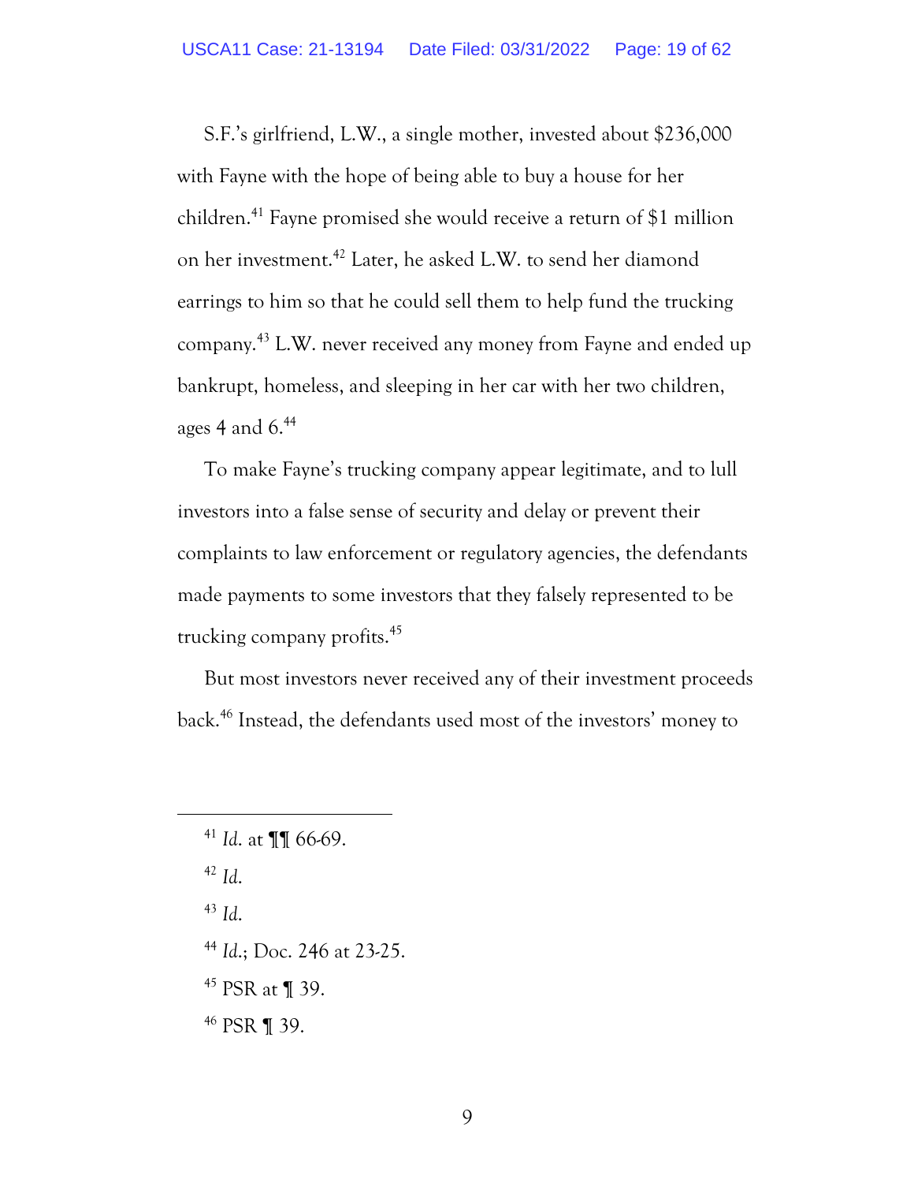S.F.'s girlfriend, L.W., a single mother, invested about $236,000 with Fayne with the hope of being able to buy a house for her children.[41] Fayne promised she would receive a return of $1 million on her investment.[42] Later, he asked L.W. to send her diamond earrings to him so that he could sell them to help fund the trucking company.[43] L.W. never received any money from Fayne and ended up bankrupt, homeless, and sleeping in her car with her two children, ages 4 and 6.[44]

To make Fayne's trucking company appear legitimate, and to lull investors into a false sense of security and delay or prevent their complaints to law enforcement or regulatory agencies, the defendants made payments to some investors that they falsely represented to be trucking company profits.[45]

But most investors never received any of their investment proceeds back.[46] Instead, the defendants used most of the investors' money to

---

[41] *Id.* at ¶¶ 66-69.

[42] *Id.*

[43] *Id.*

[44] *Id.*; Doc. 246 at 23-25.

[45] PSR at ¶ 39.

[46] PSR ¶ 39.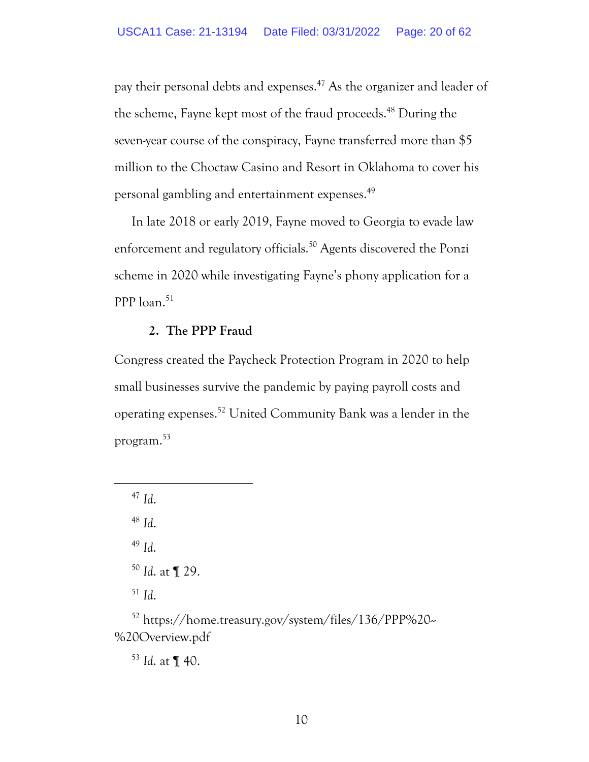pay their personal debts and expenses.[47] As the organizer and leader of the scheme, Fayne kept most of the fraud proceeds.[48] During the seven-year course of the conspiracy, Fayne transferred more than $5 million to the Choctaw Casino and Resort in Oklahoma to cover his personal gambling and entertainment expenses.[49]

In late 2018 or early 2019, Fayne moved to Georgia to evade law enforcement and regulatory officials.[50] Agents discovered the Ponzi scheme in 2020 while investigating Fayne's phony application for a PPP loan.[51]

### 2. The PPP Fraud

Congress created the Paycheck Protection Program in 2020 to help small businesses survive the pandemic by paying payroll costs and operating expenses.[52] United Community Bank was a lender in the program.[53]

---

[47] *Id.*

[48] *Id.*

[49] *Id.*

[50] *Id.* at ¶ 29.

[51] *Id.*

[52] https://home.treasury.gov/system/files/136/PPP%20--%20Overview.pdf

[53] *Id.* at ¶ 40.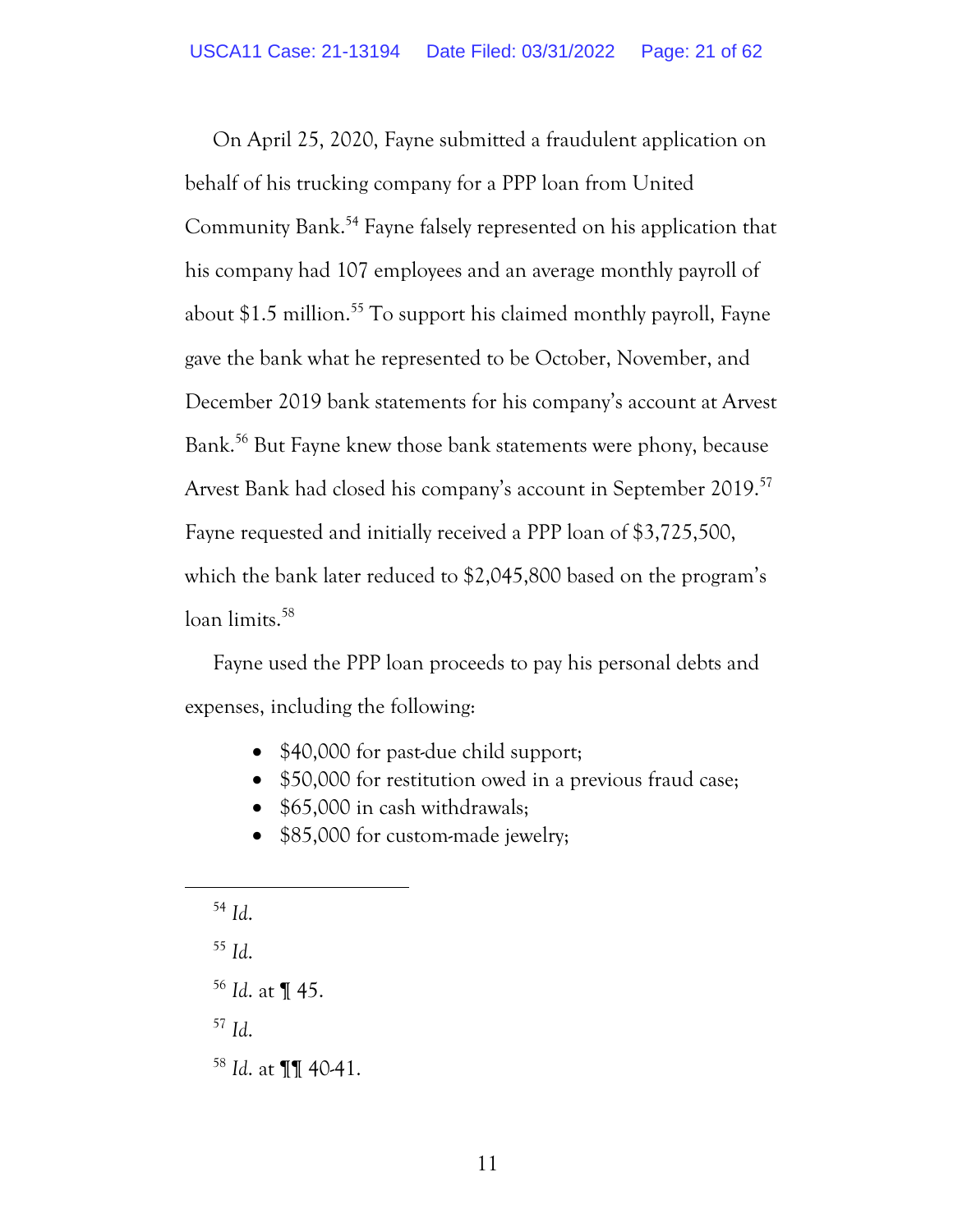On April 25, 2020, Fayne submitted a fraudulent application on behalf of his trucking company for a PPP loan from United Community Bank.[54] Fayne falsely represented on his application that his company had 107 employees and an average monthly payroll of about $1.5 million.[55] To support his claimed monthly payroll, Fayne gave the bank what he represented to be October, November, and December 2019 bank statements for his company's account at Arvest Bank.[56] But Fayne knew those bank statements were phony, because Arvest Bank had closed his company's account in September 2019.[57] Fayne requested and initially received a PPP loan of $3,725,500, which the bank later reduced to $2,045,800 based on the program's loan limits.[58]

Fayne used the PPP loan proceeds to pay his personal debts and expenses, including the following:

- $40,000 for past-due child support;
- $50,000 for restitution owed in a previous fraud case;
- $65,000 in cash withdrawals;
- $85,000 for custom-made jewelry;

---

[54] *Id.*

[55] *Id.*

[56] *Id.* at ¶ 45.

[57] *Id.*

[58] *Id.* at ¶¶ 40-41.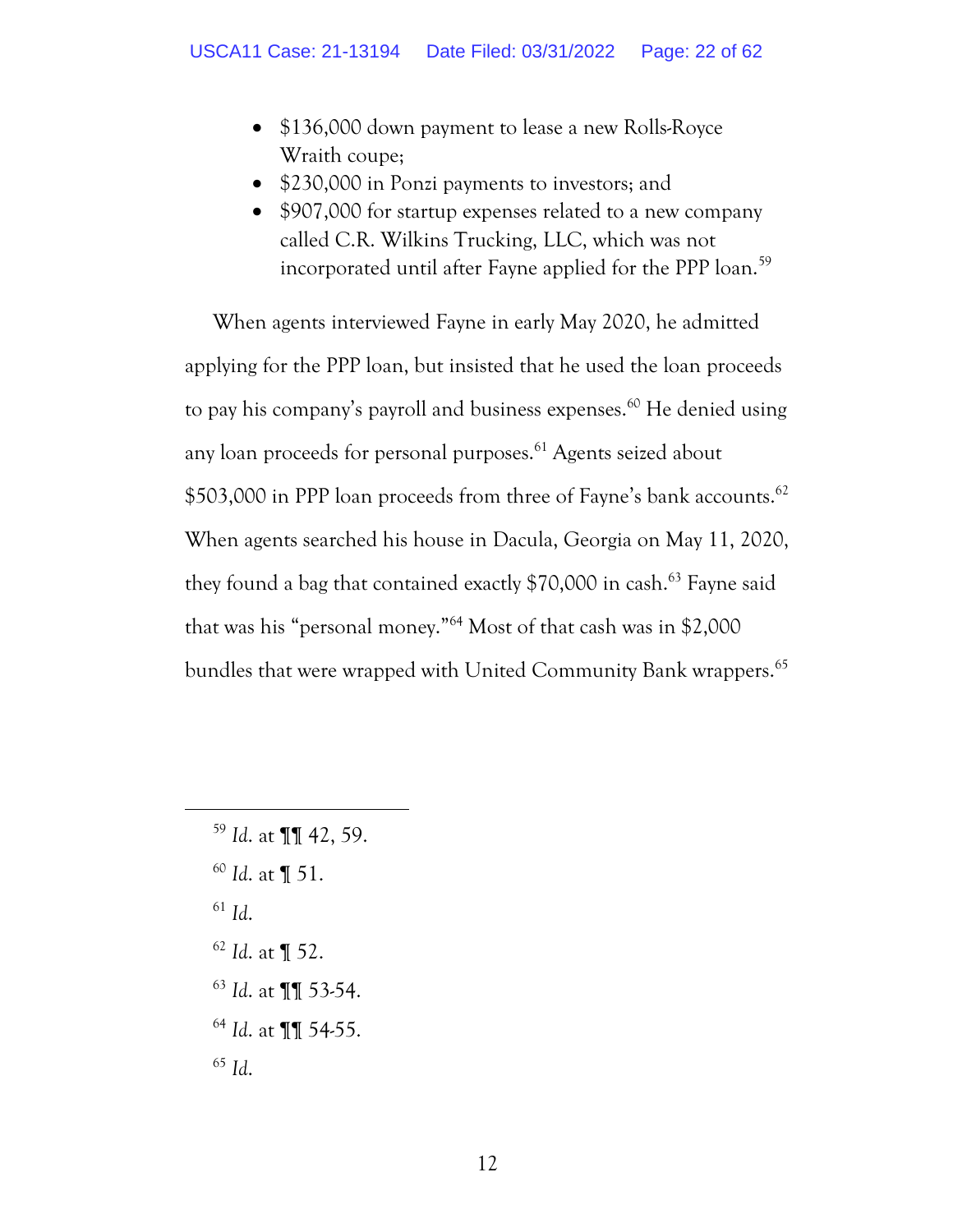- $136,000 down payment to lease a new Rolls-Royce Wraith coupe;
- $230,000 in Ponzi payments to investors; and
- $907,000 for startup expenses related to a new company called C.R. Wilkins Trucking, LLC, which was not incorporated until after Fayne applied for the PPP loan.[59]

When agents interviewed Fayne in early May 2020, he admitted applying for the PPP loan, but insisted that he used the loan proceeds to pay his company's payroll and business expenses.[60] He denied using any loan proceeds for personal purposes.[61] Agents seized about $503,000 in PPP loan proceeds from three of Fayne's bank accounts.[62] When agents searched his house in Dacula, Georgia on May 11, 2020, they found a bag that contained exactly $70,000 in cash.[63] Fayne said that was his "personal money."[64] Most of that cash was in $2,000 bundles that were wrapped with United Community Bank wrappers.[65]

---

[59] *Id.* at ¶¶ 42, 59.

[60] *Id.* at ¶ 51.

[61] *Id.*

[62] *Id.* at ¶ 52.

[63] *Id.* at ¶¶ 53-54.

[64] *Id.* at ¶¶ 54-55.

[65] *Id.*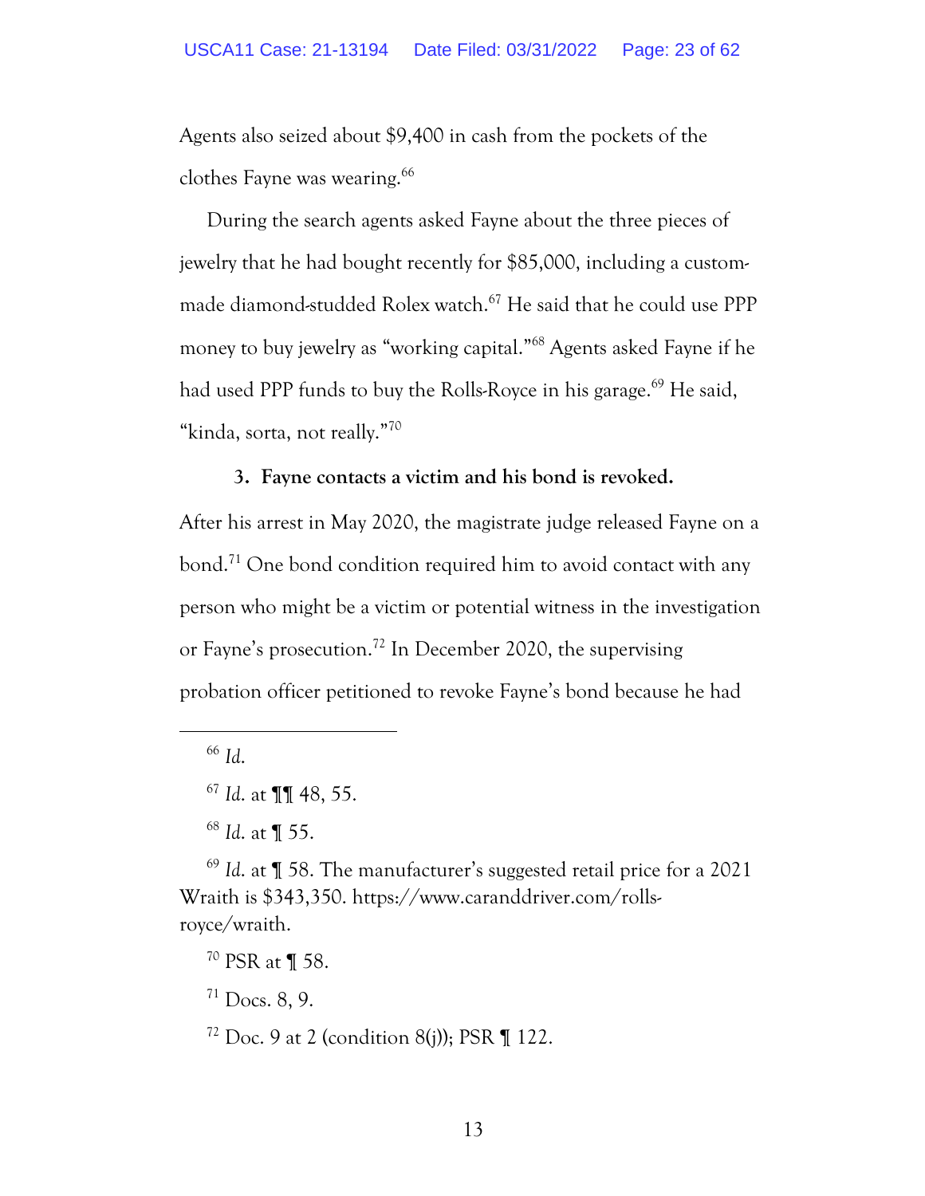Agents also seized about $9,400 in cash from the pockets of the clothes Fayne was wearing.[66]

During the search agents asked Fayne about the three pieces of jewelry that he had bought recently for $85,000, including a custom-made diamond-studded Rolex watch.[67] He said that he could use PPP money to buy jewelry as "working capital."[68] Agents asked Fayne if he had used PPP funds to buy the Rolls-Royce in his garage.[69] He said, "kinda, sorta, not really."[70]

**3. Fayne contacts a victim and his bond is revoked.**

After his arrest in May 2020, the magistrate judge released Fayne on a bond.[71] One bond condition required him to avoid contact with any person who might be a victim or potential witness in the investigation or Fayne's prosecution.[72] In December 2020, the supervising probation officer petitioned to revoke Fayne's bond because he had

---

[66] *Id.*

[67] *Id.* at ¶¶ 48, 55.

[68] *Id.* at ¶ 55.

[69] *Id.* at ¶ 58. The manufacturer's suggested retail price for a 2021 Wraith is $343,350. https://www.caranddriver.com/rolls-royce/wraith.

[70] PSR at ¶ 58.

[71] Docs. 8, 9.

[72] Doc. 9 at 2 (condition 8(j)); PSR ¶ 122.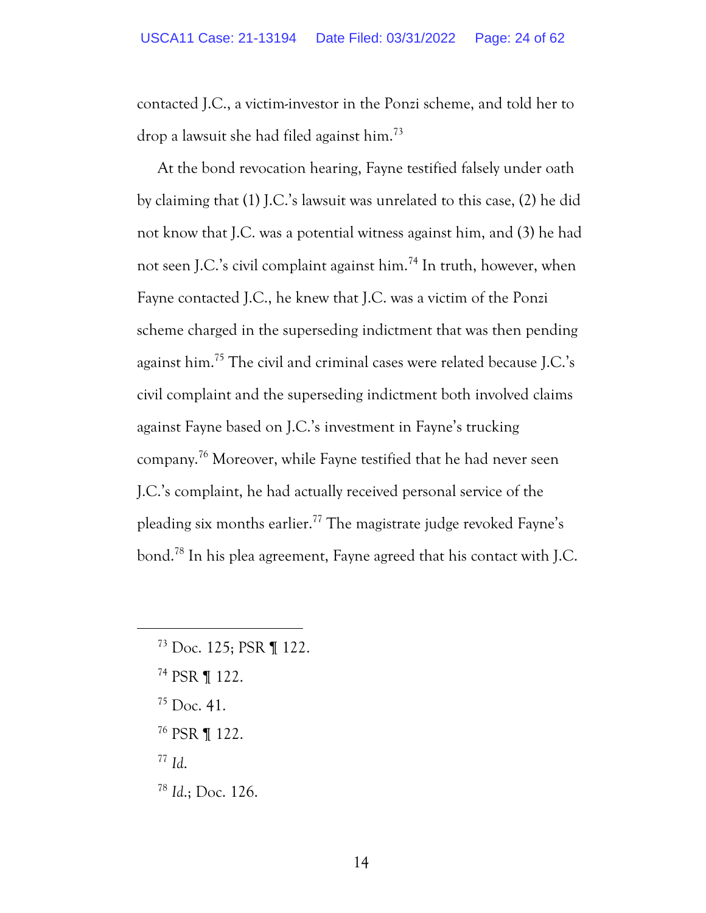contacted J.C., a victim-investor in the Ponzi scheme, and told her to drop a lawsuit she had filed against him.[73]

At the bond revocation hearing, Fayne testified falsely under oath by claiming that (1) J.C.'s lawsuit was unrelated to this case, (2) he did not know that J.C. was a potential witness against him, and (3) he had not seen J.C.'s civil complaint against him.[74] In truth, however, when Fayne contacted J.C., he knew that J.C. was a victim of the Ponzi scheme charged in the superseding indictment that was then pending against him.[75] The civil and criminal cases were related because J.C.'s civil complaint and the superseding indictment both involved claims against Fayne based on J.C.'s investment in Fayne's trucking company.[76] Moreover, while Fayne testified that he had never seen J.C.'s complaint, he had actually received personal service of the pleading six months earlier.[77] The magistrate judge revoked Fayne's bond.[78] In his plea agreement, Fayne agreed that his contact with J.C.

---

[73] Doc. 125; PSR ¶ 122.

[74] PSR ¶ 122.

[75] Doc. 41.

[76] PSR ¶ 122.

[77] *Id.*

[78] *Id.*; Doc. 126.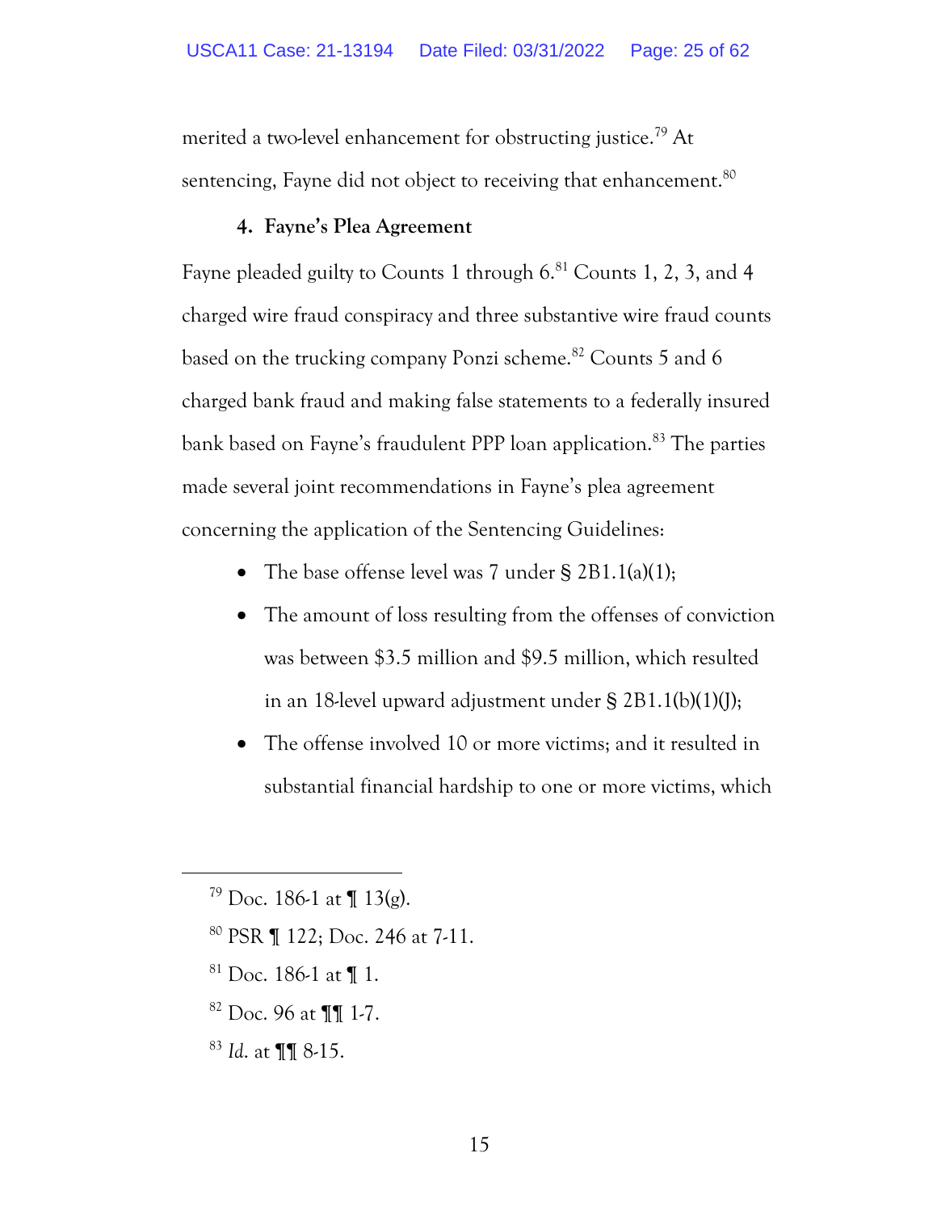merited a two-level enhancement for obstructing justice.[79] At sentencing, Fayne did not object to receiving that enhancement.[80]

### 4. Fayne's Plea Agreement

Fayne pleaded guilty to Counts 1 through 6.[81] Counts 1, 2, 3, and 4 charged wire fraud conspiracy and three substantive wire fraud counts based on the trucking company Ponzi scheme.[82] Counts 5 and 6 charged bank fraud and making false statements to a federally insured bank based on Fayne's fraudulent PPP loan application.[83] The parties made several joint recommendations in Fayne's plea agreement concerning the application of the Sentencing Guidelines:

- The base offense level was 7 under § 2B1.1(a)(1);
- The amount of loss resulting from the offenses of conviction was between $3.5 million and $9.5 million, which resulted in an 18-level upward adjustment under § 2B1.1(b)(1)(J);
- The offense involved 10 or more victims; and it resulted in substantial financial hardship to one or more victims, which

---

[79] Doc. 186-1 at ¶ 13(g).

[80] PSR ¶ 122; Doc. 246 at 7-11.

[81] Doc. 186-1 at ¶ 1.

[82] Doc. 96 at ¶¶ 1-7.

[83] *Id.* at ¶¶ 8-15.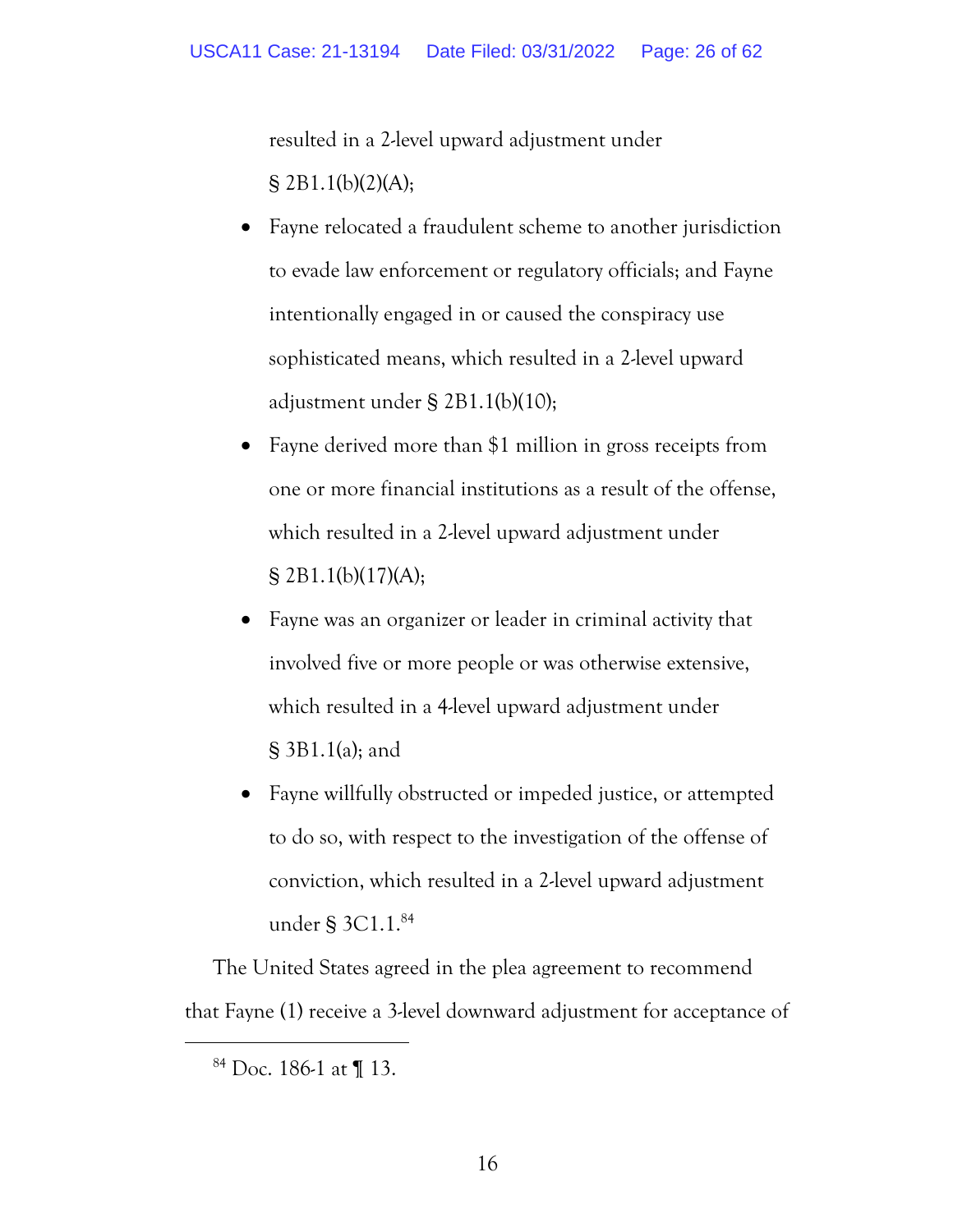resulted in a 2-level upward adjustment under § 2B1.1(b)(2)(A);

- Fayne relocated a fraudulent scheme to another jurisdiction to evade law enforcement or regulatory officials; and Fayne intentionally engaged in or caused the conspiracy use sophisticated means, which resulted in a 2-level upward adjustment under § 2B1.1(b)(10);
- Fayne derived more than $1 million in gross receipts from one or more financial institutions as a result of the offense, which resulted in a 2-level upward adjustment under § 2B1.1(b)(17)(A);
- Fayne was an organizer or leader in criminal activity that involved five or more people or was otherwise extensive, which resulted in a 4-level upward adjustment under § 3B1.1(a); and
- Fayne willfully obstructed or impeded justice, or attempted to do so, with respect to the investigation of the offense of conviction, which resulted in a 2-level upward adjustment under § 3C1.1.[84]

The United States agreed in the plea agreement to recommend that Fayne (1) receive a 3-level downward adjustment for acceptance of

[84] Doc. 186-1 at ¶ 13.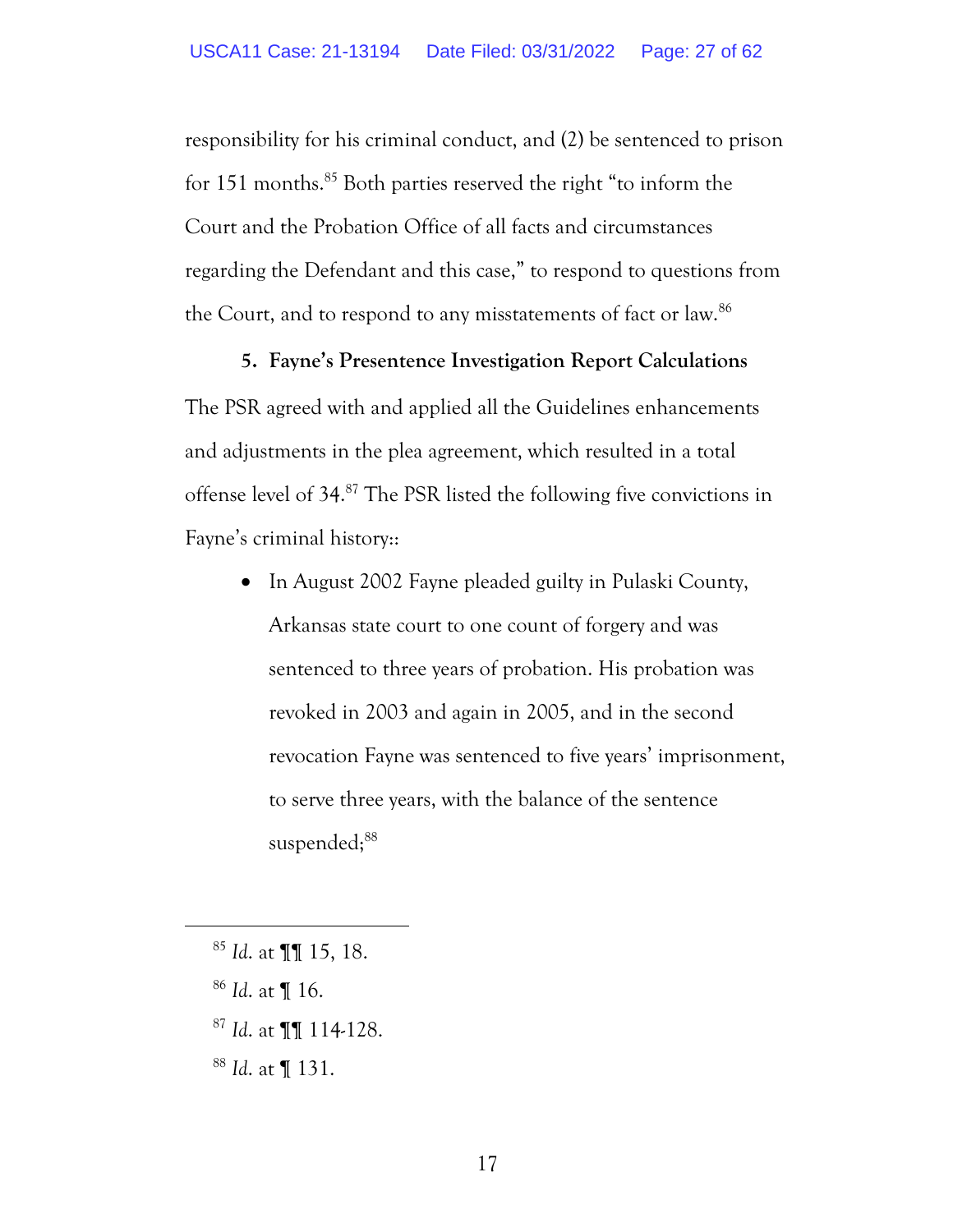responsibility for his criminal conduct, and (2) be sentenced to prison for 151 months.[85] Both parties reserved the right "to inform the Court and the Probation Office of all facts and circumstances regarding the Defendant and this case," to respond to questions from the Court, and to respond to any misstatements of fact or law.[86]

**5. Fayne's Presentence Investigation Report Calculations**

The PSR agreed with and applied all the Guidelines enhancements and adjustments in the plea agreement, which resulted in a total offense level of 34.[87] The PSR listed the following five convictions in Fayne's criminal history::

- In August 2002 Fayne pleaded guilty in Pulaski County, Arkansas state court to one count of forgery and was sentenced to three years of probation. His probation was revoked in 2003 and again in 2005, and in the second revocation Fayne was sentenced to five years' imprisonment, to serve three years, with the balance of the sentence suspended;[88]

---

[85] *Id.* at ¶¶ 15, 18.

[86] *Id.* at ¶ 16.

[87] *Id.* at ¶¶ 114-128.

[88] *Id.* at ¶ 131.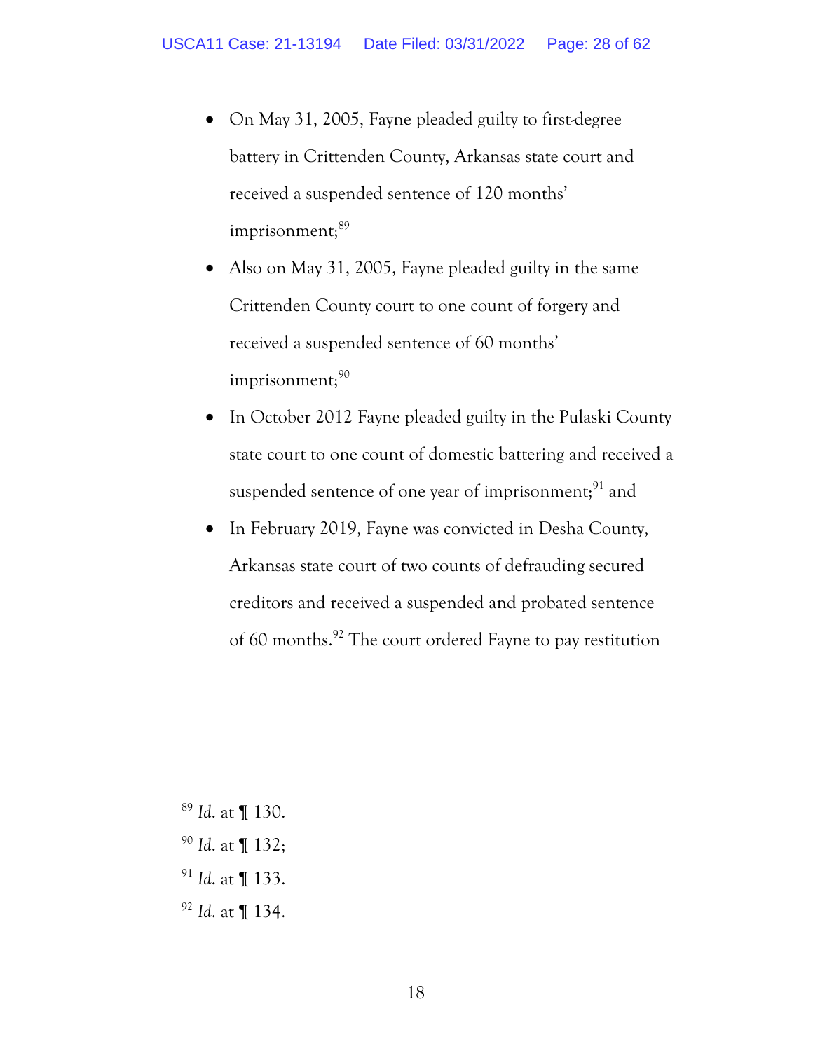- On May 31, 2005, Fayne pleaded guilty to first-degree battery in Crittenden County, Arkansas state court and received a suspended sentence of 120 months' imprisonment;[89]
- Also on May 31, 2005, Fayne pleaded guilty in the same Crittenden County court to one count of forgery and received a suspended sentence of 60 months' imprisonment;[90]
- In October 2012 Fayne pleaded guilty in the Pulaski County state court to one count of domestic battering and received a suspended sentence of one year of imprisonment;[91] and
- In February 2019, Fayne was convicted in Desha County, Arkansas state court of two counts of defrauding secured creditors and received a suspended and probated sentence of 60 months.[92] The court ordered Fayne to pay restitution

---

[89] *Id.* at ¶ 130.

[90] *Id.* at ¶ 132;

[91] *Id.* at ¶ 133.

[92] *Id.* at ¶ 134.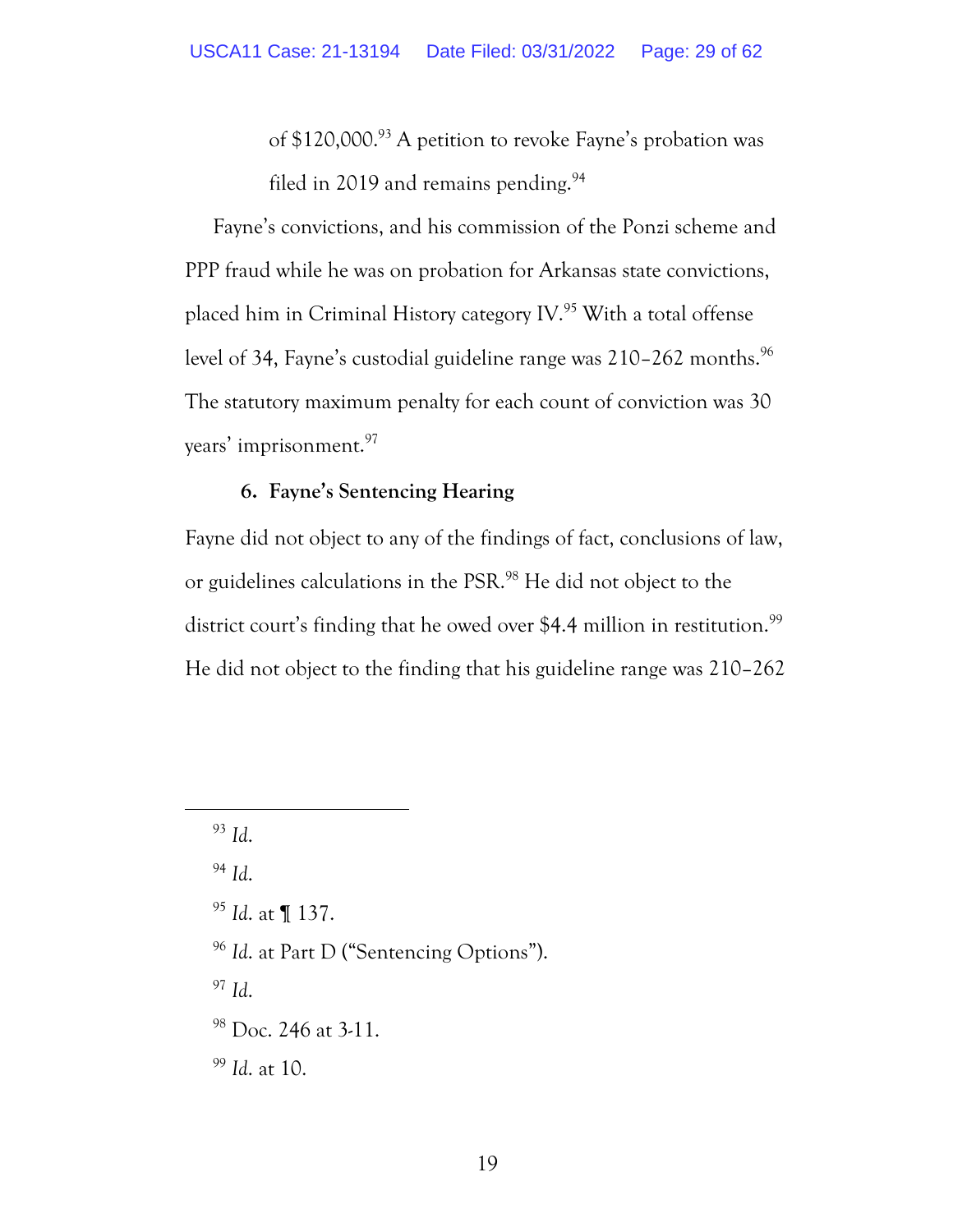of $120,000.[93] A petition to revoke Fayne's probation was filed in 2019 and remains pending.[94]

Fayne's convictions, and his commission of the Ponzi scheme and PPP fraud while he was on probation for Arkansas state convictions, placed him in Criminal History category IV.[95] With a total offense level of 34, Fayne's custodial guideline range was 210–262 months.[96] The statutory maximum penalty for each count of conviction was 30 years' imprisonment.[97]

### 6. Fayne's Sentencing Hearing

Fayne did not object to any of the findings of fact, conclusions of law, or guidelines calculations in the PSR.[98] He did not object to the district court's finding that he owed over $4.4 million in restitution.[99] He did not object to the finding that his guideline range was 210–262

---

[93] *Id.*

[94] *Id.*

[95] *Id.* at ¶ 137.

[96] *Id.* at Part D ("Sentencing Options").

[97] *Id.*

[98] Doc. 246 at 3-11.

[99] *Id.* at 10.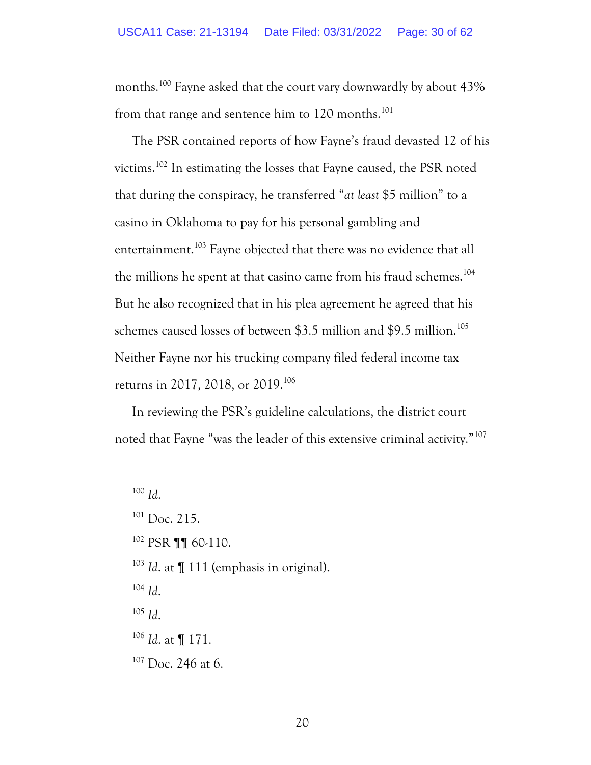months.[100] Fayne asked that the court vary downwardly by about 43% from that range and sentence him to 120 months.[101]

The PSR contained reports of how Fayne's fraud devastated 12 of his victims.[102] In estimating the losses that Fayne caused, the PSR noted that during the conspiracy, he transferred "*at least* $5 million" to a casino in Oklahoma to pay for his personal gambling and entertainment.[103] Fayne objected that there was no evidence that all the millions he spent at that casino came from his fraud schemes.[104] But he also recognized that in his plea agreement he agreed that his schemes caused losses of between $3.5 million and $9.5 million.[105] Neither Fayne nor his trucking company filed federal income tax returns in 2017, 2018, or 2019.[106]

In reviewing the PSR's guideline calculations, the district court noted that Fayne "was the leader of this extensive criminal activity."[107]

---

[100] *Id.*

[101] Doc. 215.

[102] PSR ¶¶ 60-110.

[103] *Id.* at ¶ 111 (emphasis in original).

[104] *Id.*

[105] *Id.*

[106] *Id.* at ¶ 171.

[107] Doc. 246 at 6.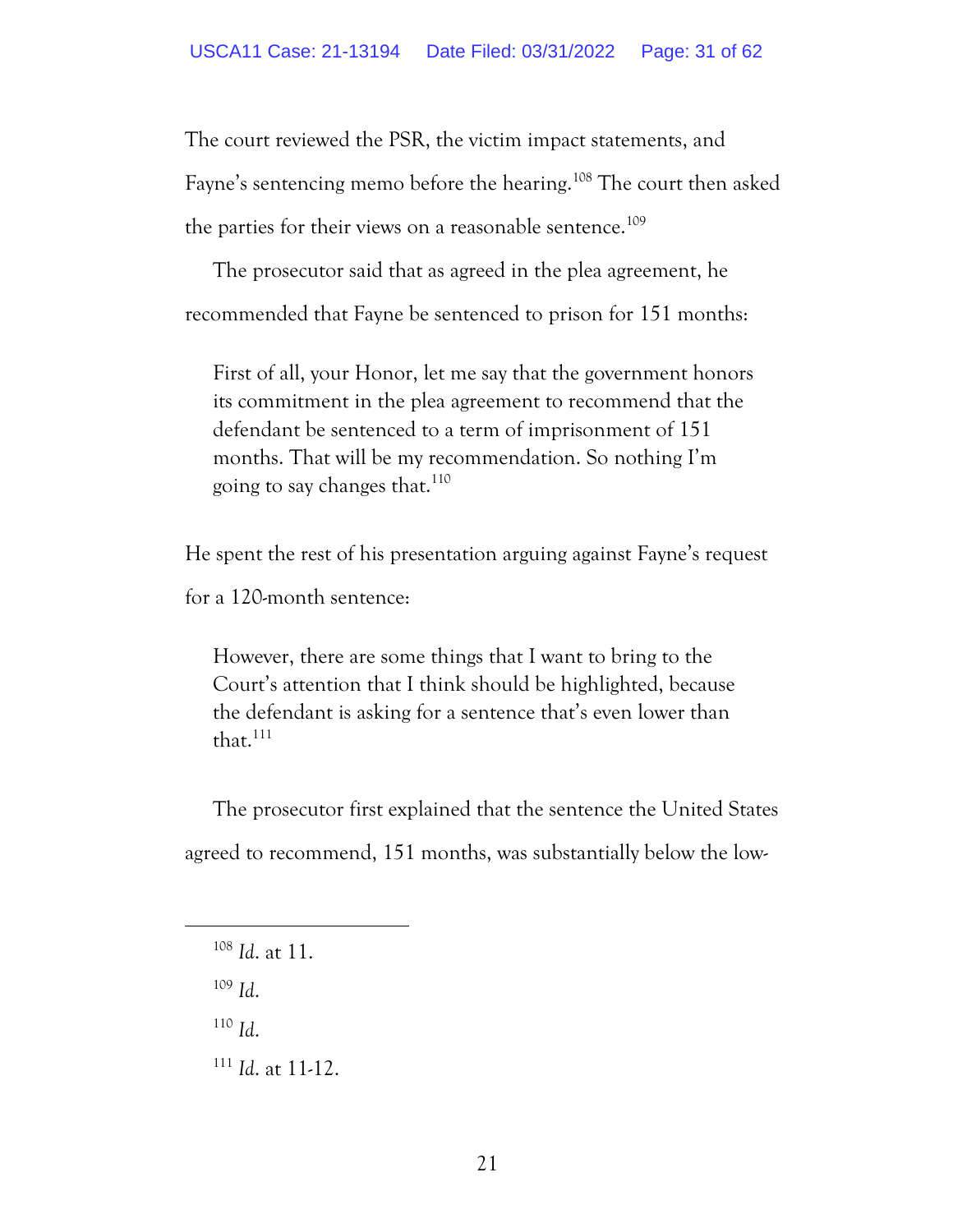The court reviewed the PSR, the victim impact statements, and Fayne's sentencing memo before the hearing.[108] The court then asked the parties for their views on a reasonable sentence.[109]

The prosecutor said that as agreed in the plea agreement, he recommended that Fayne be sentenced to prison for 151 months:

> First of all, your Honor, let me say that the government honors its commitment in the plea agreement to recommend that the defendant be sentenced to a term of imprisonment of 151 months. That will be my recommendation. So nothing I'm going to say changes that.[110]

He spent the rest of his presentation arguing against Fayne's request for a 120-month sentence:

> However, there are some things that I want to bring to the Court's attention that I think should be highlighted, because the defendant is asking for a sentence that's even lower than that.[111]

The prosecutor first explained that the sentence the United States agreed to recommend, 151 months, was substantially below the low-

---

[108] *Id.* at 11.

[109] *Id.*

[110] *Id.*

[111] *Id.* at 11-12.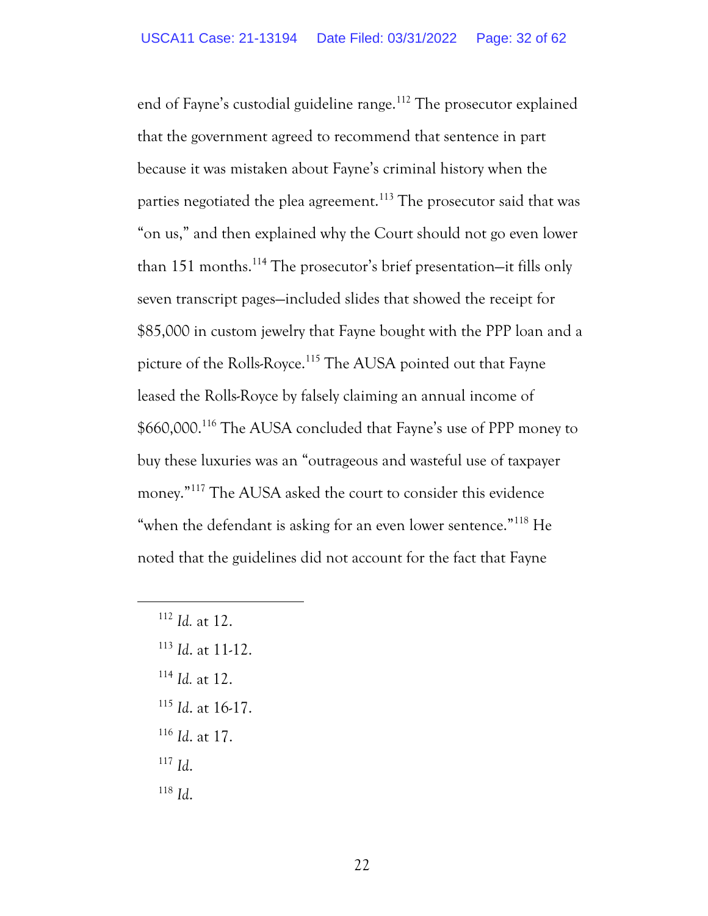end of Fayne's custodial guideline range.[112] The prosecutor explained that the government agreed to recommend that sentence in part because it was mistaken about Fayne's criminal history when the parties negotiated the plea agreement.[113] The prosecutor said that was "on us," and then explained why the Court should not go even lower than 151 months.[114] The prosecutor's brief presentation—it fills only seven transcript pages—included slides that showed the receipt for $85,000 in custom jewelry that Fayne bought with the PPP loan and a picture of the Rolls-Royce.[115] The AUSA pointed out that Fayne leased the Rolls-Royce by falsely claiming an annual income of $660,000.[116] The AUSA concluded that Fayne's use of PPP money to buy these luxuries was an "outrageous and wasteful use of taxpayer money."[117] The AUSA asked the court to consider this evidence "when the defendant is asking for an even lower sentence."[118] He noted that the guidelines did not account for the fact that Fayne

---

[112] *Id.* at 12.

[113] *Id*. at 11-12.

[114] *Id.* at 12.

[115] *Id*. at 16-17.

[116] *Id*. at 17.

[117] *Id.*

[118] *Id.*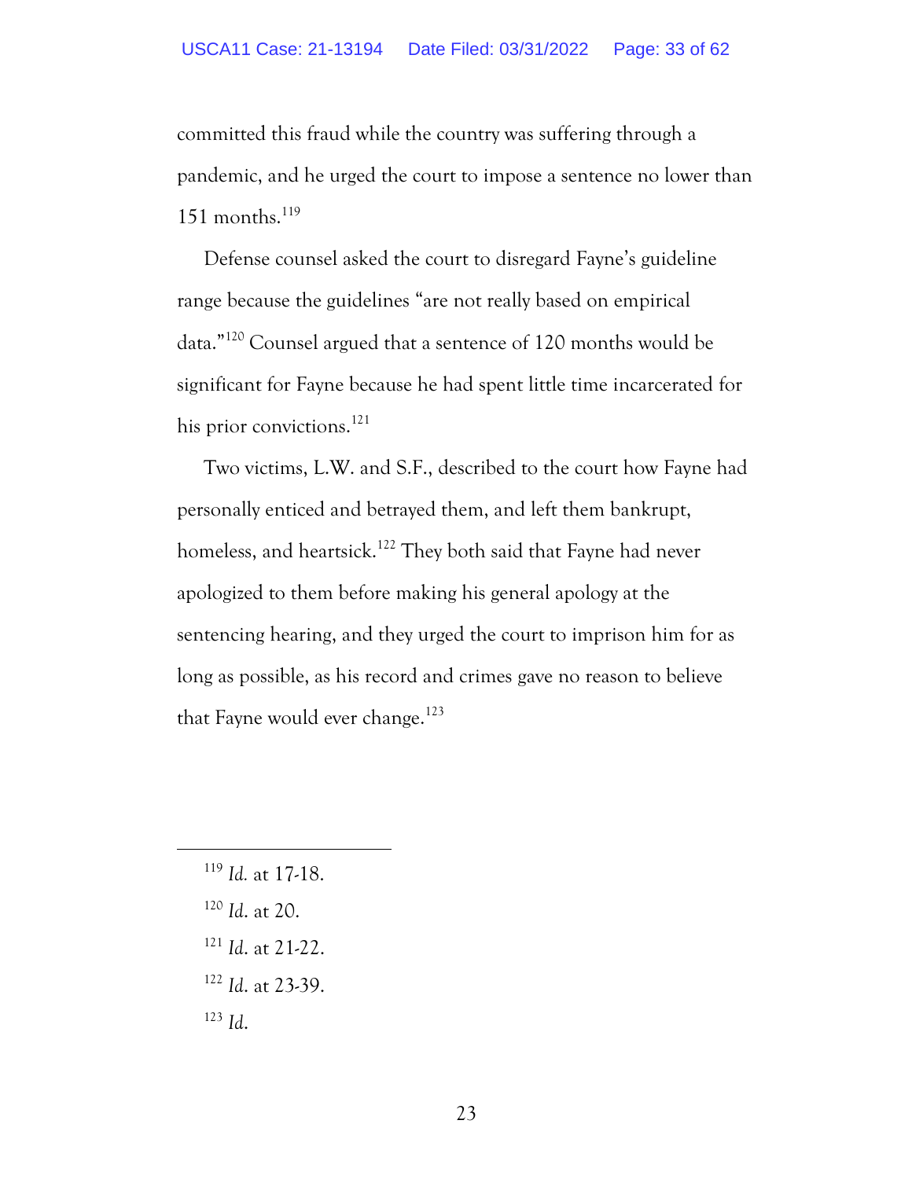committed this fraud while the country was suffering through a pandemic, and he urged the court to impose a sentence no lower than 151 months.[119]

Defense counsel asked the court to disregard Fayne's guideline range because the guidelines "are not really based on empirical data."[120] Counsel argued that a sentence of 120 months would be significant for Fayne because he had spent little time incarcerated for his prior convictions.[121]

Two victims, L.W. and S.F., described to the court how Fayne had personally enticed and betrayed them, and left them bankrupt, homeless, and heartsick.[122] They both said that Fayne had never apologized to them before making his general apology at the sentencing hearing, and they urged the court to imprison him for as long as possible, as his record and crimes gave no reason to believe that Fayne would ever change.[123]

---

[119] *Id.* at 17-18.

[120] *Id.* at 20.

[121] *Id.* at 21-22.

[122] *Id.* at 23-39.

[123] *Id.*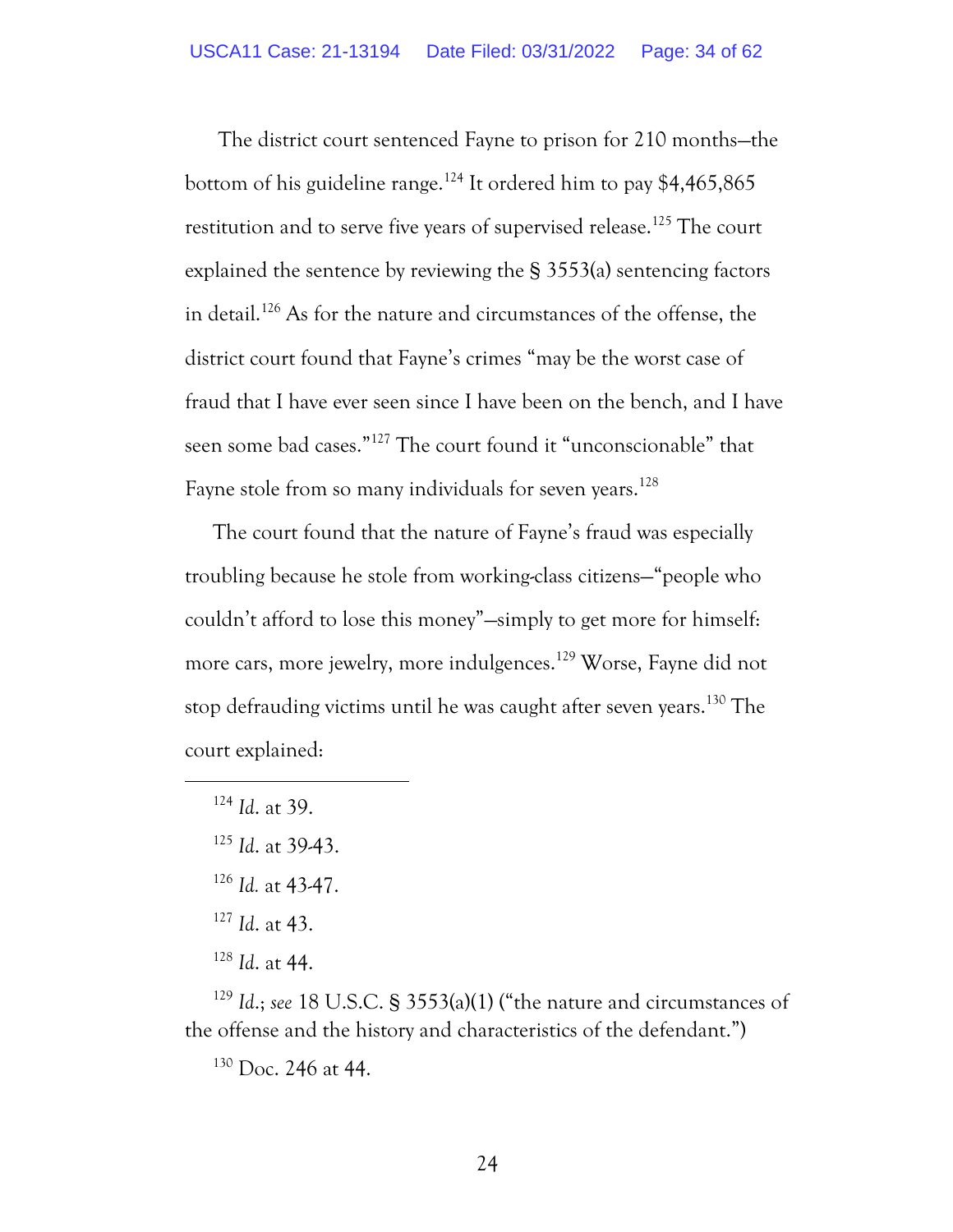The district court sentenced Fayne to prison for 210 months—the bottom of his guideline range.[124] It ordered him to pay $4,465,865 restitution and to serve five years of supervised release.[125] The court explained the sentence by reviewing the § 3553(a) sentencing factors in detail.[126] As for the nature and circumstances of the offense, the district court found that Fayne's crimes "may be the worst case of fraud that I have ever seen since I have been on the bench, and I have seen some bad cases."[127] The court found it "unconscionable" that Fayne stole from so many individuals for seven years.[128]

The court found that the nature of Fayne's fraud was especially troubling because he stole from working-class citizens—"people who couldn't afford to lose this money"—simply to get more for himself: more cars, more jewelry, more indulgences.[129] Worse, Fayne did not stop defrauding victims until he was caught after seven years.[130] The court explained:

---

[124] *Id.* at 39.

[125] *Id.* at 39-43.

[126] *Id.* at 43-47.

[127] *Id.* at 43.

[128] *Id.* at 44.

[129] *Id.*; *see* 18 U.S.C. § 3553(a)(1) ("the nature and circumstances of the offense and the history and characteristics of the defendant.")

[130] Doc. 246 at 44.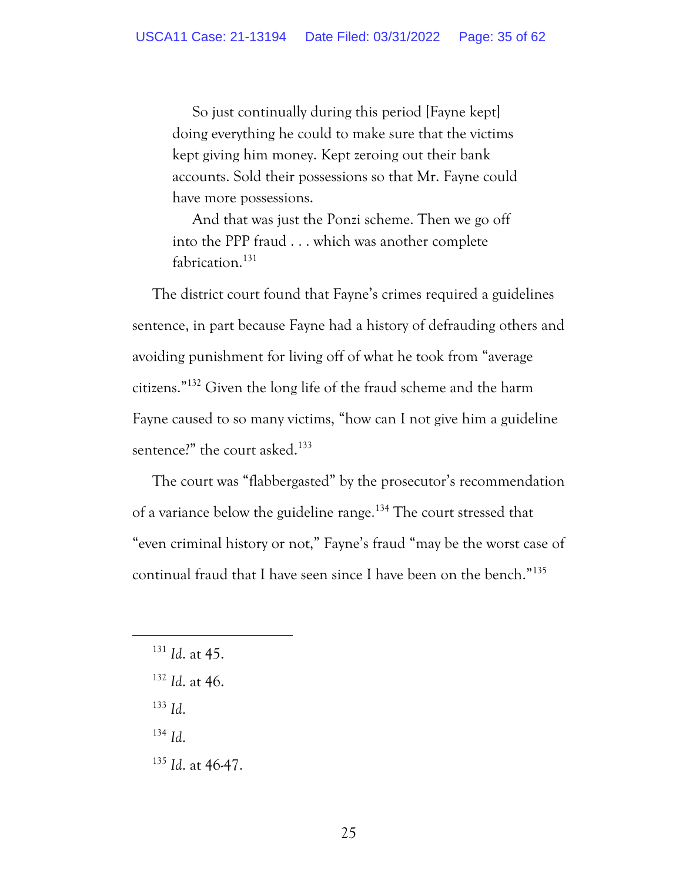> So just continually during this period [Fayne kept] doing everything he could to make sure that the victims kept giving him money. Kept zeroing out their bank accounts. Sold their possessions so that Mr. Fayne could have more possessions.
>
> And that was just the Ponzi scheme. Then we go off into the PPP fraud . . . which was another complete fabrication.[131]

The district court found that Fayne's crimes required a guidelines sentence, in part because Fayne had a history of defrauding others and avoiding punishment for living off of what he took from "average citizens."[132] Given the long life of the fraud scheme and the harm Fayne caused to so many victims, "how can I not give him a guideline sentence?" the court asked.[133]

The court was "flabbergasted" by the prosecutor's recommendation of a variance below the guideline range.[134] The court stressed that "even criminal history or not," Fayne's fraud "may be the worst case of continual fraud that I have seen since I have been on the bench."[135]

---

[131] *Id.* at 45.

[132] *Id.* at 46.

[133] *Id.*

[134] *Id.*

[135] *Id.* at 46-47.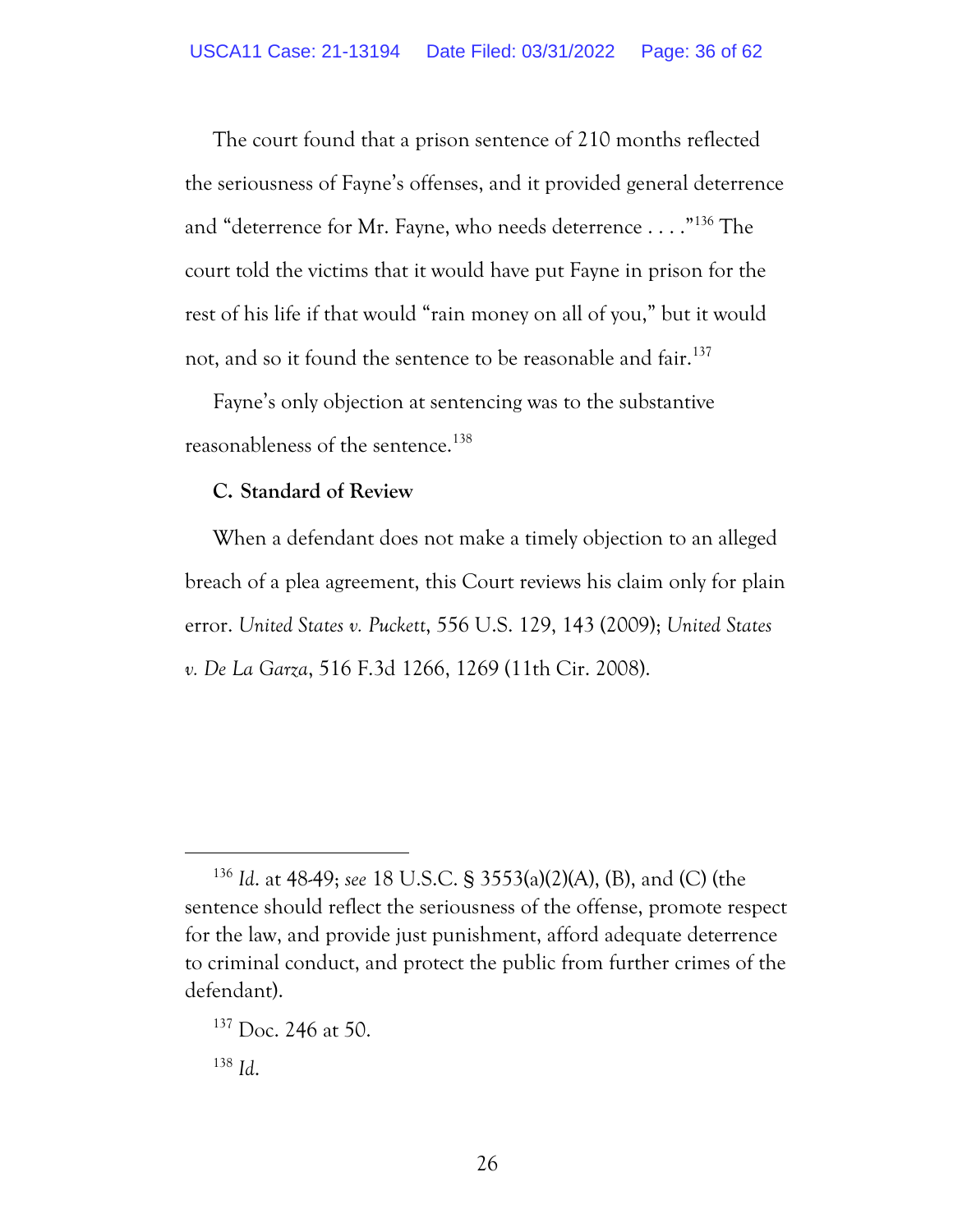The court found that a prison sentence of 210 months reflected the seriousness of Fayne's offenses, and it provided general deterrence and "deterrence for Mr. Fayne, who needs deterrence . . . ."[136] The court told the victims that it would have put Fayne in prison for the rest of his life if that would "rain money on all of you," but it would not, and so it found the sentence to be reasonable and fair.[137]

Fayne's only objection at sentencing was to the substantive reasonableness of the sentence.[138]

**C. Standard of Review**

When a defendant does not make a timely objection to an alleged breach of a plea agreement, this Court reviews his claim only for plain error. *United States v. Puckett*, 556 U.S. 129, 143 (2009); *United States v. De La Garza*, 516 F.3d 1266, 1269 (11th Cir. 2008).

---

[136] *Id.* at 48-49; *see* 18 U.S.C. § 3553(a)(2)(A), (B), and (C) (the sentence should reflect the seriousness of the offense, promote respect for the law, and provide just punishment, afford adequate deterrence to criminal conduct, and protect the public from further crimes of the defendant).

[137] Doc. 246 at 50.

[138] *Id.*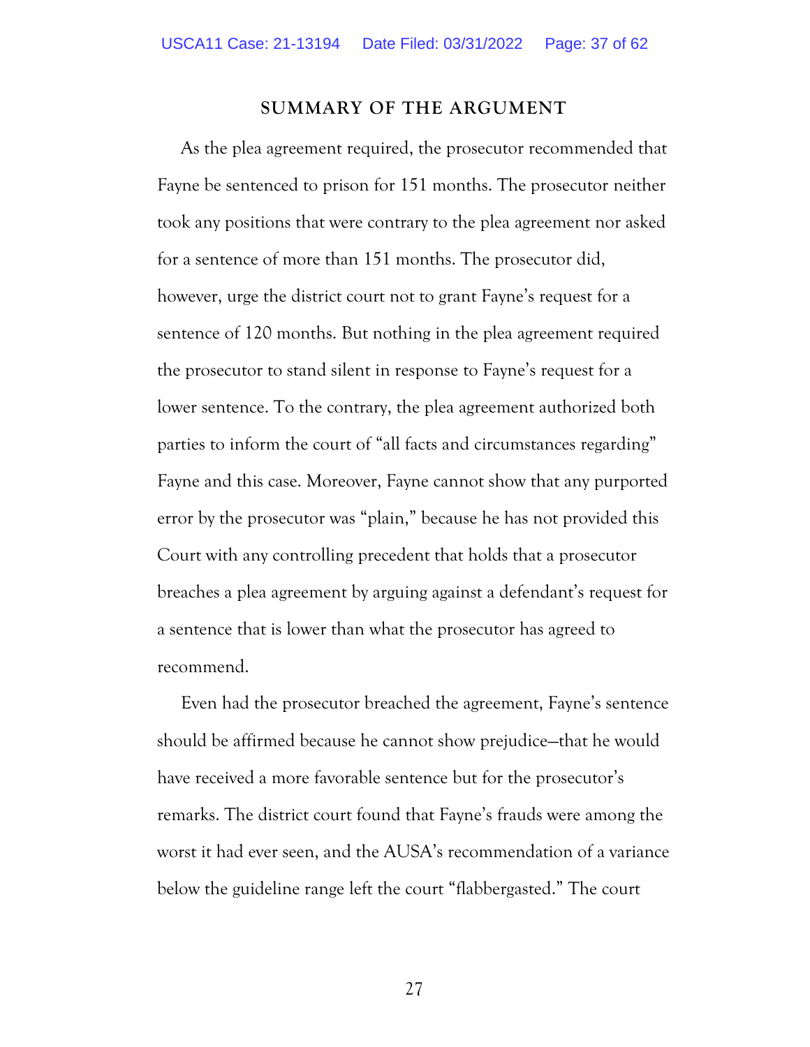## SUMMARY OF THE ARGUMENT

As the plea agreement required, the prosecutor recommended that Fayne be sentenced to prison for 151 months. The prosecutor neither took any positions that were contrary to the plea agreement nor asked for a sentence of more than 151 months. The prosecutor did, however, urge the district court not to grant Fayne's request for a sentence of 120 months. But nothing in the plea agreement required the prosecutor to stand silent in response to Fayne's request for a lower sentence. To the contrary, the plea agreement authorized both parties to inform the court of "all facts and circumstances regarding" Fayne and this case. Moreover, Fayne cannot show that any purported error by the prosecutor was "plain," because he has not provided this Court with any controlling precedent that holds that a prosecutor breaches a plea agreement by arguing against a defendant's request for a sentence that is lower than what the prosecutor has agreed to recommend.

Even had the prosecutor breached the agreement, Fayne's sentence should be affirmed because he cannot show prejudice—that he would have received a more favorable sentence but for the prosecutor's remarks. The district court found that Fayne's frauds were among the worst it had ever seen, and the AUSA's recommendation of a variance below the guideline range left the court "flabbergasted." The court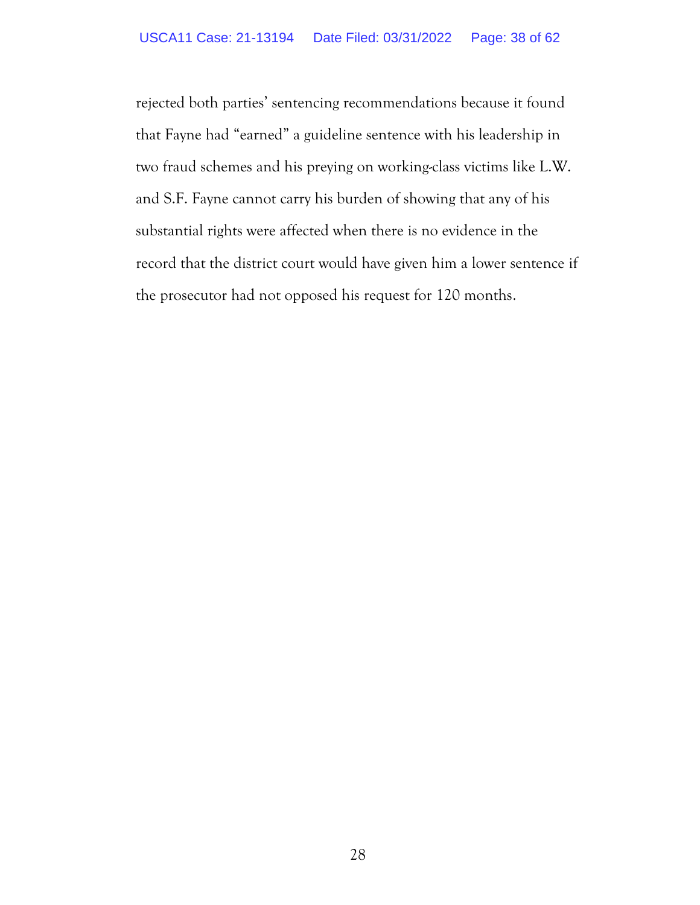rejected both parties' sentencing recommendations because it found that Fayne had "earned" a guideline sentence with his leadership in two fraud schemes and his preying on working-class victims like L.W. and S.F. Fayne cannot carry his burden of showing that any of his substantial rights were affected when there is no evidence in the record that the district court would have given him a lower sentence if the prosecutor had not opposed his request for 120 months.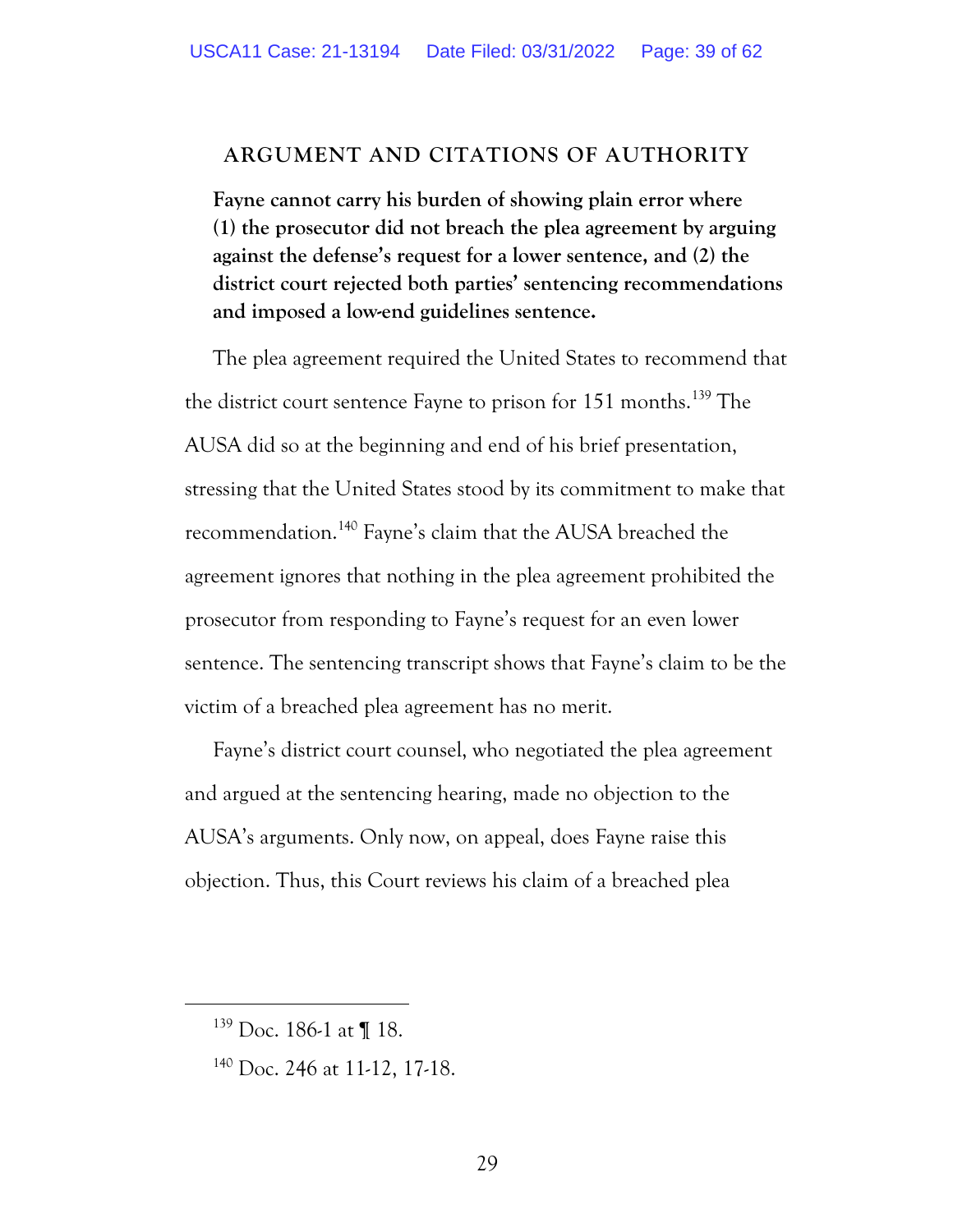## ARGUMENT AND CITATIONS OF AUTHORITY

**Fayne cannot carry his burden of showing plain error where (1) the prosecutor did not breach the plea agreement by arguing against the defense's request for a lower sentence, and (2) the district court rejected both parties' sentencing recommendations and imposed a low-end guidelines sentence.**

The plea agreement required the United States to recommend that the district court sentence Fayne to prison for 151 months.[139] The AUSA did so at the beginning and end of his brief presentation, stressing that the United States stood by its commitment to make that recommendation.[140] Fayne's claim that the AUSA breached the agreement ignores that nothing in the plea agreement prohibited the prosecutor from responding to Fayne's request for an even lower sentence. The sentencing transcript shows that Fayne's claim to be the victim of a breached plea agreement has no merit.

Fayne's district court counsel, who negotiated the plea agreement and argued at the sentencing hearing, made no objection to the AUSA's arguments. Only now, on appeal, does Fayne raise this objection. Thus, this Court reviews his claim of a breached plea

---

[139] Doc. 186-1 at ¶ 18.

[140] Doc. 246 at 11-12, 17-18.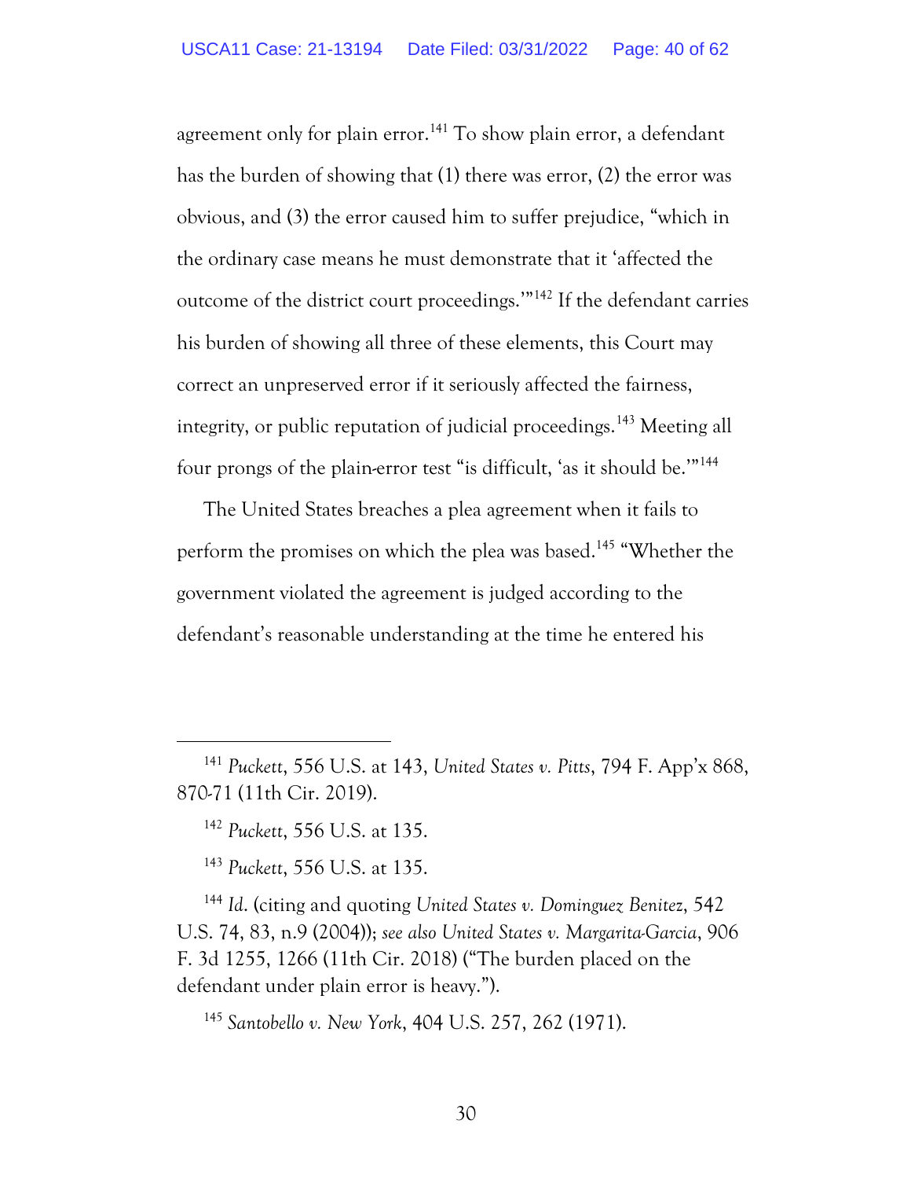agreement only for plain error.[141] To show plain error, a defendant has the burden of showing that (1) there was error, (2) the error was obvious, and (3) the error caused him to suffer prejudice, "which in the ordinary case means he must demonstrate that it 'affected the outcome of the district court proceedings.'"[142] If the defendant carries his burden of showing all three of these elements, this Court may correct an unpreserved error if it seriously affected the fairness, integrity, or public reputation of judicial proceedings.[143] Meeting all four prongs of the plain-error test "is difficult, 'as it should be.'"[144]

The United States breaches a plea agreement when it fails to perform the promises on which the plea was based.[145] "Whether the government violated the agreement is judged according to the defendant's reasonable understanding at the time he entered his

---

[141] *Puckett*, 556 U.S. at 143, *United States v. Pitts*, 794 F. App'x 868, 870-71 (11th Cir. 2019).

[142] *Puckett*, 556 U.S. at 135.

[143] *Puckett*, 556 U.S. at 135.

[144] *Id.* (citing and quoting *United States v. Dominguez Benitez*, 542 U.S. 74, 83, n.9 (2004)); *see also United States v. Margarita-Garcia*, 906 F. 3d 1255, 1266 (11th Cir. 2018) ("The burden placed on the defendant under plain error is heavy.").

[145] *Santobello v. New York*, 404 U.S. 257, 262 (1971).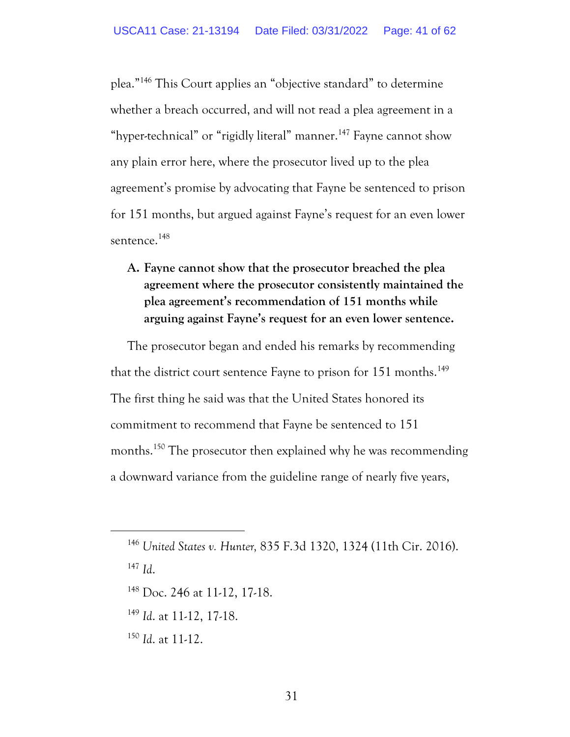plea."[146] This Court applies an "objective standard" to determine whether a breach occurred, and will not read a plea agreement in a "hyper-technical" or "rigidly literal" manner.[147] Fayne cannot show any plain error here, where the prosecutor lived up to the plea agreement's promise by advocating that Fayne be sentenced to prison for 151 months, but argued against Fayne's request for an even lower sentence.[148]

**A. Fayne cannot show that the prosecutor breached the plea agreement where the prosecutor consistently maintained the plea agreement's recommendation of 151 months while arguing against Fayne's request for an even lower sentence.**

The prosecutor began and ended his remarks by recommending that the district court sentence Fayne to prison for 151 months.[149] The first thing he said was that the United States honored its commitment to recommend that Fayne be sentenced to 151 months.[150] The prosecutor then explained why he was recommending a downward variance from the guideline range of nearly five years,

---

[146] *United States v. Hunter,* 835 F.3d 1320, 1324 (11th Cir. 2016).

[147] *Id.*

[148] Doc. 246 at 11-12, 17-18.

[149] *Id.* at 11-12, 17-18.

[150] *Id.* at 11-12.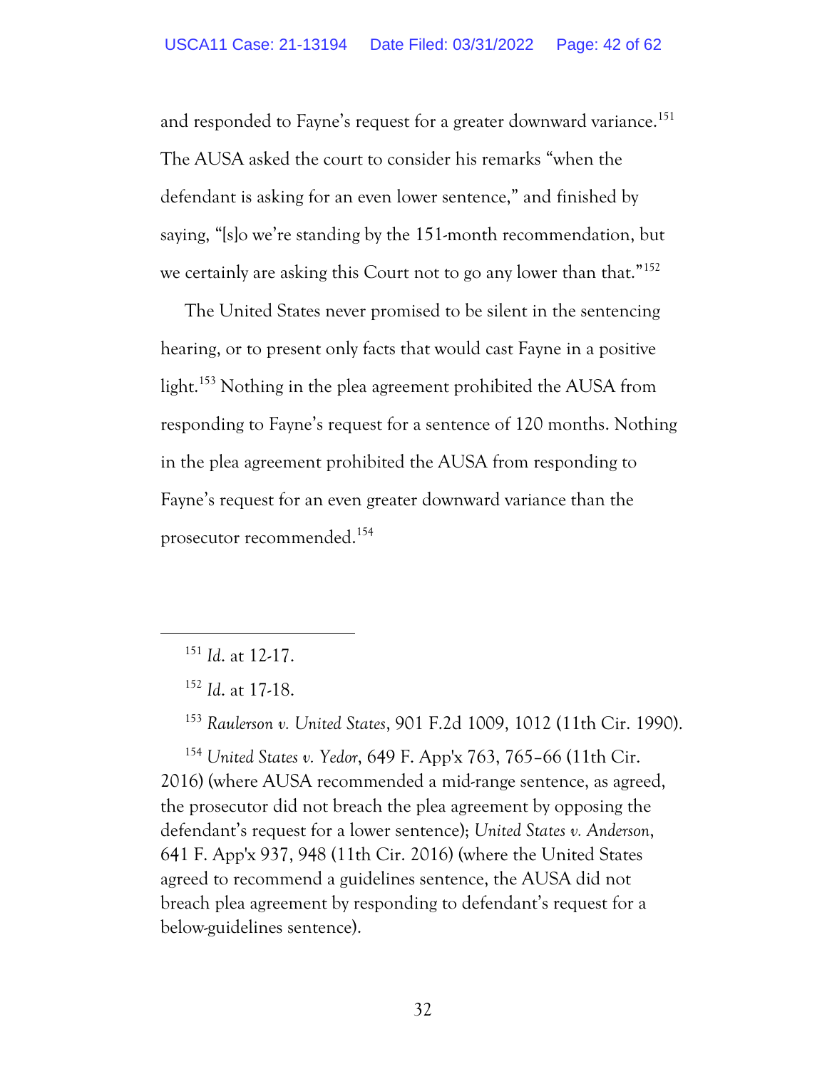and responded to Fayne's request for a greater downward variance.[151] The AUSA asked the court to consider his remarks "when the defendant is asking for an even lower sentence," and finished by saying, "[s]o we're standing by the 151-month recommendation, but we certainly are asking this Court not to go any lower than that."[152]

The United States never promised to be silent in the sentencing hearing, or to present only facts that would cast Fayne in a positive light.[153] Nothing in the plea agreement prohibited the AUSA from responding to Fayne's request for a sentence of 120 months. Nothing in the plea agreement prohibited the AUSA from responding to Fayne's request for an even greater downward variance than the prosecutor recommended.[154]

---

[151] *Id.* at 12-17.

[152] *Id.* at 17-18.

[153] *Raulerson v. United States*, 901 F.2d 1009, 1012 (11th Cir. 1990).

[154] *United States v. Yedor*, 649 F. App'x 763, 765–66 (11th Cir. 2016) (where AUSA recommended a mid-range sentence, as agreed, the prosecutor did not breach the plea agreement by opposing the defendant's request for a lower sentence); *United States v. Anderson*, 641 F. App'x 937, 948 (11th Cir. 2016) (where the United States agreed to recommend a guidelines sentence, the AUSA did not breach plea agreement by responding to defendant's request for a below-guidelines sentence).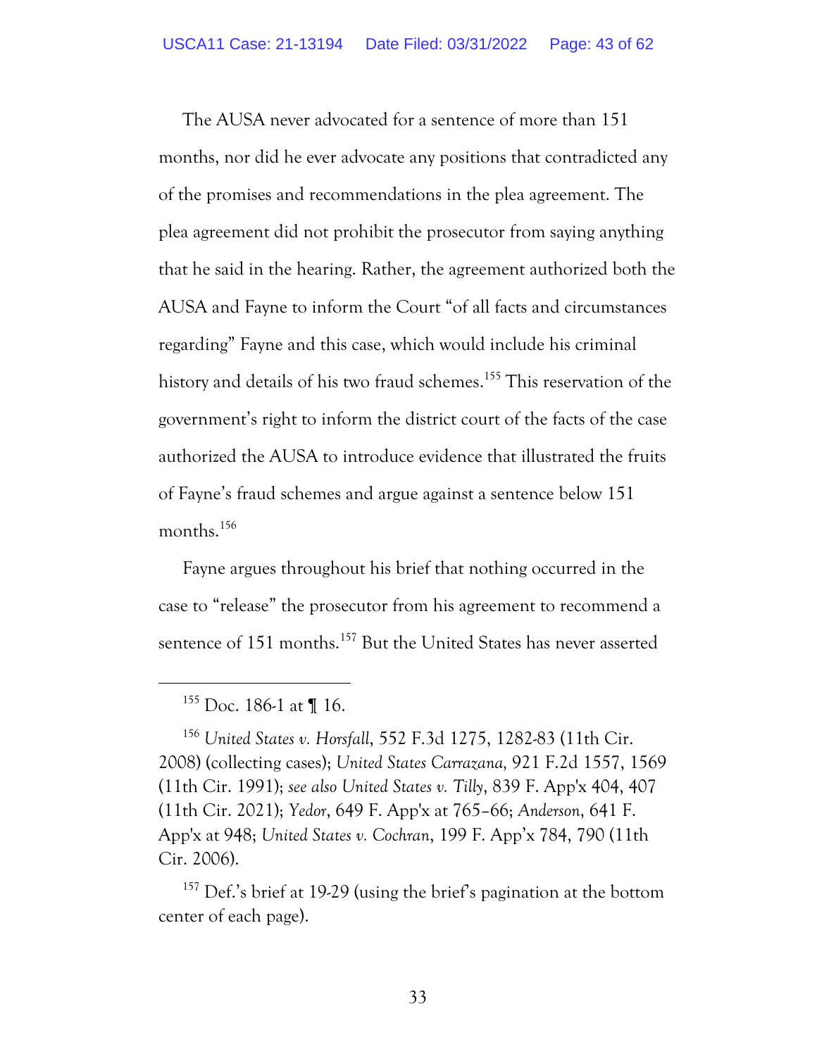The AUSA never advocated for a sentence of more than 151 months, nor did he ever advocate any positions that contradicted any of the promises and recommendations in the plea agreement. The plea agreement did not prohibit the prosecutor from saying anything that he said in the hearing. Rather, the agreement authorized both the AUSA and Fayne to inform the Court "of all facts and circumstances regarding" Fayne and this case, which would include his criminal history and details of his two fraud schemes.[155] This reservation of the government's right to inform the district court of the facts of the case authorized the AUSA to introduce evidence that illustrated the fruits of Fayne's fraud schemes and argue against a sentence below 151 months.[156]

Fayne argues throughout his brief that nothing occurred in the case to "release" the prosecutor from his agreement to recommend a sentence of 151 months.[157] But the United States has never asserted

---

[155] Doc. 186-1 at ¶ 16.

[156] *United States v. Horsfall*, 552 F.3d 1275, 1282-83 (11th Cir. 2008) (collecting cases); *United States Carrazana,* 921 F.2d 1557, 1569 (11th Cir. 1991); *see also United States v. Tilly*, 839 F. App'x 404, 407 (11th Cir. 2021); *Yedor*, 649 F. App'x at 765–66; *Anderson*, 641 F. App'x at 948; *United States v. Cochran*, 199 F. App'x 784, 790 (11th Cir. 2006).

[157] Def.'s brief at 19-29 (using the brief's pagination at the bottom center of each page).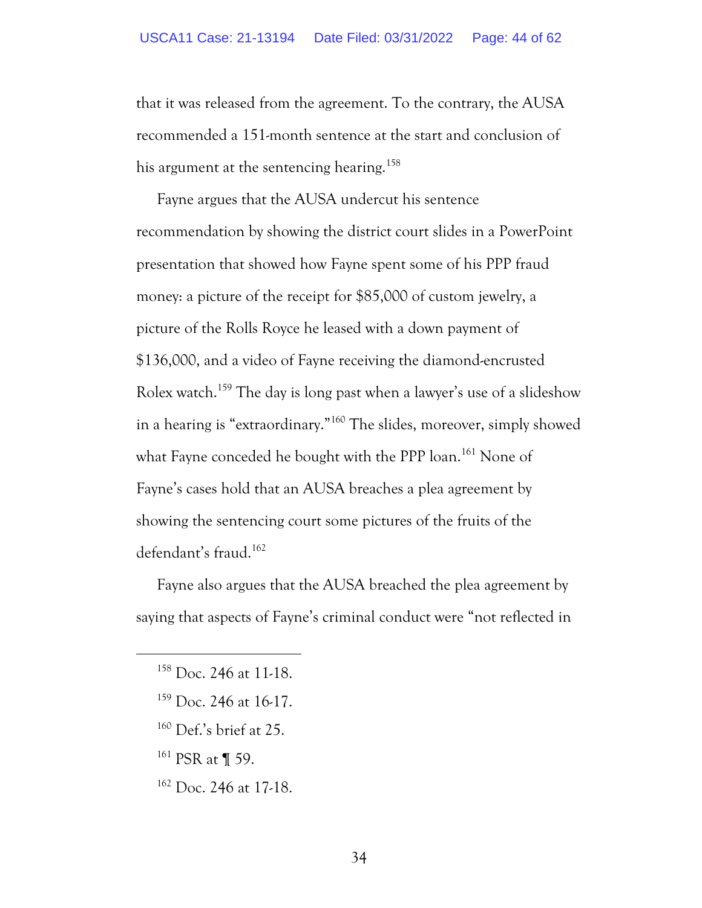that it was released from the agreement. To the contrary, the AUSA recommended a 151-month sentence at the start and conclusion of his argument at the sentencing hearing.[158]

Fayne argues that the AUSA undercut his sentence recommendation by showing the district court slides in a PowerPoint presentation that showed how Fayne spent some of his PPP fraud money: a picture of the receipt for $85,000 of custom jewelry, a picture of the Rolls Royce he leased with a down payment of $136,000, and a video of Fayne receiving the diamond-encrusted Rolex watch.[159] The day is long past when a lawyer's use of a slideshow in a hearing is "extraordinary."[160] The slides, moreover, simply showed what Fayne conceded he bought with the PPP loan.[161] None of Fayne's cases hold that an AUSA breaches a plea agreement by showing the sentencing court some pictures of the fruits of the defendant's fraud.[162]

Fayne also argues that the AUSA breached the plea agreement by saying that aspects of Fayne's criminal conduct were "not reflected in

---

[158] Doc. 246 at 11-18.

[159] Doc. 246 at 16-17.

[160] Def.'s brief at 25.

[161] PSR at ¶ 59.

[162] Doc. 246 at 17-18.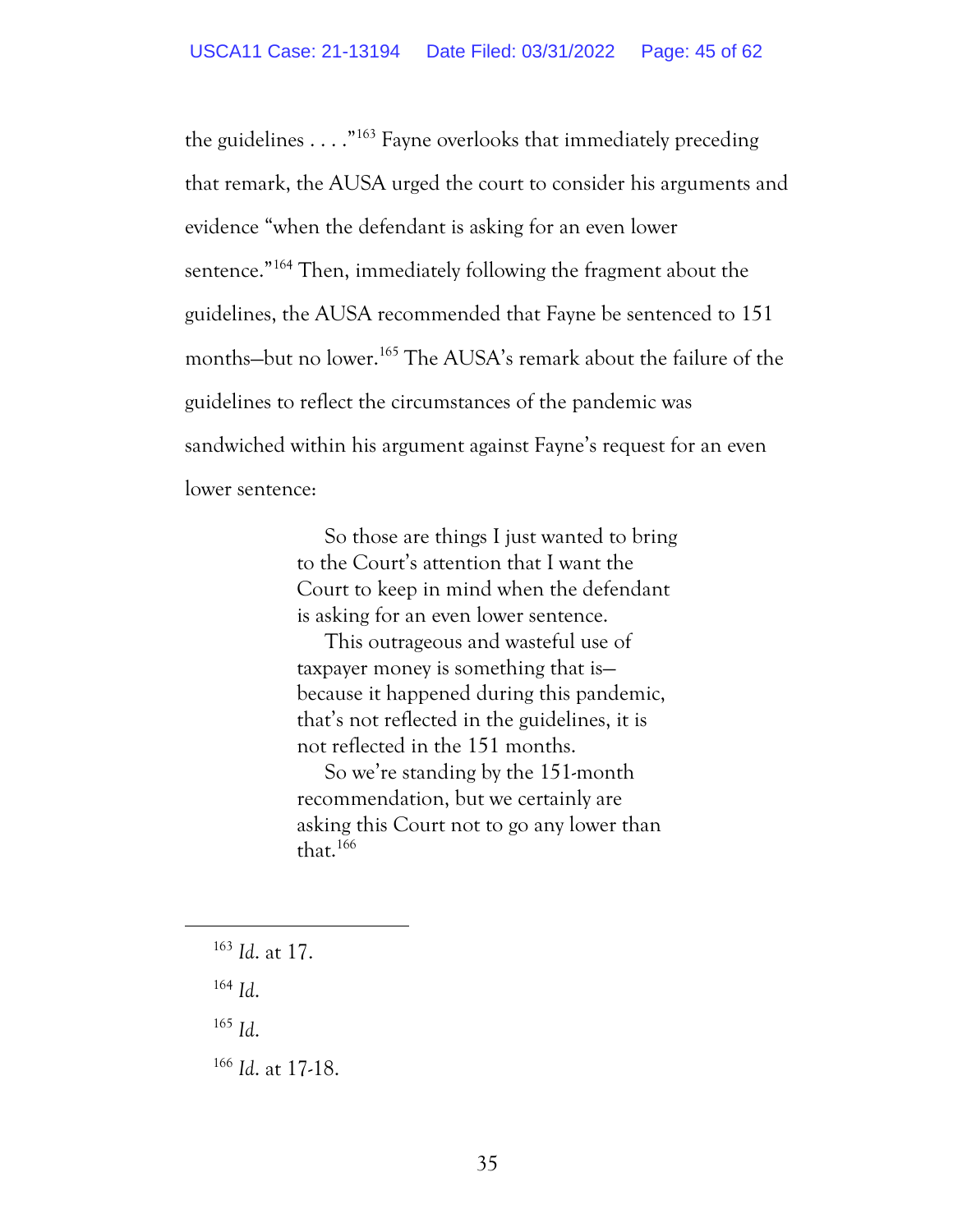the guidelines . . . ."[163] Fayne overlooks that immediately preceding that remark, the AUSA urged the court to consider his arguments and evidence "when the defendant is asking for an even lower sentence."[164] Then, immediately following the fragment about the guidelines, the AUSA recommended that Fayne be sentenced to 151 months—but no lower.[165] The AUSA's remark about the failure of the guidelines to reflect the circumstances of the pandemic was sandwiched within his argument against Fayne's request for an even lower sentence:

> So those are things I just wanted to bring to the Court's attention that I want the Court to keep in mind when the defendant is asking for an even lower sentence.
>
> This outrageous and wasteful use of taxpayer money is something that is—because it happened during this pandemic, that's not reflected in the guidelines, it is not reflected in the 151 months.
>
> So we're standing by the 151-month recommendation, but we certainly are asking this Court not to go any lower than that.[166]

---

[163] *Id.* at 17.

[164] *Id.*

[165] *Id.*

[166] *Id.* at 17-18.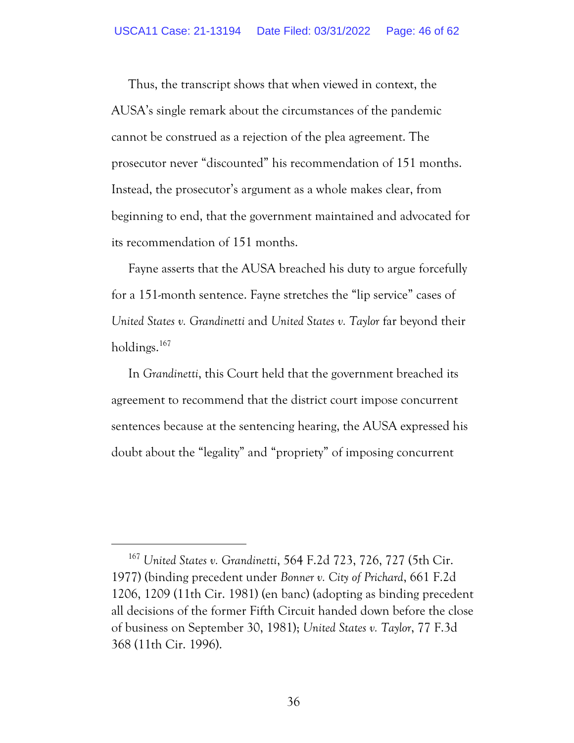Thus, the transcript shows that when viewed in context, the AUSA's single remark about the circumstances of the pandemic cannot be construed as a rejection of the plea agreement. The prosecutor never "discounted" his recommendation of 151 months. Instead, the prosecutor's argument as a whole makes clear, from beginning to end, that the government maintained and advocated for its recommendation of 151 months.

Fayne asserts that the AUSA breached his duty to argue forcefully for a 151-month sentence. Fayne stretches the "lip service" cases of *United States v. Grandinetti* and *United States v. Taylor* far beyond their holdings.[167]

In *Grandinetti*, this Court held that the government breached its agreement to recommend that the district court impose concurrent sentences because at the sentencing hearing, the AUSA expressed his doubt about the "legality" and "propriety" of imposing concurrent

---

[167] *United States v. Grandinetti*, 564 F.2d 723, 726, 727 (5th Cir. 1977) (binding precedent under *Bonner v. City of Prichard*, 661 F.2d 1206, 1209 (11th Cir. 1981) (en banc) (adopting as binding precedent all decisions of the former Fifth Circuit handed down before the close of business on September 30, 1981); *United States v. Taylor*, 77 F.3d 368 (11th Cir. 1996).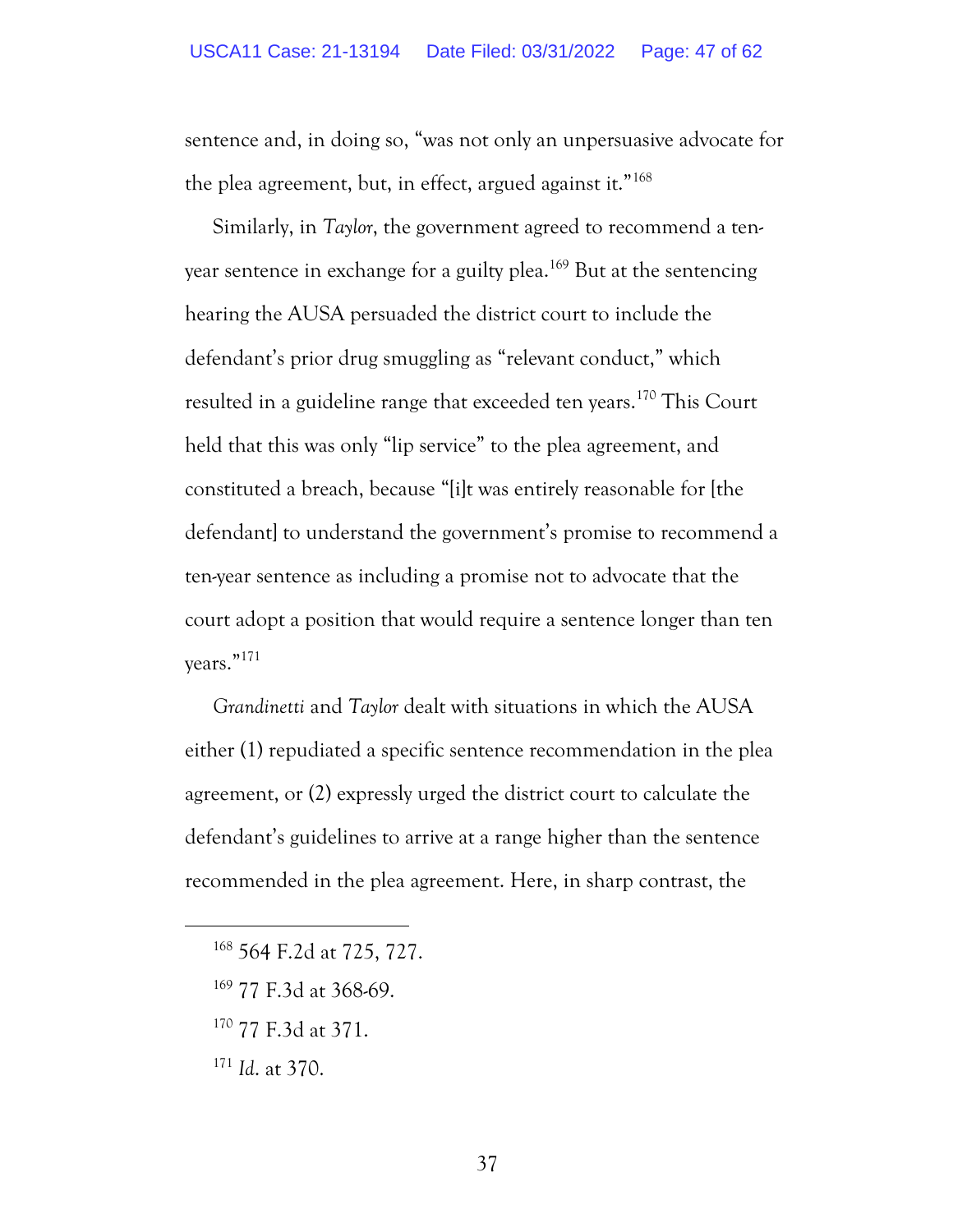sentence and, in doing so, "was not only an unpersuasive advocate for the plea agreement, but, in effect, argued against it."[168]

Similarly, in *Taylor*, the government agreed to recommend a ten-year sentence in exchange for a guilty plea.[169] But at the sentencing hearing the AUSA persuaded the district court to include the defendant's prior drug smuggling as "relevant conduct," which resulted in a guideline range that exceeded ten years.[170] This Court held that this was only "lip service" to the plea agreement, and constituted a breach, because "[i]t was entirely reasonable for [the defendant] to understand the government's promise to recommend a ten-year sentence as including a promise not to advocate that the court adopt a position that would require a sentence longer than ten years."[171]

*Grandinetti* and *Taylor* dealt with situations in which the AUSA either (1) repudiated a specific sentence recommendation in the plea agreement, or (2) expressly urged the district court to calculate the defendant's guidelines to arrive at a range higher than the sentence recommended in the plea agreement. Here, in sharp contrast, the

---

[168] 564 F.2d at 725, 727.

[169] 77 F.3d at 368-69.

[170] 77 F.3d at 371.

[171] *Id.* at 370.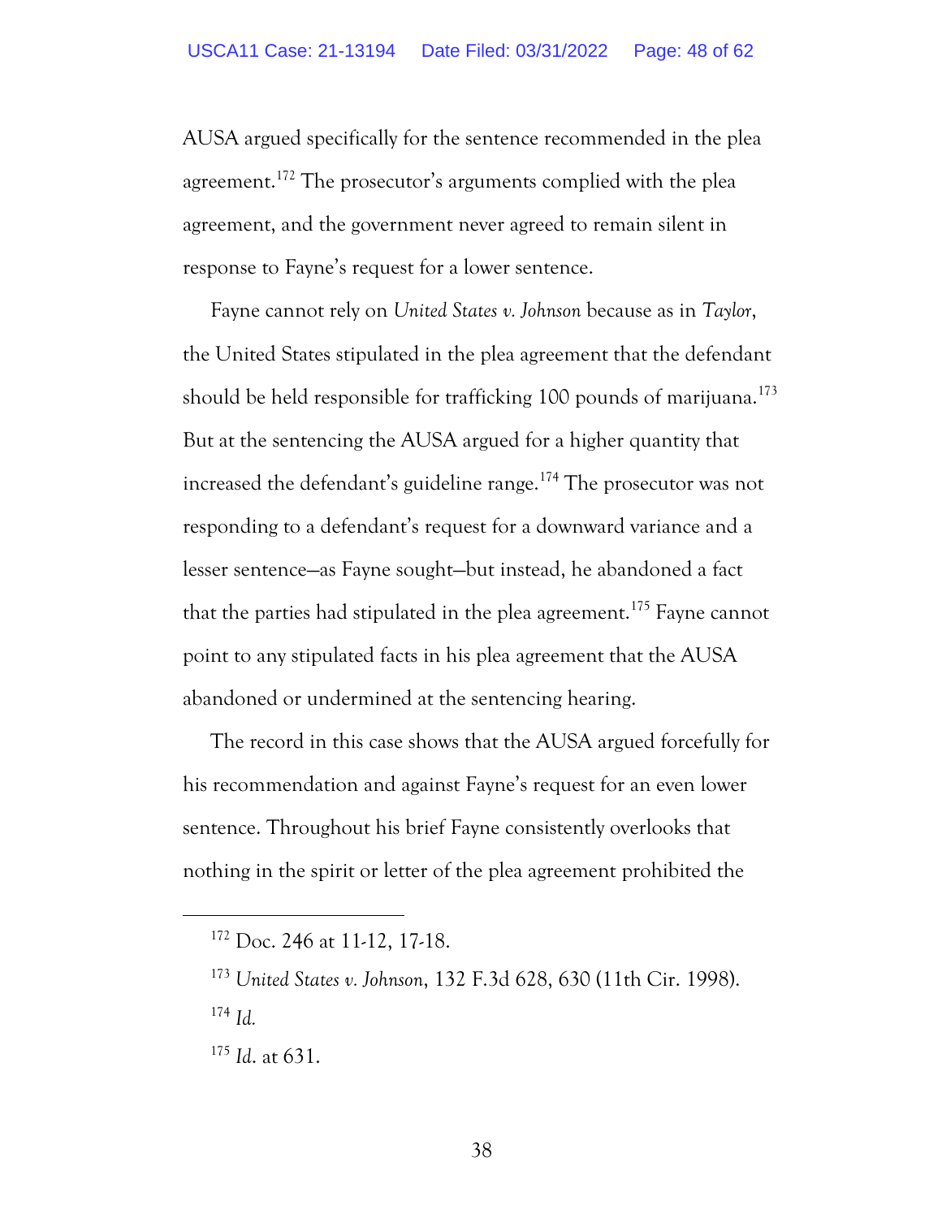AUSA argued specifically for the sentence recommended in the plea agreement.[172] The prosecutor's arguments complied with the plea agreement, and the government never agreed to remain silent in response to Fayne's request for a lower sentence.

Fayne cannot rely on *United States v. Johnson* because as in *Taylor*, the United States stipulated in the plea agreement that the defendant should be held responsible for trafficking 100 pounds of marijuana.[173] But at the sentencing the AUSA argued for a higher quantity that increased the defendant's guideline range.[174] The prosecutor was not responding to a defendant's request for a downward variance and a lesser sentence—as Fayne sought—but instead, he abandoned a fact that the parties had stipulated in the plea agreement.[175] Fayne cannot point to any stipulated facts in his plea agreement that the AUSA abandoned or undermined at the sentencing hearing.

The record in this case shows that the AUSA argued forcefully for his recommendation and against Fayne's request for an even lower sentence. Throughout his brief Fayne consistently overlooks that nothing in the spirit or letter of the plea agreement prohibited the

---

[172] Doc. 246 at 11-12, 17-18.

[173] *United States v. Johnson*, 132 F.3d 628, 630 (11th Cir. 1998).

[174] *Id.*

[175] *Id.* at 631.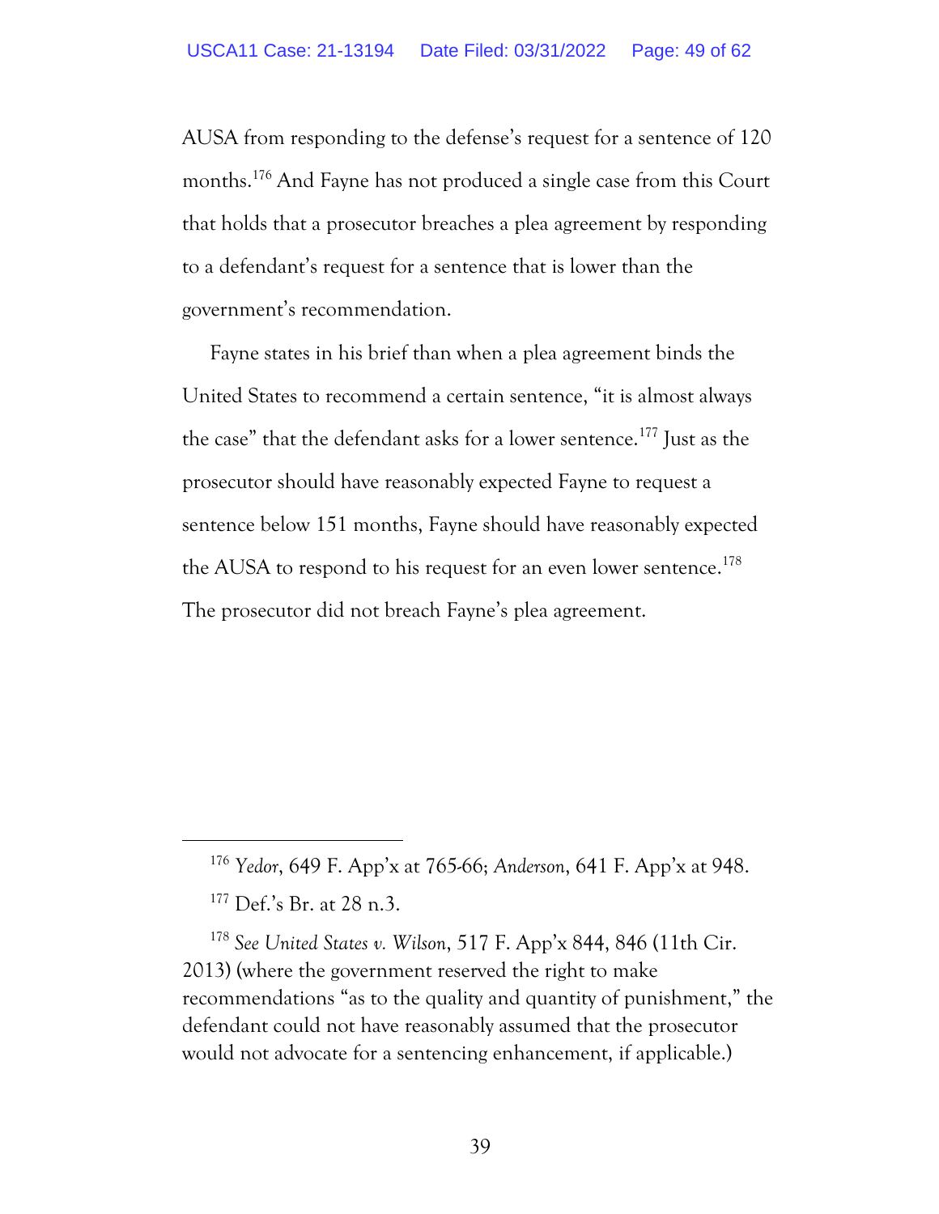AUSA from responding to the defense's request for a sentence of 120 months.[176] And Fayne has not produced a single case from this Court that holds that a prosecutor breaches a plea agreement by responding to a defendant's request for a sentence that is lower than the government's recommendation.

Fayne states in his brief than when a plea agreement binds the United States to recommend a certain sentence, "it is almost always the case" that the defendant asks for a lower sentence.[177] Just as the prosecutor should have reasonably expected Fayne to request a sentence below 151 months, Fayne should have reasonably expected the AUSA to respond to his request for an even lower sentence.[178] The prosecutor did not breach Fayne's plea agreement.

---

[176] *Yedor*, 649 F. App'x at 765-66; *Anderson*, 641 F. App'x at 948.

[177] Def.'s Br. at 28 n.3.

[178] *See United States v. Wilson*, 517 F. App'x 844, 846 (11th Cir. 2013) (where the government reserved the right to make recommendations "as to the quality and quantity of punishment," the defendant could not have reasonably assumed that the prosecutor would not advocate for a sentencing enhancement, if applicable.)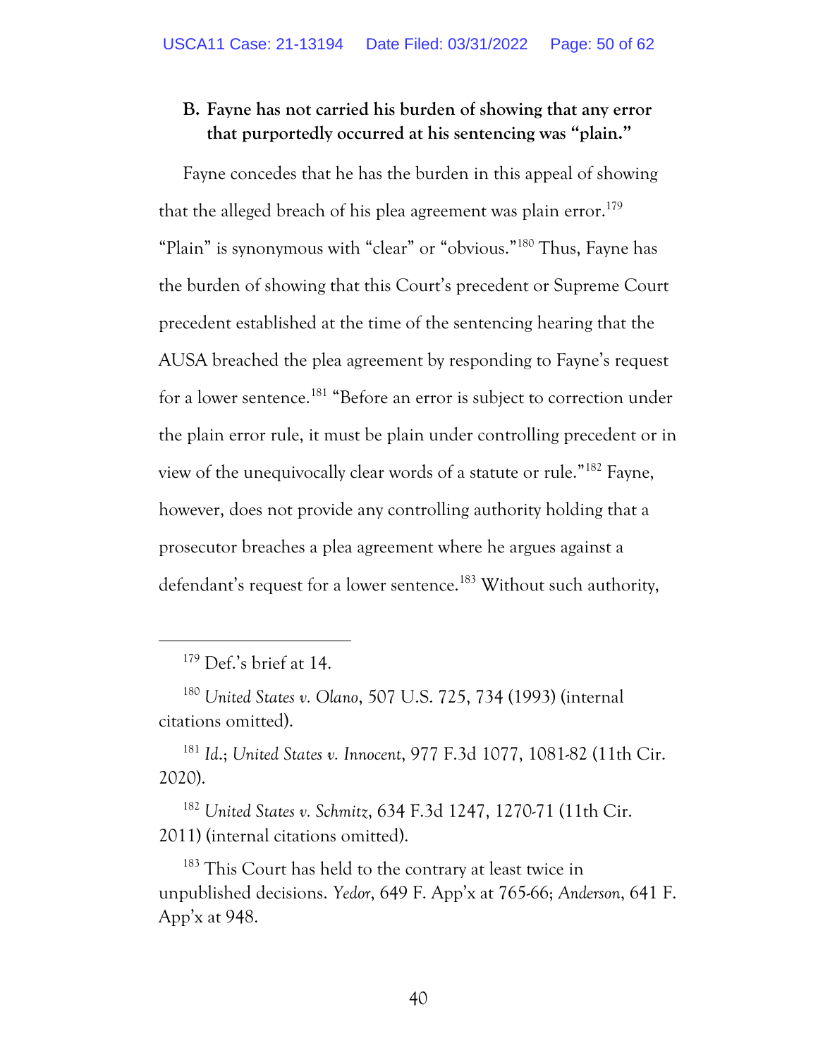**B. Fayne has not carried his burden of showing that any error that purportedly occurred at his sentencing was "plain."**

Fayne concedes that he has the burden in this appeal of showing that the alleged breach of his plea agreement was plain error.[179] "Plain" is synonymous with "clear" or "obvious."[180] Thus, Fayne has the burden of showing that this Court's precedent or Supreme Court precedent established at the time of the sentencing hearing that the AUSA breached the plea agreement by responding to Fayne's request for a lower sentence.[181] "Before an error is subject to correction under the plain error rule, it must be plain under controlling precedent or in view of the unequivocally clear words of a statute or rule."[182] Fayne, however, does not provide any controlling authority holding that a prosecutor breaches a plea agreement where he argues against a defendant's request for a lower sentence.[183] Without such authority,

---

[179] Def.'s brief at 14.

[180] *United States v. Olano*, 507 U.S. 725, 734 (1993) (internal citations omitted).

[181] *Id.*; *United States v. Innocent*, 977 F.3d 1077, 1081-82 (11th Cir. 2020).

[182] *United States v. Schmitz*, 634 F.3d 1247, 1270-71 (11th Cir. 2011) (internal citations omitted).

[183] This Court has held to the contrary at least twice in unpublished decisions. *Yedor*, 649 F. App'x at 765-66; *Anderson*, 641 F. App'x at 948.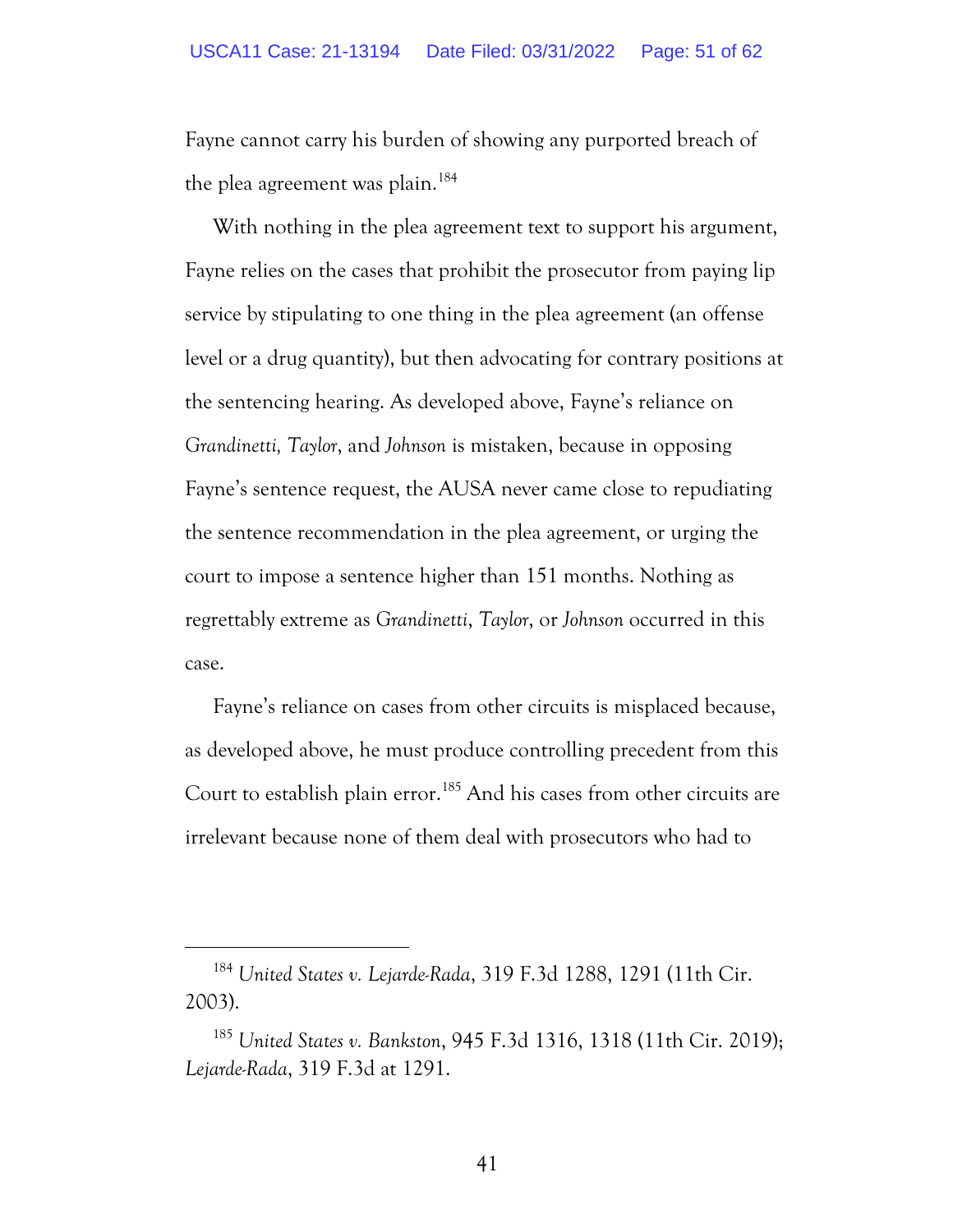Fayne cannot carry his burden of showing any purported breach of the plea agreement was plain.[184]

With nothing in the plea agreement text to support his argument, Fayne relies on the cases that prohibit the prosecutor from paying lip service by stipulating to one thing in the plea agreement (an offense level or a drug quantity), but then advocating for contrary positions at the sentencing hearing. As developed above, Fayne's reliance on *Grandinetti, Taylor*, and *Johnson* is mistaken, because in opposing Fayne's sentence request, the AUSA never came close to repudiating the sentence recommendation in the plea agreement, or urging the court to impose a sentence higher than 151 months. Nothing as regrettably extreme as *Grandinetti*, *Taylor*, or *Johnson* occurred in this case.

Fayne's reliance on cases from other circuits is misplaced because, as developed above, he must produce controlling precedent from this Court to establish plain error.[185] And his cases from other circuits are irrelevant because none of them deal with prosecutors who had to

---

[184] *United States v. Lejarde-Rada*, 319 F.3d 1288, 1291 (11th Cir. 2003).

[185] *United States v. Bankston*, 945 F.3d 1316, 1318 (11th Cir. 2019); *Lejarde-Rada*, 319 F.3d at 1291.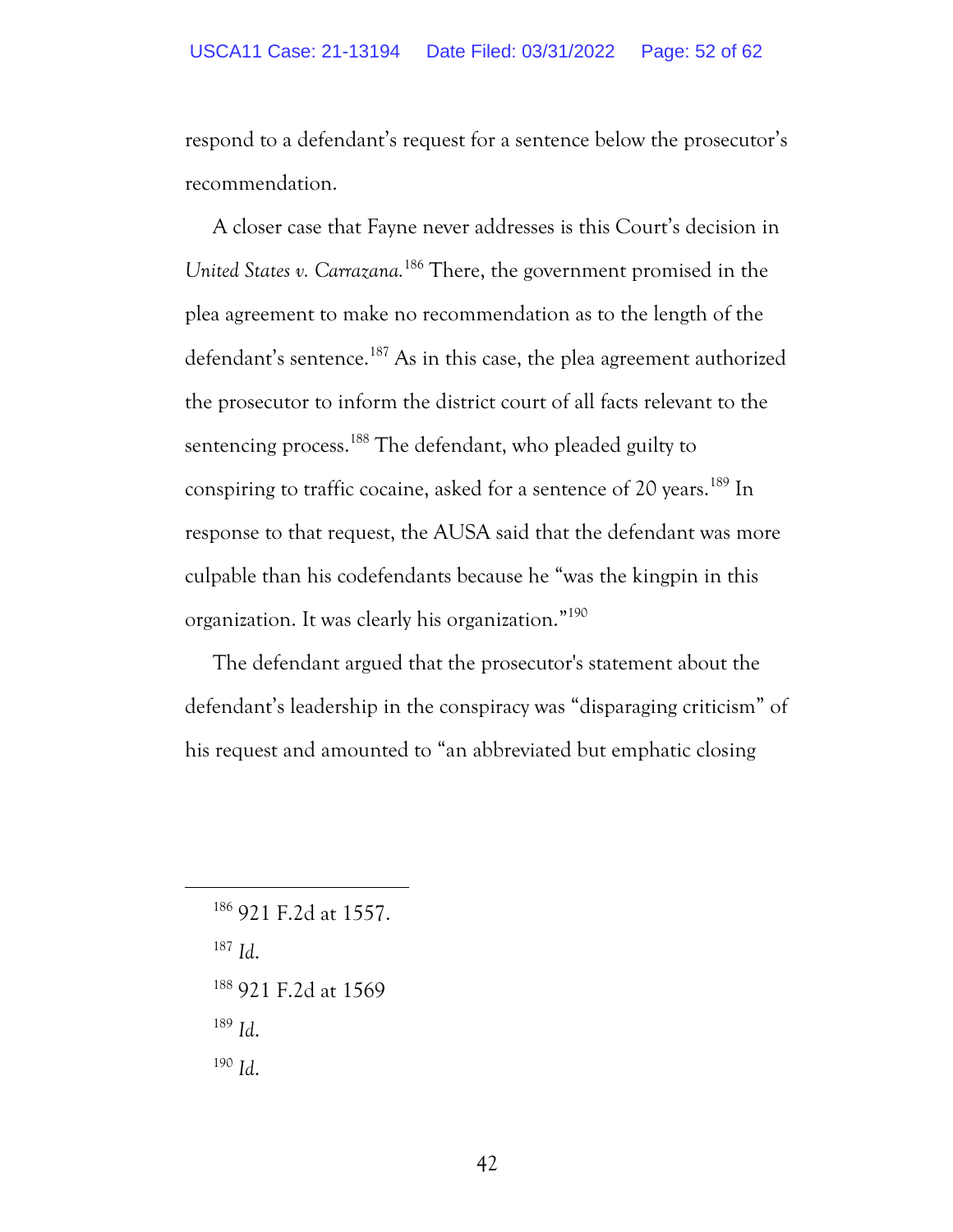respond to a defendant's request for a sentence below the prosecutor's recommendation.

A closer case that Fayne never addresses is this Court's decision in *United States v. Carrazana.*[186] There, the government promised in the plea agreement to make no recommendation as to the length of the defendant's sentence.[187] As in this case, the plea agreement authorized the prosecutor to inform the district court of all facts relevant to the sentencing process.[188] The defendant, who pleaded guilty to conspiring to traffic cocaine, asked for a sentence of 20 years.[189] In response to that request, the AUSA said that the defendant was more culpable than his codefendants because he "was the kingpin in this organization. It was clearly his organization."[190]

The defendant argued that the prosecutor's statement about the defendant's leadership in the conspiracy was "disparaging criticism" of his request and amounted to "an abbreviated but emphatic closing

---

[186] 921 F.2d at 1557.

[187] *Id.*

[188] 921 F.2d at 1569

[189] *Id.*

[190] *Id.*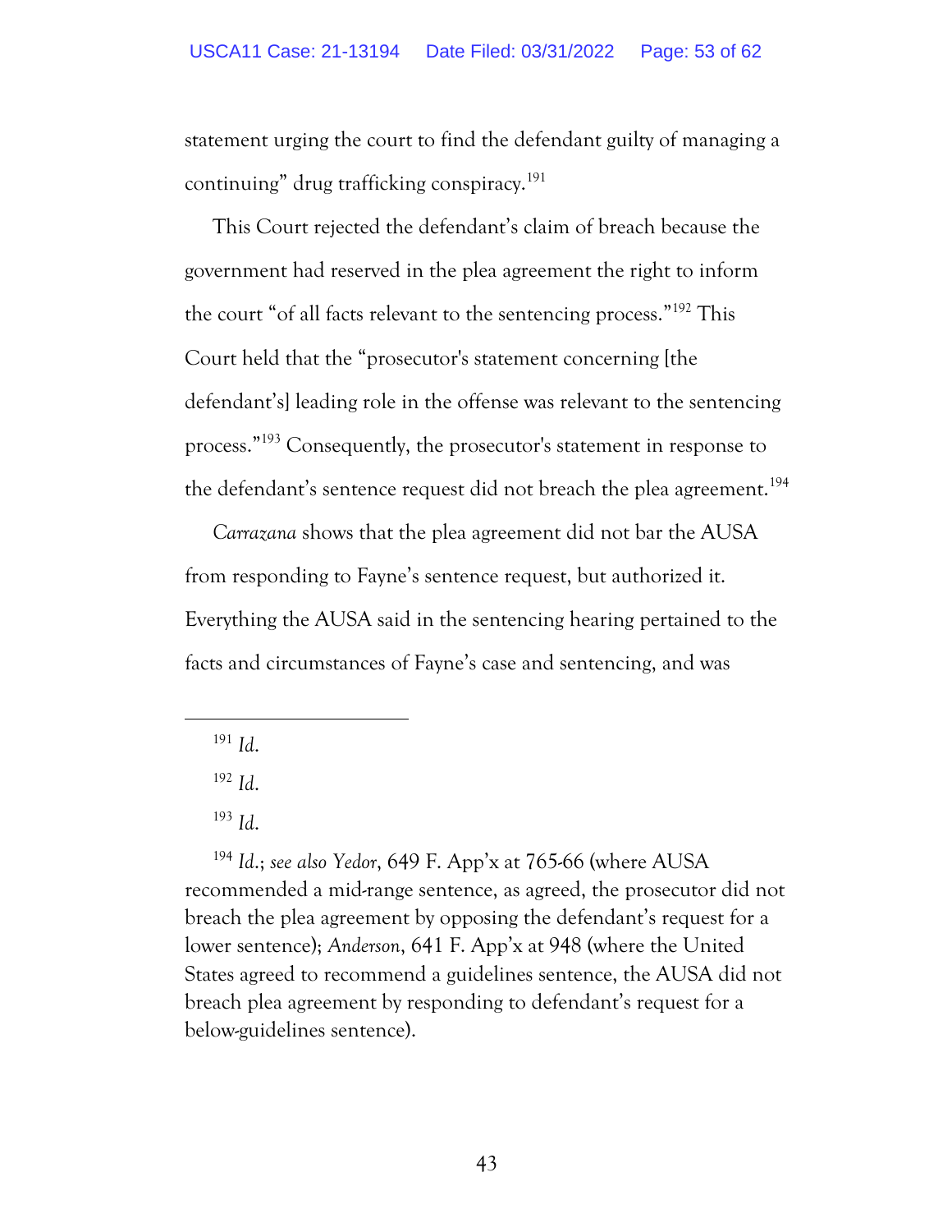statement urging the court to find the defendant guilty of managing a continuing" drug trafficking conspiracy.[191]

This Court rejected the defendant's claim of breach because the government had reserved in the plea agreement the right to inform the court "of all facts relevant to the sentencing process."[192] This Court held that the "prosecutor's statement concerning [the defendant's] leading role in the offense was relevant to the sentencing process."[193] Consequently, the prosecutor's statement in response to the defendant's sentence request did not breach the plea agreement.[194]

*Carrazana* shows that the plea agreement did not bar the AUSA from responding to Fayne's sentence request, but authorized it. Everything the AUSA said in the sentencing hearing pertained to the facts and circumstances of Fayne's case and sentencing, and was

---

[191] *Id.*

[192] *Id.*

[193] *Id.*

[194] *Id.*; *see also Yedor*, 649 F. App'x at 765-66 (where AUSA recommended a mid-range sentence, as agreed, the prosecutor did not breach the plea agreement by opposing the defendant's request for a lower sentence); *Anderson*, 641 F. App'x at 948 (where the United States agreed to recommend a guidelines sentence, the AUSA did not breach plea agreement by responding to defendant's request for a below-guidelines sentence).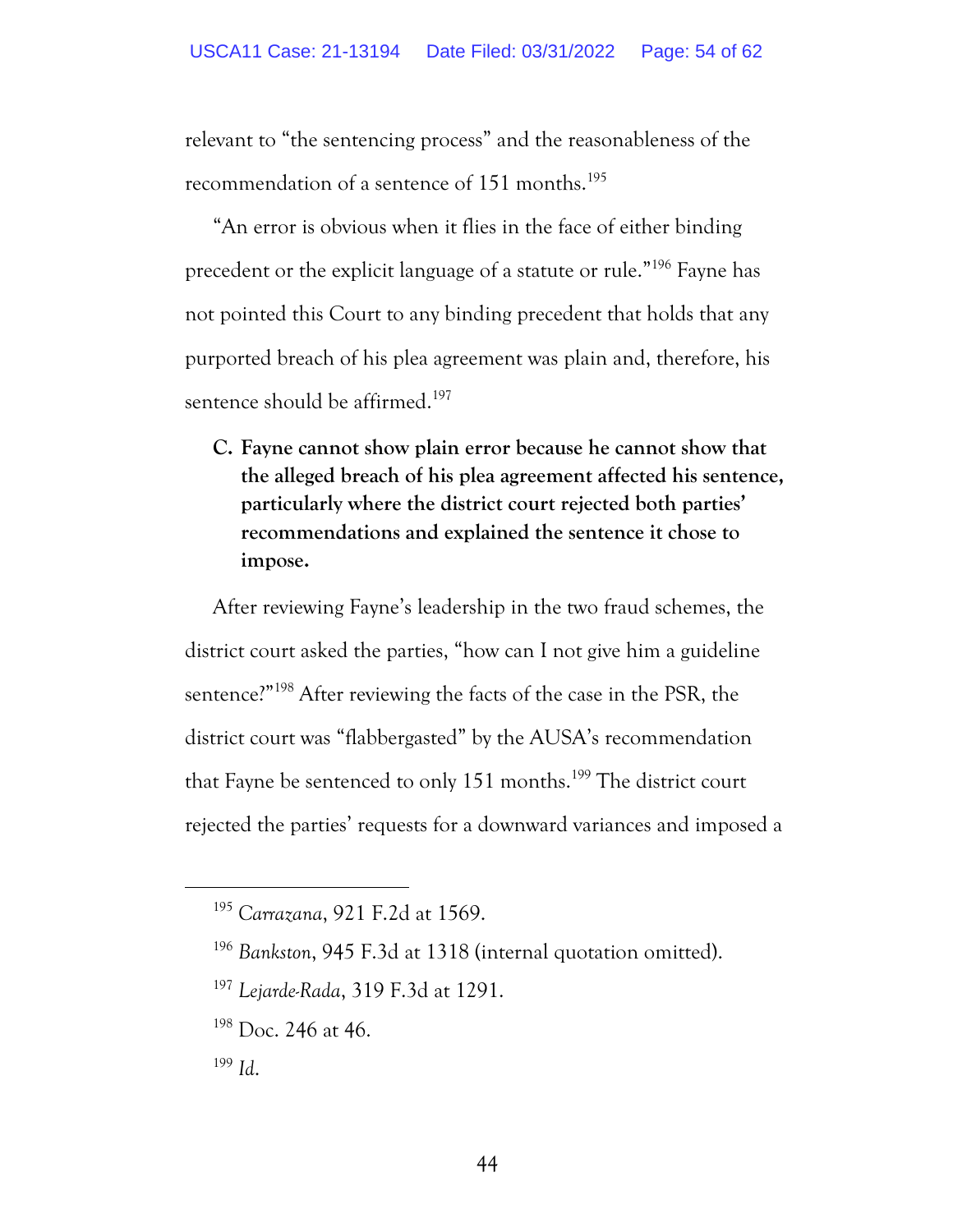relevant to "the sentencing process" and the reasonableness of the recommendation of a sentence of 151 months.[195]

"An error is obvious when it flies in the face of either binding precedent or the explicit language of a statute or rule."[196] Fayne has not pointed this Court to any binding precedent that holds that any purported breach of his plea agreement was plain and, therefore, his sentence should be affirmed.[197]

**C. Fayne cannot show plain error because he cannot show that the alleged breach of his plea agreement affected his sentence, particularly where the district court rejected both parties' recommendations and explained the sentence it chose to impose.**

After reviewing Fayne's leadership in the two fraud schemes, the district court asked the parties, "how can I not give him a guideline sentence?"[198] After reviewing the facts of the case in the PSR, the district court was "flabbergasted" by the AUSA's recommendation that Fayne be sentenced to only 151 months.[199] The district court rejected the parties' requests for a downward variances and imposed a

---

[195] *Carrazana*, 921 F.2d at 1569.

[196] *Bankston*, 945 F.3d at 1318 (internal quotation omitted).

[197] *Lejarde-Rada*, 319 F.3d at 1291.

[198] Doc. 246 at 46.

[199] *Id.*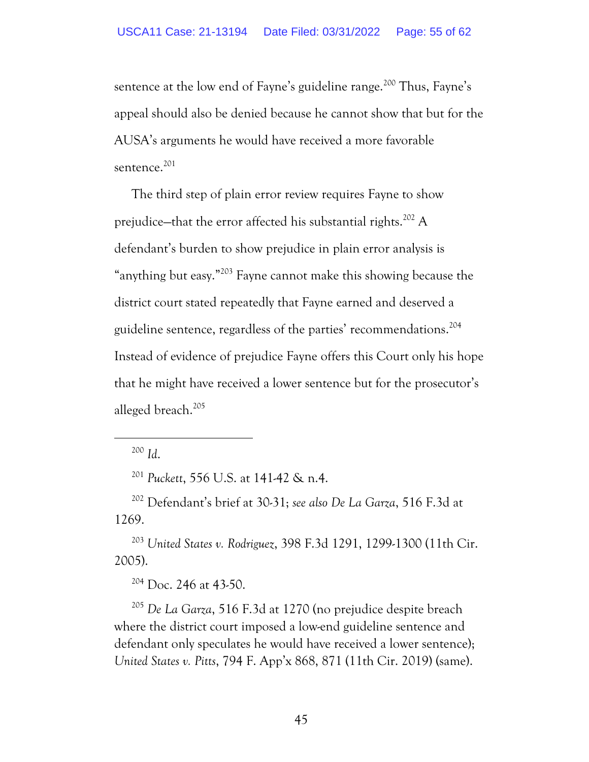sentence at the low end of Fayne's guideline range.[200] Thus, Fayne's appeal should also be denied because he cannot show that but for the AUSA's arguments he would have received a more favorable sentence.[201]

The third step of plain error review requires Fayne to show prejudice—that the error affected his substantial rights.[202] A defendant's burden to show prejudice in plain error analysis is "anything but easy."[203] Fayne cannot make this showing because the district court stated repeatedly that Fayne earned and deserved a guideline sentence, regardless of the parties' recommendations.[204] Instead of evidence of prejudice Fayne offers this Court only his hope that he might have received a lower sentence but for the prosecutor's alleged breach.[205]

---

[200] *Id.*

[201] *Puckett*, 556 U.S. at 141-42 & n.4.

[202] Defendant's brief at 30-31; *see also De La Garza*, 516 F.3d at 1269.

[203] *United States v. Rodriguez*, 398 F.3d 1291, 1299-1300 (11th Cir. 2005).

[204] Doc. 246 at 43-50.

[205] *De La Garza*, 516 F.3d at 1270 (no prejudice despite breach where the district court imposed a low-end guideline sentence and defendant only speculates he would have received a lower sentence); *United States v. Pitts*, 794 F. App'x 868, 871 (11th Cir. 2019) (same).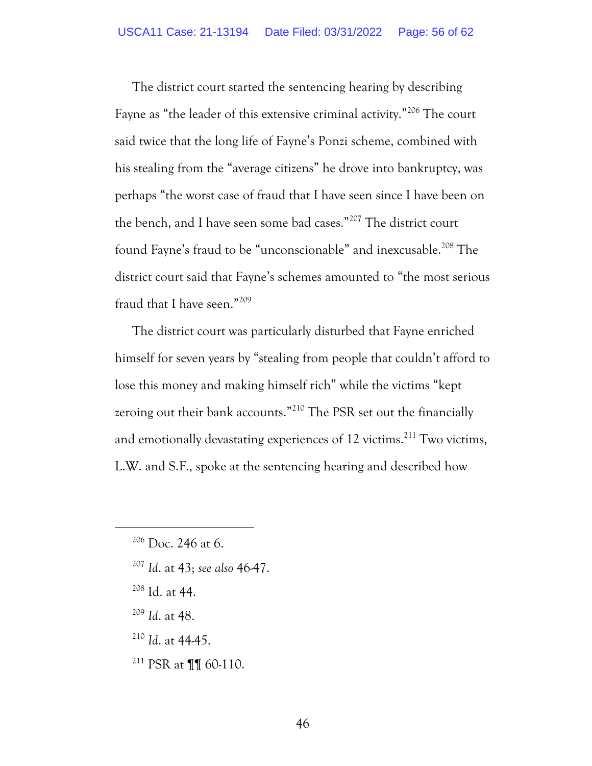The district court started the sentencing hearing by describing Fayne as "the leader of this extensive criminal activity."[206] The court said twice that the long life of Fayne's Ponzi scheme, combined with his stealing from the "average citizens" he drove into bankruptcy, was perhaps "the worst case of fraud that I have seen since I have been on the bench, and I have seen some bad cases."[207] The district court found Fayne's fraud to be "unconscionable" and inexcusable.[208] The district court said that Fayne's schemes amounted to "the most serious fraud that I have seen."[209]

The district court was particularly disturbed that Fayne enriched himself for seven years by "stealing from people that couldn't afford to lose this money and making himself rich" while the victims "kept zeroing out their bank accounts."[210] The PSR set out the financially and emotionally devastating experiences of 12 victims.[211] Two victims, L.W. and S.F., spoke at the sentencing hearing and described how

---

[206] Doc. 246 at 6.

[207] *Id.* at 43; *see also* 46-47.

[208] Id. at 44.

[209] *Id.* at 48.

[210] *Id.* at 44-45.

[211] PSR at ¶¶ 60-110.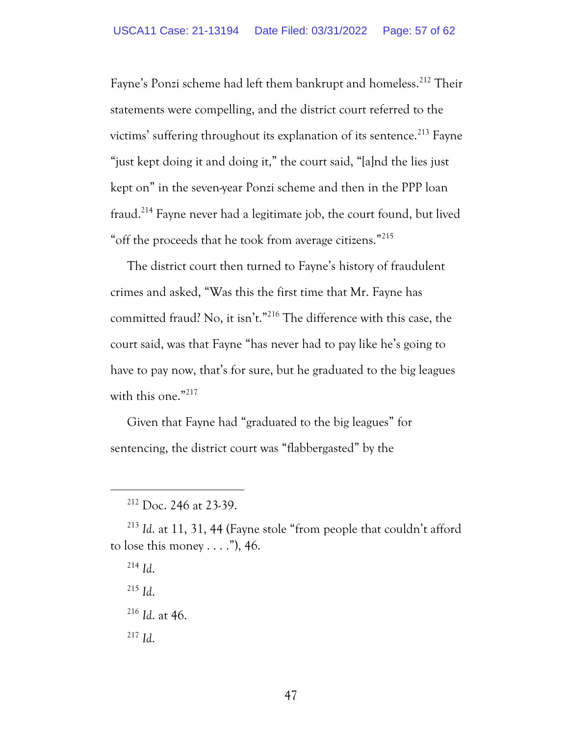Fayne's Ponzi scheme had left them bankrupt and homeless.[212] Their statements were compelling, and the district court referred to the victims' suffering throughout its explanation of its sentence.[213] Fayne "just kept doing it and doing it," the court said, "[a]nd the lies just kept on" in the seven-year Ponzi scheme and then in the PPP loan fraud.[214] Fayne never had a legitimate job, the court found, but lived "off the proceeds that he took from average citizens."[215]

The district court then turned to Fayne's history of fraudulent crimes and asked, "Was this the first time that Mr. Fayne has committed fraud? No, it isn't."[216] The difference with this case, the court said, was that Fayne "has never had to pay like he's going to have to pay now, that's for sure, but he graduated to the big leagues with this one."[217]

Given that Fayne had "graduated to the big leagues" for sentencing, the district court was "flabbergasted" by the

---

[212] Doc. 246 at 23-39.

[213] *Id.* at 11, 31, 44 (Fayne stole "from people that couldn't afford to lose this money . . . ."), 46.

[214] *Id.*

[215] *Id.*

[216] *Id.* at 46.

[217] *Id.*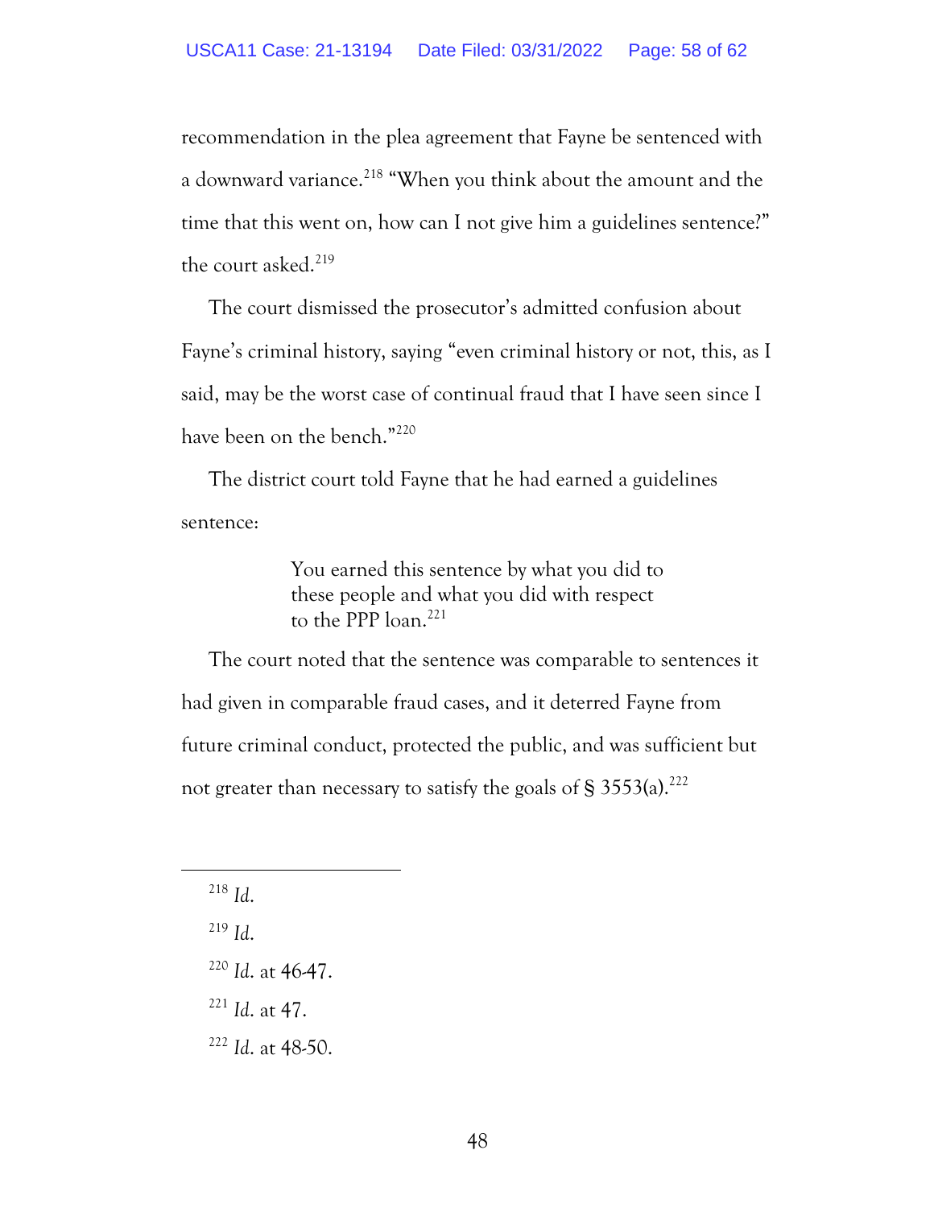recommendation in the plea agreement that Fayne be sentenced with a downward variance.[218] "When you think about the amount and the time that this went on, how can I not give him a guidelines sentence?" the court asked.[219]

The court dismissed the prosecutor's admitted confusion about Fayne's criminal history, saying "even criminal history or not, this, as I said, may be the worst case of continual fraud that I have seen since I have been on the bench."[220]

The district court told Fayne that he had earned a guidelines sentence:

> You earned this sentence by what you did to these people and what you did with respect to the PPP loan.[221]

The court noted that the sentence was comparable to sentences it had given in comparable fraud cases, and it deterred Fayne from future criminal conduct, protected the public, and was sufficient but not greater than necessary to satisfy the goals of § 3553(a).[222]

---

[218] *Id.*

[219] *Id.*

[220] *Id.* at 46-47.

[221] *Id.* at 47.

[222] *Id.* at 48-50.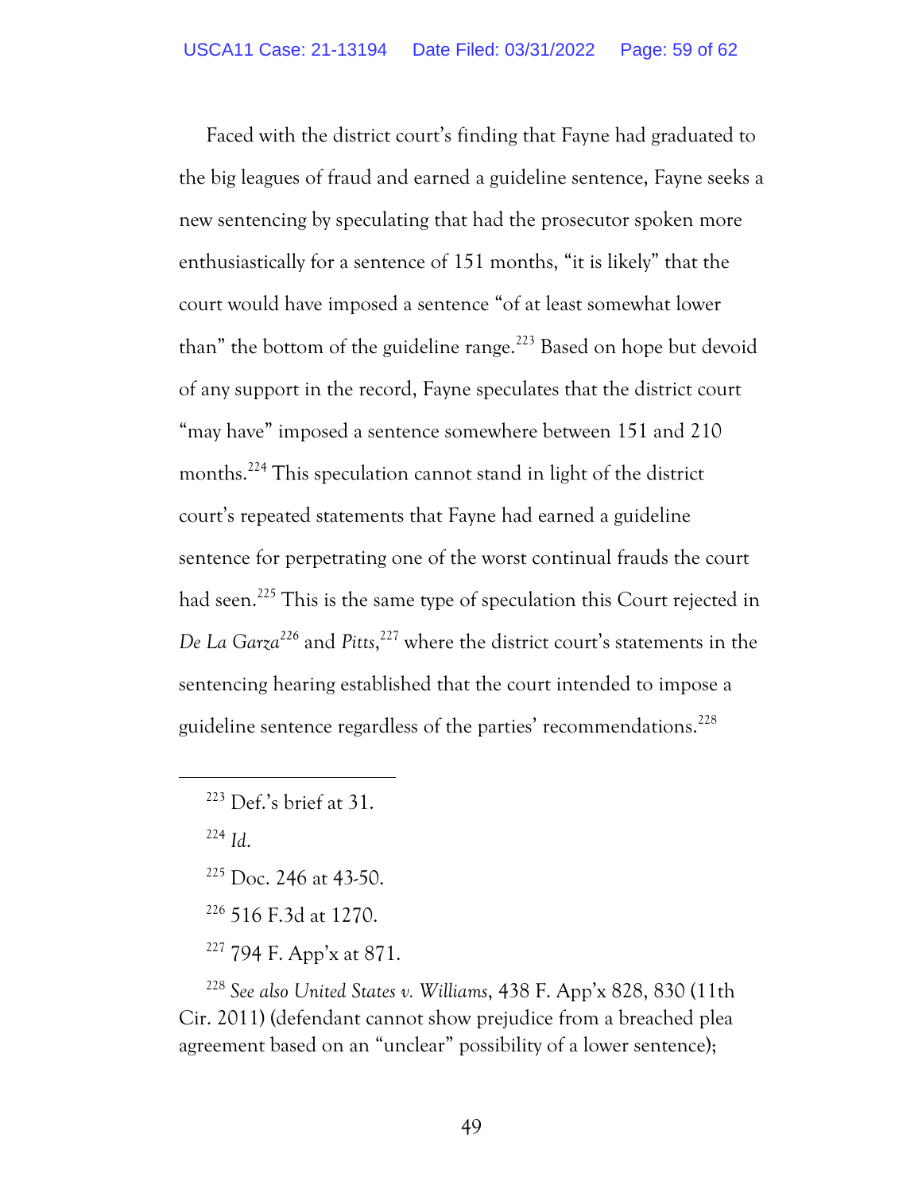Faced with the district court's finding that Fayne had graduated to the big leagues of fraud and earned a guideline sentence, Fayne seeks a new sentencing by speculating that had the prosecutor spoken more enthusiastically for a sentence of 151 months, "it is likely" that the court would have imposed a sentence "of at least somewhat lower than" the bottom of the guideline range.[223] Based on hope but devoid of any support in the record, Fayne speculates that the district court "may have" imposed a sentence somewhere between 151 and 210 months.[224] This speculation cannot stand in light of the district court's repeated statements that Fayne had earned a guideline sentence for perpetrating one of the worst continual frauds the court had seen.[225] This is the same type of speculation this Court rejected in *De La Garza*[226] and *Pitts*,[227] where the district court's statements in the sentencing hearing established that the court intended to impose a guideline sentence regardless of the parties' recommendations.[228]

---

[223] Def.'s brief at 31.

[224] *Id.*

[225] Doc. 246 at 43-50.

[226] 516 F.3d at 1270.

[227] 794 F. App'x at 871.

[228] *See also United States v. Williams*, 438 F. App'x 828, 830 (11th Cir. 2011) (defendant cannot show prejudice from a breached plea agreement based on an "unclear" possibility of a lower sentence);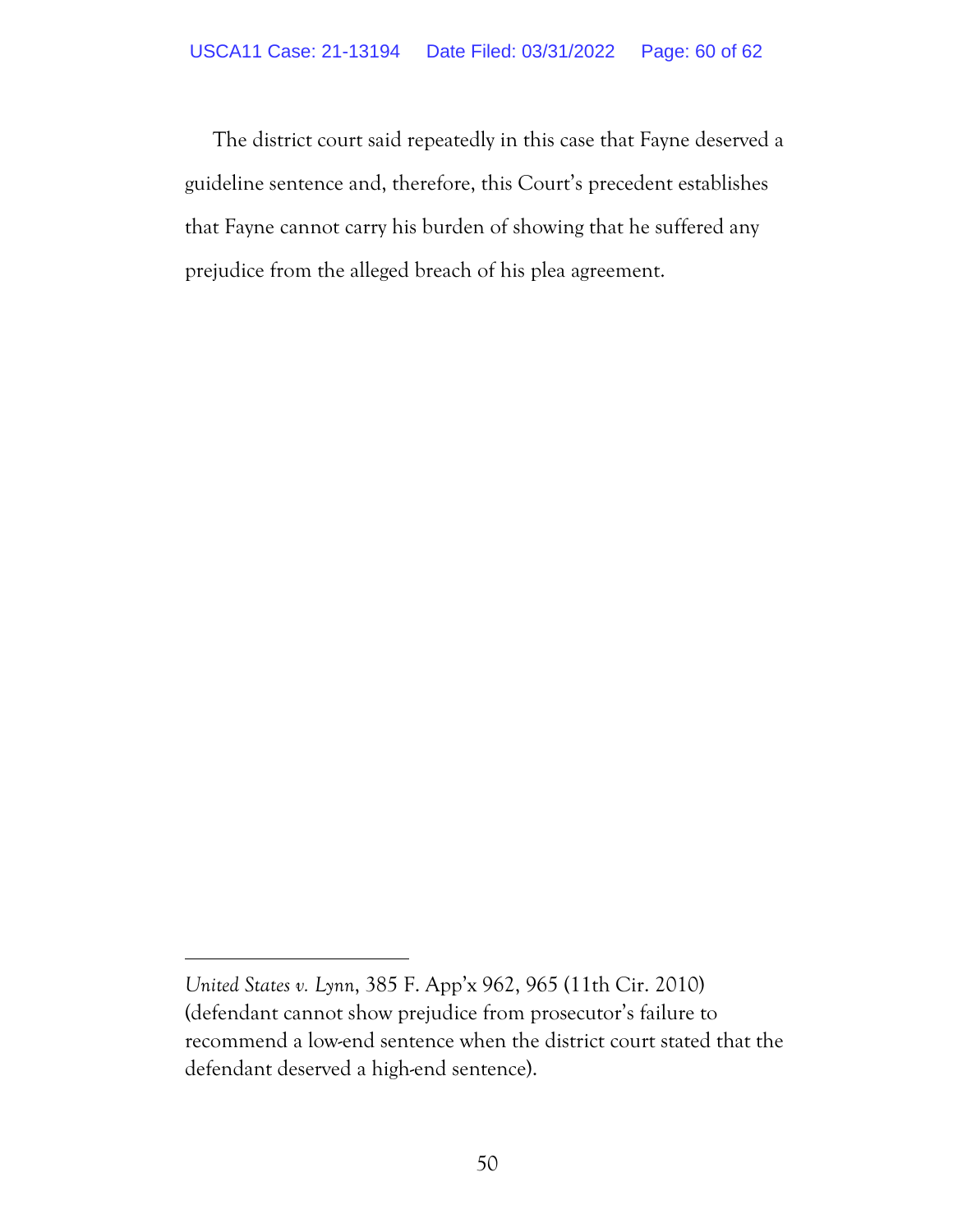The district court said repeatedly in this case that Fayne deserved a guideline sentence and, therefore, this Court's precedent establishes that Fayne cannot carry his burden of showing that he suffered any prejudice from the alleged breach of his plea agreement.

---

*United States v. Lynn*, 385 F. App'x 962, 965 (11th Cir. 2010) (defendant cannot show prejudice from prosecutor's failure to recommend a low-end sentence when the district court stated that the defendant deserved a high-end sentence).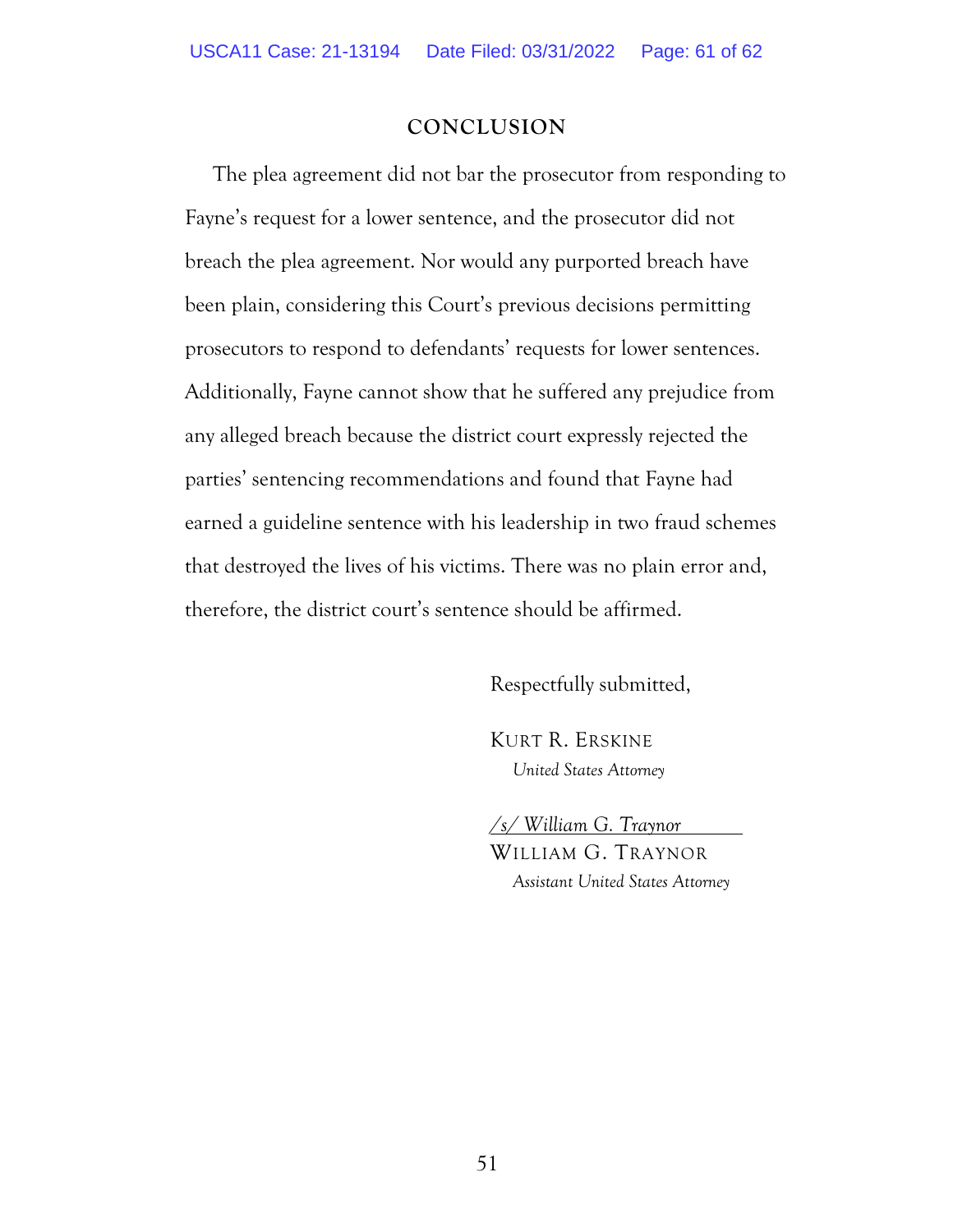## CONCLUSION

The plea agreement did not bar the prosecutor from responding to Fayne's request for a lower sentence, and the prosecutor did not breach the plea agreement. Nor would any purported breach have been plain, considering this Court's previous decisions permitting prosecutors to respond to defendants' requests for lower sentences. Additionally, Fayne cannot show that he suffered any prejudice from any alleged breach because the district court expressly rejected the parties' sentencing recommendations and found that Fayne had earned a guideline sentence with his leadership in two fraud schemes that destroyed the lives of his victims. There was no plain error and, therefore, the district court's sentence should be affirmed.

Respectfully submitted,

KURT R. ERSKINE
*United States Attorney*

*/s/ William G. Traynor*
WILLIAM G. TRAYNOR
*Assistant United States Attorney*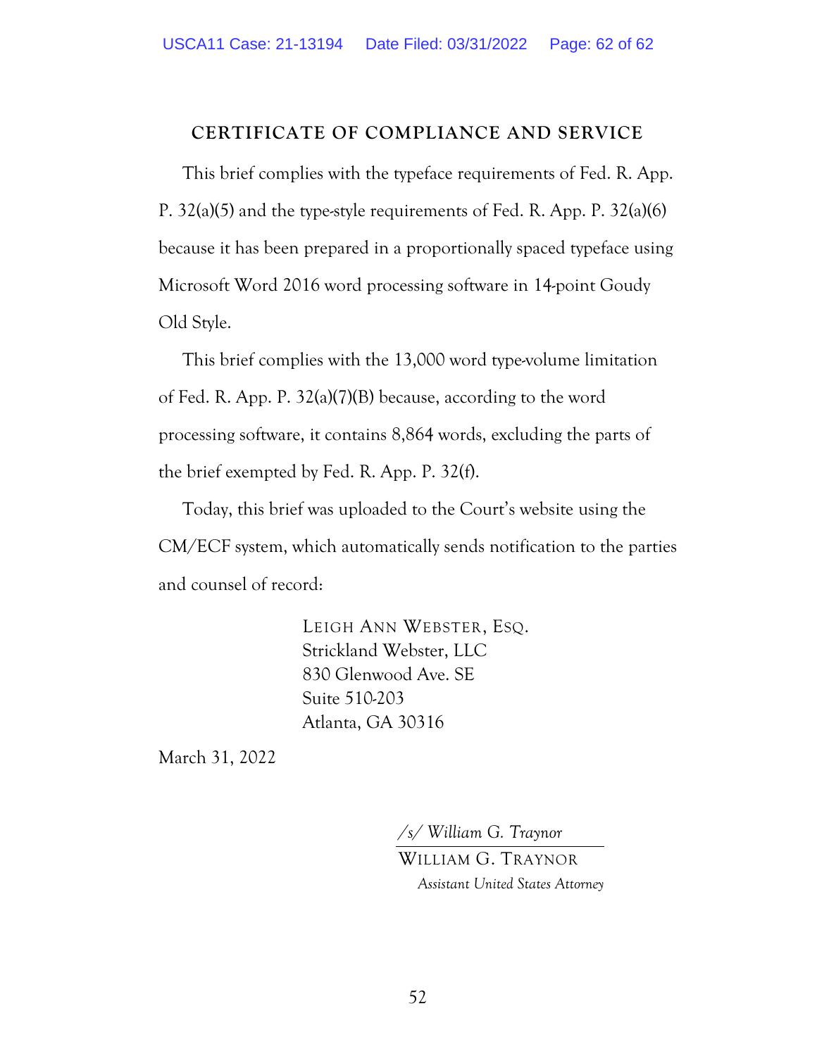## CERTIFICATE OF COMPLIANCE AND SERVICE

This brief complies with the typeface requirements of Fed. R. App. P. 32(a)(5) and the type-style requirements of Fed. R. App. P. 32(a)(6) because it has been prepared in a proportionally spaced typeface using Microsoft Word 2016 word processing software in 14-point Goudy Old Style.

This brief complies with the 13,000 word type-volume limitation of Fed. R. App. P. 32(a)(7)(B) because, according to the word processing software, it contains 8,864 words, excluding the parts of the brief exempted by Fed. R. App. P. 32(f).

Today, this brief was uploaded to the Court's website using the CM/ECF system, which automatically sends notification to the parties and counsel of record:

LEIGH ANN WEBSTER, ESQ.
Strickland Webster, LLC
830 Glenwood Ave. SE
Suite 510-203
Atlanta, GA 30316

March 31, 2022

*/s/ William G. Traynor*

WILLIAM G. TRAYNOR
*Assistant United States Attorney*